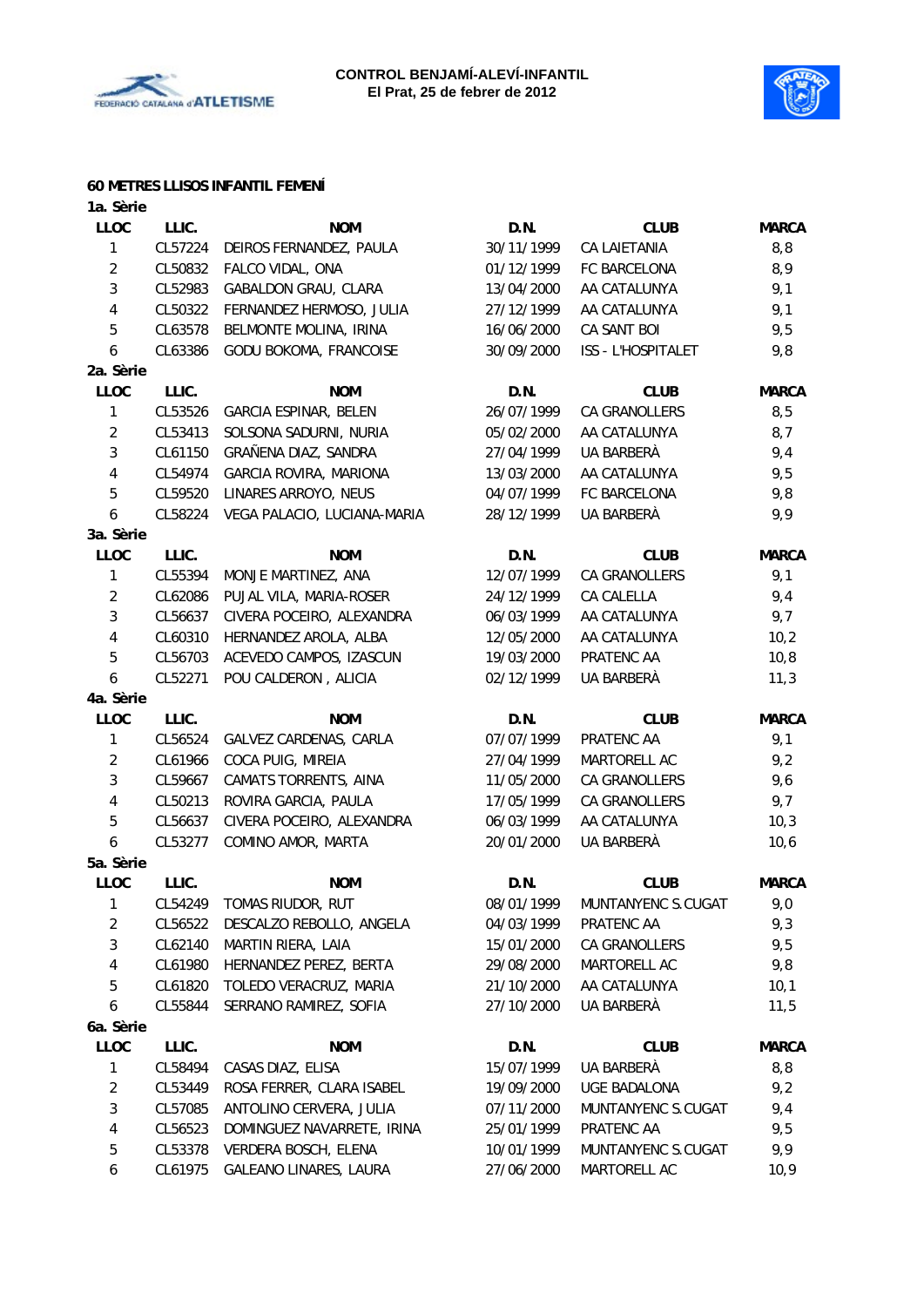**CONTROL BENJAMÍ-ALEVÍ-INFANTIL**
**El Prat, 25 de febrer de 2012**

**60 METRES LLISOS INFANTIL FEMENÍ**

**1a. Sèrie**

| LLOC | LLIC. | NOM | D.N. | CLUB | MARCA |
|---|---|---|---|---|---|
| 1 | CL57224 | DEIROS FERNANDEZ, PAULA | 30/11/1999 | CA LAIETANIA | 8,8 |
| 2 | CL50832 | FALCO VIDAL, ONA | 01/12/1999 | FC BARCELONA | 8,9 |
| 3 | CL52983 | GABALDON GRAU, CLARA | 13/04/2000 | AA CATALUNYA | 9,1 |
| 4 | CL50322 | FERNANDEZ HERMOSO, JULIA | 27/12/1999 | AA CATALUNYA | 9,1 |
| 5 | CL63578 | BELMONTE MOLINA, IRINA | 16/06/2000 | CA SANT BOI | 9,5 |
| 6 | CL63386 | GODU BOKOMA, FRANCOISE | 30/09/2000 | ISS - L'HOSPITALET | 9,8 |

**2a. Sèrie**

| LLOC | LLIC. | NOM | D.N. | CLUB | MARCA |
|---|---|---|---|---|---|
| 1 | CL53526 | GARCIA ESPINAR, BELEN | 26/07/1999 | CA GRANOLLERS | 8,5 |
| 2 | CL53413 | SOLSONA SADURNI, NURIA | 05/02/2000 | AA CATALUNYA | 8,7 |
| 3 | CL61150 | GRAÑENA DIAZ, SANDRA | 27/04/1999 | UA BARBERÀ | 9,4 |
| 4 | CL54974 | GARCIA ROVIRA, MARIONA | 13/03/2000 | AA CATALUNYA | 9,5 |
| 5 | CL59520 | LINARES ARROYO, NEUS | 04/07/1999 | FC BARCELONA | 9,8 |
| 6 | CL58224 | VEGA PALACIO, LUCIANA-MARIA | 28/12/1999 | UA BARBERÀ | 9,9 |

**3a. Sèrie**

| LLOC | LLIC. | NOM | D.N. | CLUB | MARCA |
|---|---|---|---|---|---|
| 1 | CL55394 | MONJE MARTINEZ, ANA | 12/07/1999 | CA GRANOLLERS | 9,1 |
| 2 | CL62086 | PUJAL VILA, MARIA-ROSER | 24/12/1999 | CA CALELLA | 9,4 |
| 3 | CL56637 | CIVERA POCEIRO, ALEXANDRA | 06/03/1999 | AA CATALUNYA | 9,7 |
| 4 | CL60310 | HERNANDEZ AROLA, ALBA | 12/05/2000 | AA CATALUNYA | 10,2 |
| 5 | CL56703 | ACEVEDO CAMPOS, IZASCUN | 19/03/2000 | PRATENC AA | 10,8 |
| 6 | CL52271 | POU CALDERON , ALICIA | 02/12/1999 | UA BARBERÀ | 11,3 |

**4a. Sèrie**

| LLOC | LLIC. | NOM | D.N. | CLUB | MARCA |
|---|---|---|---|---|---|
| 1 | CL56524 | GALVEZ CARDENAS, CARLA | 07/07/1999 | PRATENC AA | 9,1 |
| 2 | CL61966 | COCA PUIG, MIREIA | 27/04/1999 | MARTORELL AC | 9,2 |
| 3 | CL59667 | CAMATS TORRENTS, AINA | 11/05/2000 | CA GRANOLLERS | 9,6 |
| 4 | CL50213 | ROVIRA GARCIA, PAULA | 17/05/1999 | CA GRANOLLERS | 9,7 |
| 5 | CL56637 | CIVERA POCEIRO, ALEXANDRA | 06/03/1999 | AA CATALUNYA | 10,3 |
| 6 | CL53277 | COMINO AMOR, MARTA | 20/01/2000 | UA BARBERÀ | 10,6 |

**5a. Sèrie**

| LLOC | LLIC. | NOM | D.N. | CLUB | MARCA |
|---|---|---|---|---|---|
| 1 | CL54249 | TOMAS RIUDOR, RUT | 08/01/1999 | MUNTANYENC S.CUGAT | 9,0 |
| 2 | CL56522 | DESCALZO REBOLLO, ANGELA | 04/03/1999 | PRATENC AA | 9,3 |
| 3 | CL62140 | MARTIN RIERA, LAIA | 15/01/2000 | CA GRANOLLERS | 9,5 |
| 4 | CL61980 | HERNANDEZ PEREZ, BERTA | 29/08/2000 | MARTORELL AC | 9,8 |
| 5 | CL61820 | TOLEDO VERACRUZ, MARIA | 21/10/2000 | AA CATALUNYA | 10,1 |
| 6 | CL55844 | SERRANO RAMIREZ, SOFIA | 27/10/2000 | UA BARBERÀ | 11,5 |

**6a. Sèrie**

| LLOC | LLIC. | NOM | D.N. | CLUB | MARCA |
|---|---|---|---|---|---|
| 1 | CL58494 | CASAS DIAZ, ELISA | 15/07/1999 | UA BARBERÀ | 8,8 |
| 2 | CL53449 | ROSA FERRER, CLARA ISABEL | 19/09/2000 | UGE BADALONA | 9,2 |
| 3 | CL57085 | ANTOLINO CERVERA, JULIA | 07/11/2000 | MUNTANYENC S.CUGAT | 9,4 |
| 4 | CL56523 | DOMINGUEZ NAVARRETE, IRINA | 25/01/1999 | PRATENC AA | 9,5 |
| 5 | CL53378 | VERDERA BOSCH, ELENA | 10/01/1999 | MUNTANYENC S.CUGAT | 9,9 |
| 6 | CL61975 | GALEANO LINARES, LAURA | 27/06/2000 | MARTORELL AC | 10,9 |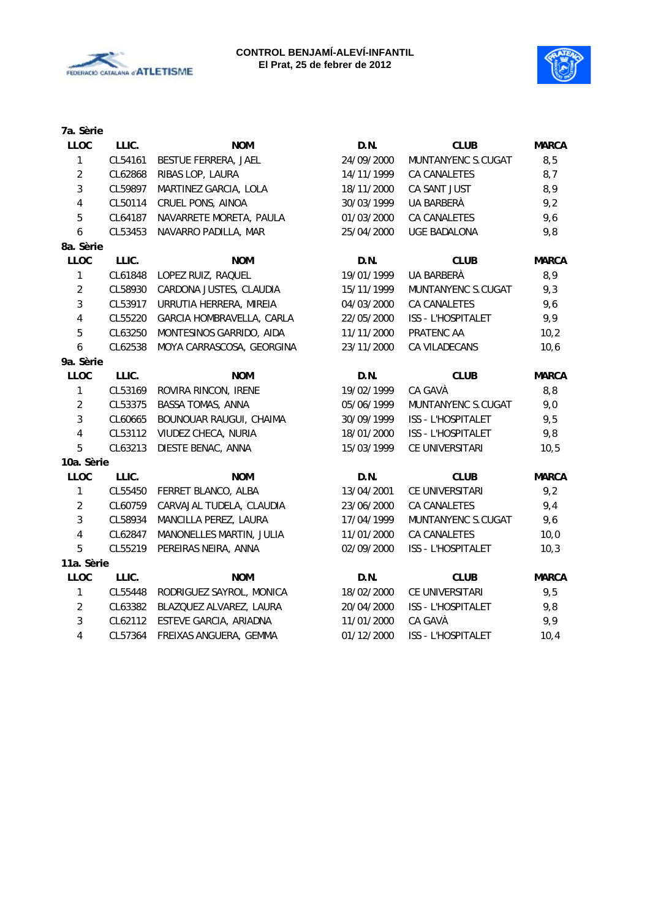**CONTROL BENJAMÍ-ALEVÍ-INFANTIL**
**El Prat, 25 de febrer de 2012**

**7a. Sèrie**

| LLOC | LLIC. | NOM | D.N. | CLUB | MARCA |
|---|---|---|---|---|---|
| 1 | CL54161 | BESTUE FERRERA, JAEL | 24/09/2000 | MUNTANYENC S.CUGAT | 8,5 |
| 2 | CL62868 | RIBAS LOP, LAURA | 14/11/1999 | CA CANALETES | 8,7 |
| 3 | CL59897 | MARTINEZ GARCIA, LOLA | 18/11/2000 | CA SANT JUST | 8,9 |
| 4 | CL50114 | CRUEL PONS, AINOA | 30/03/1999 | UA BARBERÀ | 9,2 |
| 5 | CL64187 | NAVARRETE MORETA, PAULA | 01/03/2000 | CA CANALETES | 9,6 |
| 6 | CL53453 | NAVARRO PADILLA, MAR | 25/04/2000 | UGE BADALONA | 9,8 |

**8a. Sèrie**

| LLOC | LLIC. | NOM | D.N. | CLUB | MARCA |
|---|---|---|---|---|---|
| 1 | CL61848 | LOPEZ RUIZ, RAQUEL | 19/01/1999 | UA BARBERÀ | 8,9 |
| 2 | CL58930 | CARDONA JUSTES, CLAUDIA | 15/11/1999 | MUNTANYENC S.CUGAT | 9,3 |
| 3 | CL53917 | URRUTIA HERRERA, MIREIA | 04/03/2000 | CA CANALETES | 9,6 |
| 4 | CL55220 | GARCIA HOMBRAVELLA, CARLA | 22/05/2000 | ISS - L'HOSPITALET | 9,9 |
| 5 | CL63250 | MONTESINOS GARRIDO, AIDA | 11/11/2000 | PRATENC AA | 10,2 |
| 6 | CL62538 | MOYA CARRASCOSA, GEORGINA | 23/11/2000 | CA VILADECANS | 10,6 |

**9a. Sèrie**

| LLOC | LLIC. | NOM | D.N. | CLUB | MARCA |
|---|---|---|---|---|---|
| 1 | CL53169 | ROVIRA RINCON, IRENE | 19/02/1999 | CA GAVÀ | 8,8 |
| 2 | CL53375 | BASSA TOMAS, ANNA | 05/06/1999 | MUNTANYENC S.CUGAT | 9,0 |
| 3 | CL60665 | BOUNOUAR RAUGUI, CHAIMA | 30/09/1999 | ISS - L'HOSPITALET | 9,5 |
| 4 | CL53112 | VIUDEZ CHECA, NURIA | 18/01/2000 | ISS - L'HOSPITALET | 9,8 |
| 5 | CL63213 | DIESTE BENAC, ANNA | 15/03/1999 | CE UNIVERSITARI | 10,5 |

**10a. Sèrie**

| LLOC | LLIC. | NOM | D.N. | CLUB | MARCA |
|---|---|---|---|---|---|
| 1 | CL55450 | FERRET BLANCO, ALBA | 13/04/2001 | CE UNIVERSITARI | 9,2 |
| 2 | CL60759 | CARVAJAL TUDELA, CLAUDIA | 23/06/2000 | CA CANALETES | 9,4 |
| 3 | CL58934 | MANCILLA PEREZ, LAURA | 17/04/1999 | MUNTANYENC S.CUGAT | 9,6 |
| 4 | CL62847 | MANONELLES MARTIN, JULIA | 11/01/2000 | CA CANALETES | 10,0 |
| 5 | CL55219 | PEREIRAS NEIRA, ANNA | 02/09/2000 | ISS - L'HOSPITALET | 10,3 |

**11a. Sèrie**

| LLOC | LLIC. | NOM | D.N. | CLUB | MARCA |
|---|---|---|---|---|---|
| 1 | CL55448 | RODRIGUEZ SAYROL, MONICA | 18/02/2000 | CE UNIVERSITARI | 9,5 |
| 2 | CL63382 | BLAZQUEZ ALVAREZ, LAURA | 20/04/2000 | ISS - L'HOSPITALET | 9,8 |
| 3 | CL62112 | ESTEVE GARCIA, ARIADNA | 11/01/2000 | CA GAVÀ | 9,9 |
| 4 | CL57364 | FREIXAS ANGUERA, GEMMA | 01/12/2000 | ISS - L'HOSPITALET | 10,4 |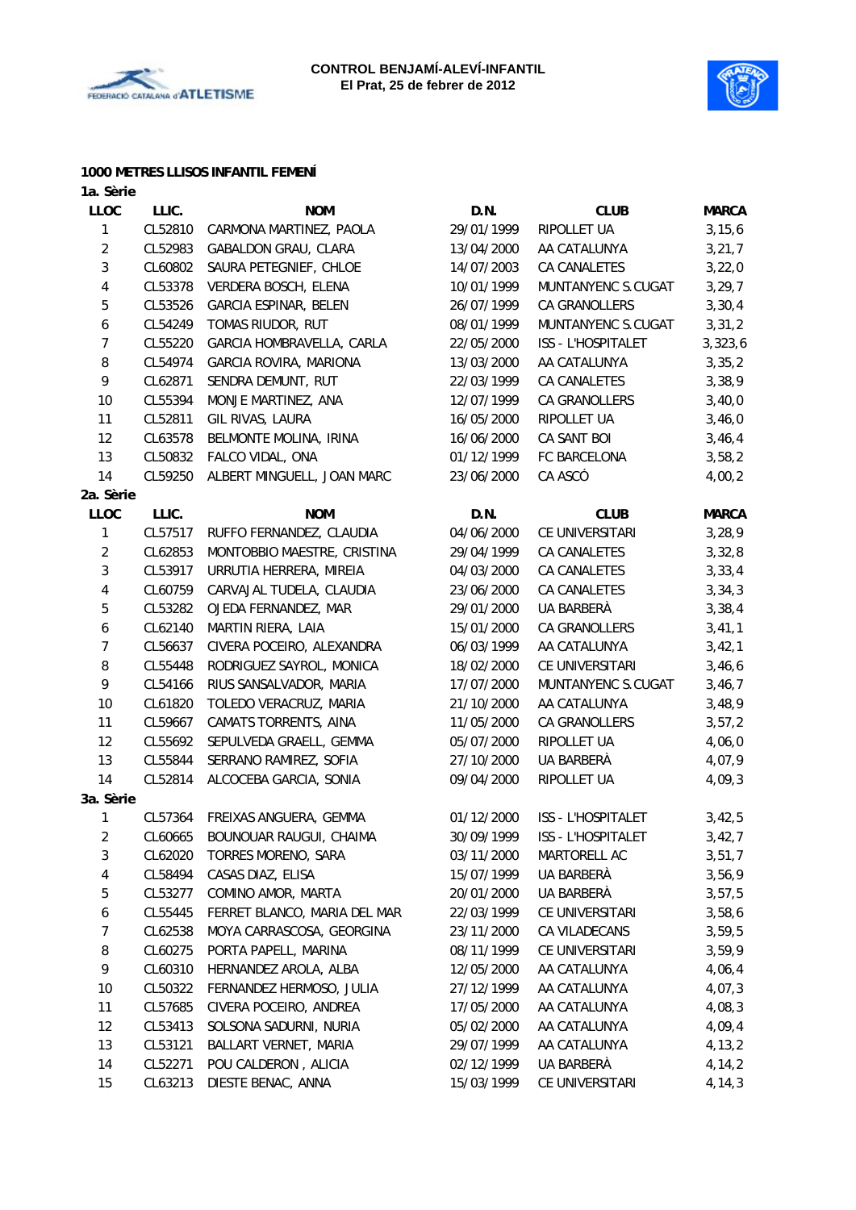**CONTROL BENJAMÍ-ALEVÍ-INFANTIL**
**El Prat, 25 de febrer de 2012**

### 1000 METRES LLISOS INFANTIL FEMENÍ

**1a. Sèrie**

| LLOC | LLIC. | NOM | D.N. | CLUB | MARCA |
|---|---|---|---|---|---|
| 1 | CL52810 | CARMONA MARTINEZ, PAOLA | 29/01/1999 | RIPOLLET UA | 3,15,6 |
| 2 | CL52983 | GABALDON GRAU, CLARA | 13/04/2000 | AA CATALUNYA | 3,21,7 |
| 3 | CL60802 | SAURA PETEGNIEF, CHLOE | 14/07/2003 | CA CANALETES | 3,22,0 |
| 4 | CL53378 | VERDERA BOSCH, ELENA | 10/01/1999 | MUNTANYENC S.CUGAT | 3,29,7 |
| 5 | CL53526 | GARCIA ESPINAR, BELEN | 26/07/1999 | CA GRANOLLERS | 3,30,4 |
| 6 | CL54249 | TOMAS RIUDOR, RUT | 08/01/1999 | MUNTANYENC S.CUGAT | 3,31,2 |
| 7 | CL55220 | GARCIA HOMBRAVELLA, CARLA | 22/05/2000 | ISS - L'HOSPITALET | 3,323,6 |
| 8 | CL54974 | GARCIA ROVIRA, MARIONA | 13/03/2000 | AA CATALUNYA | 3,35,2 |
| 9 | CL62871 | SENDRA DEMUNT, RUT | 22/03/1999 | CA CANALETES | 3,38,9 |
| 10 | CL55394 | MONJE MARTINEZ, ANA | 12/07/1999 | CA GRANOLLERS | 3,40,0 |
| 11 | CL52811 | GIL RIVAS, LAURA | 16/05/2000 | RIPOLLET UA | 3,46,0 |
| 12 | CL63578 | BELMONTE MOLINA, IRINA | 16/06/2000 | CA SANT BOI | 3,46,4 |
| 13 | CL50832 | FALCO VIDAL, ONA | 01/12/1999 | FC BARCELONA | 3,58,2 |
| 14 | CL59250 | ALBERT MINGUELL, JOAN MARC | 23/06/2000 | CA ASCÓ | 4,00,2 |

**2a. Sèrie**

| LLOC | LLIC. | NOM | D.N. | CLUB | MARCA |
|---|---|---|---|---|---|
| 1 | CL57517 | RUFFO FERNANDEZ, CLAUDIA | 04/06/2000 | CE UNIVERSITARI | 3,28,9 |
| 2 | CL62853 | MONTOBBIO MAESTRE, CRISTINA | 29/04/1999 | CA CANALETES | 3,32,8 |
| 3 | CL53917 | URRUTIA HERRERA, MIREIA | 04/03/2000 | CA CANALETES | 3,33,4 |
| 4 | CL60759 | CARVAJAL TUDELA, CLAUDIA | 23/06/2000 | CA CANALETES | 3,34,3 |
| 5 | CL53282 | OJEDA FERNANDEZ, MAR | 29/01/2000 | UA BARBERÀ | 3,38,4 |
| 6 | CL62140 | MARTIN RIERA, LAIA | 15/01/2000 | CA GRANOLLERS | 3,41,1 |
| 7 | CL56637 | CIVERA POCEIRO, ALEXANDRA | 06/03/1999 | AA CATALUNYA | 3,42,1 |
| 8 | CL55448 | RODRIGUEZ SAYROL, MONICA | 18/02/2000 | CE UNIVERSITARI | 3,46,6 |
| 9 | CL54166 | RIUS SANSALVADOR, MARIA | 17/07/2000 | MUNTANYENC S.CUGAT | 3,46,7 |
| 10 | CL61820 | TOLEDO VERACRUZ, MARIA | 21/10/2000 | AA CATALUNYA | 3,48,9 |
| 11 | CL59667 | CAMATS TORRENTS, AINA | 11/05/2000 | CA GRANOLLERS | 3,57,2 |
| 12 | CL55692 | SEPULVEDA GRAELL, GEMMA | 05/07/2000 | RIPOLLET UA | 4,06,0 |
| 13 | CL55844 | SERRANO RAMIREZ, SOFIA | 27/10/2000 | UA BARBERÀ | 4,07,9 |
| 14 | CL52814 | ALCOCEBA GARCIA, SONIA | 09/04/2000 | RIPOLLET UA | 4,09,3 |

**3a. Sèrie**

| LLOC | LLIC. | NOM | D.N. | CLUB | MARCA |
|---|---|---|---|---|---|
| 1 | CL57364 | FREIXAS ANGUERA, GEMMA | 01/12/2000 | ISS - L'HOSPITALET | 3,42,5 |
| 2 | CL60665 | BOUNOUAR RAUGUI, CHAIMA | 30/09/1999 | ISS - L'HOSPITALET | 3,42,7 |
| 3 | CL62020 | TORRES MORENO, SARA | 03/11/2000 | MARTORELL AC | 3,51,7 |
| 4 | CL58494 | CASAS DIAZ, ELISA | 15/07/1999 | UA BARBERÀ | 3,56,9 |
| 5 | CL53277 | COMINO AMOR, MARTA | 20/01/2000 | UA BARBERÀ | 3,57,5 |
| 6 | CL55445 | FERRET BLANCO, MARIA DEL MAR | 22/03/1999 | CE UNIVERSITARI | 3,58,6 |
| 7 | CL62538 | MOYA CARRASCOSA, GEORGINA | 23/11/2000 | CA VILADECANS | 3,59,5 |
| 8 | CL60275 | PORTA PAPELL, MARINA | 08/11/1999 | CE UNIVERSITARI | 3,59,9 |
| 9 | CL60310 | HERNANDEZ AROLA, ALBA | 12/05/2000 | AA CATALUNYA | 4,06,4 |
| 10 | CL50322 | FERNANDEZ HERMOSO, JULIA | 27/12/1999 | AA CATALUNYA | 4,07,3 |
| 11 | CL57685 | CIVERA POCEIRO, ANDREA | 17/05/2000 | AA CATALUNYA | 4,08,3 |
| 12 | CL53413 | SOLSONA SADURNI, NURIA | 05/02/2000 | AA CATALUNYA | 4,09,4 |
| 13 | CL53121 | BALLART VERNET, MARIA | 29/07/1999 | AA CATALUNYA | 4,13,2 |
| 14 | CL52271 | POU CALDERON , ALICIA | 02/12/1999 | UA BARBERÀ | 4,14,2 |
| 15 | CL63213 | DIESTE BENAC, ANNA | 15/03/1999 | CE UNIVERSITARI | 4,14,3 |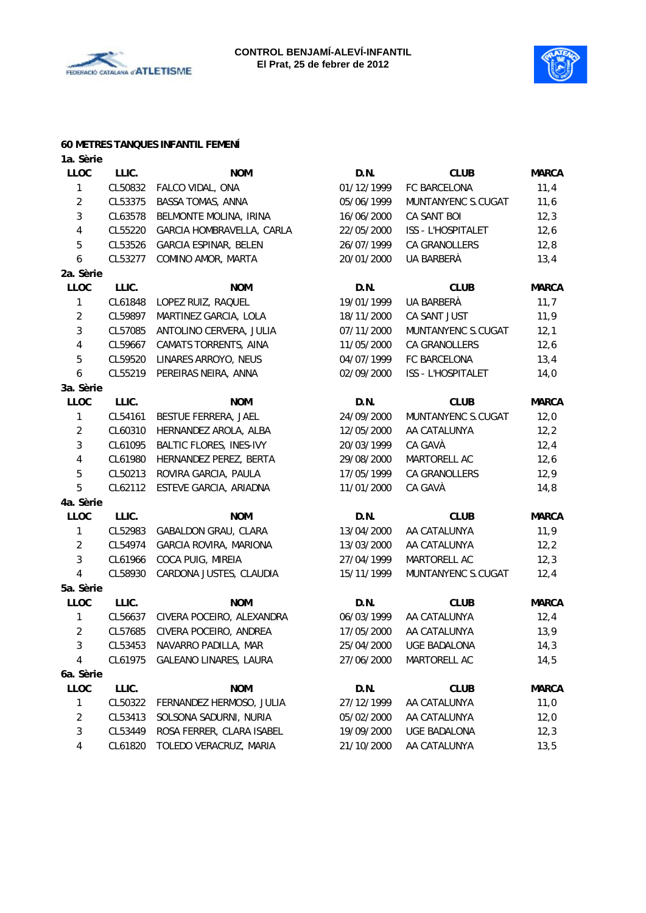**CONTROL BENJAMÍ-ALEVÍ-INFANTIL**
**El Prat, 25 de febrer de 2012**

## 60 METRES TANQUES INFANTIL FEMENÍ

### 1a. Sèrie

| LLOC | LLIC. | NOM | D.N. | CLUB | MARCA |
|---|---|---|---|---|---|
| 1 | CL50832 | FALCO VIDAL, ONA | 01/12/1999 | FC BARCELONA | 11,4 |
| 2 | CL53375 | BASSA TOMAS, ANNA | 05/06/1999 | MUNTANYENC S.CUGAT | 11,6 |
| 3 | CL63578 | BELMONTE MOLINA, IRINA | 16/06/2000 | CA SANT BOI | 12,3 |
| 4 | CL55220 | GARCIA HOMBRAVELLA, CARLA | 22/05/2000 | ISS - L'HOSPITALET | 12,6 |
| 5 | CL53526 | GARCIA ESPINAR, BELEN | 26/07/1999 | CA GRANOLLERS | 12,8 |
| 6 | CL53277 | COMINO AMOR, MARTA | 20/01/2000 | UA BARBERÀ | 13,4 |

### 2a. Sèrie

| LLOC | LLIC. | NOM | D.N. | CLUB | MARCA |
|---|---|---|---|---|---|
| 1 | CL61848 | LOPEZ RUIZ, RAQUEL | 19/01/1999 | UA BARBERÀ | 11,7 |
| 2 | CL59897 | MARTINEZ GARCIA, LOLA | 18/11/2000 | CA SANT JUST | 11,9 |
| 3 | CL57085 | ANTOLINO CERVERA, JULIA | 07/11/2000 | MUNTANYENC S.CUGAT | 12,1 |
| 4 | CL59667 | CAMATS TORRENTS, AINA | 11/05/2000 | CA GRANOLLERS | 12,6 |
| 5 | CL59520 | LINARES ARROYO, NEUS | 04/07/1999 | FC BARCELONA | 13,4 |
| 6 | CL55219 | PEREIRAS NEIRA, ANNA | 02/09/2000 | ISS - L'HOSPITALET | 14,0 |

### 3a. Sèrie

| LLOC | LLIC. | NOM | D.N. | CLUB | MARCA |
|---|---|---|---|---|---|
| 1 | CL54161 | BESTUE FERRERA, JAEL | 24/09/2000 | MUNTANYENC S.CUGAT | 12,0 |
| 2 | CL60310 | HERNANDEZ AROLA, ALBA | 12/05/2000 | AA CATALUNYA | 12,2 |
| 3 | CL61095 | BALTIC FLORES, INES-IVY | 20/03/1999 | CA GAVÀ | 12,4 |
| 4 | CL61980 | HERNANDEZ PEREZ, BERTA | 29/08/2000 | MARTORELL AC | 12,6 |
| 5 | CL50213 | ROVIRA GARCIA, PAULA | 17/05/1999 | CA GRANOLLERS | 12,9 |
| 5 | CL62112 | ESTEVE GARCIA, ARIADNA | 11/01/2000 | CA GAVÀ | 14,8 |

### 4a. Sèrie

| LLOC | LLIC. | NOM | D.N. | CLUB | MARCA |
|---|---|---|---|---|---|
| 1 | CL52983 | GABALDON GRAU, CLARA | 13/04/2000 | AA CATALUNYA | 11,9 |
| 2 | CL54974 | GARCIA ROVIRA, MARIONA | 13/03/2000 | AA CATALUNYA | 12,2 |
| 3 | CL61966 | COCA PUIG, MIREIA | 27/04/1999 | MARTORELL AC | 12,3 |
| 4 | CL58930 | CARDONA JUSTES, CLAUDIA | 15/11/1999 | MUNTANYENC S.CUGAT | 12,4 |

### 5a. Sèrie

| LLOC | LLIC. | NOM | D.N. | CLUB | MARCA |
|---|---|---|---|---|---|
| 1 | CL56637 | CIVERA POCEIRO, ALEXANDRA | 06/03/1999 | AA CATALUNYA | 12,4 |
| 2 | CL57685 | CIVERA POCEIRO, ANDREA | 17/05/2000 | AA CATALUNYA | 13,9 |
| 3 | CL53453 | NAVARRO PADILLA, MAR | 25/04/2000 | UGE BADALONA | 14,3 |
| 4 | CL61975 | GALEANO LINARES, LAURA | 27/06/2000 | MARTORELL AC | 14,5 |

### 6a. Sèrie

| LLOC | LLIC. | NOM | D.N. | CLUB | MARCA |
|---|---|---|---|---|---|
| 1 | CL50322 | FERNANDEZ HERMOSO, JULIA | 27/12/1999 | AA CATALUNYA | 11,0 |
| 2 | CL53413 | SOLSONA SADURNI, NURIA | 05/02/2000 | AA CATALUNYA | 12,0 |
| 3 | CL53449 | ROSA FERRER, CLARA ISABEL | 19/09/2000 | UGE BADALONA | 12,3 |
| 4 | CL61820 | TOLEDO VERACRUZ, MARIA | 21/10/2000 | AA CATALUNYA | 13,5 |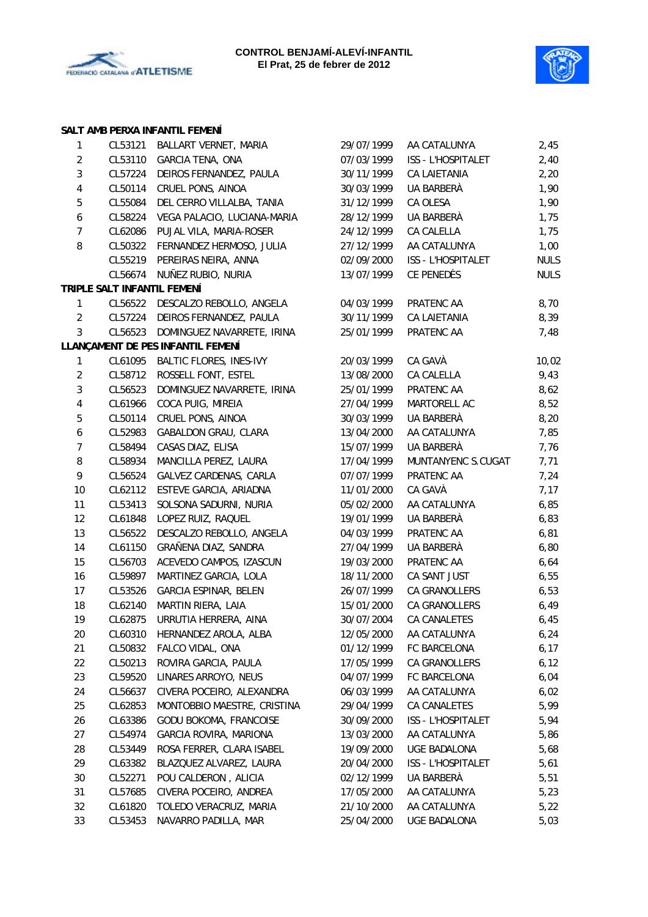**CONTROL BENJAMÍ-ALEVÍ-INFANTIL**
**El Prat, 25 de febrer de 2012**

**SALT AMB PERXA INFANTIL FEMENÍ**

| | | | | | |
|---|---|---|---|---|---|
| 1 | CL53121 | BALLART VERNET, MARIA | 29/07/1999 | AA CATALUNYA | 2,45 |
| 2 | CL53110 | GARCIA TENA, ONA | 07/03/1999 | ISS - L'HOSPITALET | 2,40 |
| 3 | CL57224 | DEIROS FERNANDEZ, PAULA | 30/11/1999 | CA LAIETANIA | 2,20 |
| 4 | CL50114 | CRUEL PONS, AINOA | 30/03/1999 | UA BARBERÀ | 1,90 |
| 5 | CL55084 | DEL CERRO VILLALBA, TANIA | 31/12/1999 | CA OLESA | 1,90 |
| 6 | CL58224 | VEGA PALACIO, LUCIANA-MARIA | 28/12/1999 | UA BARBERÀ | 1,75 |
| 7 | CL62086 | PUJAL VILA, MARIA-ROSER | 24/12/1999 | CA CALELLA | 1,75 |
| 8 | CL50322 | FERNANDEZ HERMOSO, JULIA | 27/12/1999 | AA CATALUNYA | 1,00 |
| | CL55219 | PEREIRAS NEIRA, ANNA | 02/09/2000 | ISS - L'HOSPITALET | NULS |
| | CL56674 | NUÑEZ RUBIO, NURIA | 13/07/1999 | CE PENEDÈS | NULS |

**TRIPLE SALT INFANTIL FEMENÍ**

| | | | | | |
|---|---|---|---|---|---|
| 1 | CL56522 | DESCALZO REBOLLO, ANGELA | 04/03/1999 | PRATENC AA | 8,70 |
| 2 | CL57224 | DEIROS FERNANDEZ, PAULA | 30/11/1999 | CA LAIETANIA | 8,39 |
| 3 | CL56523 | DOMINGUEZ NAVARRETE, IRINA | 25/01/1999 | PRATENC AA | 7,48 |

**LLANÇAMENT DE PES INFANTIL FEMENÍ**

| | | | | | |
|---|---|---|---|---|---|
| 1 | CL61095 | BALTIC FLORES, INES-IVY | 20/03/1999 | CA GAVÀ | 10,02 |
| 2 | CL58712 | ROSSELL FONT, ESTEL | 13/08/2000 | CA CALELLA | 9,43 |
| 3 | CL56523 | DOMINGUEZ NAVARRETE, IRINA | 25/01/1999 | PRATENC AA | 8,62 |
| 4 | CL61966 | COCA PUIG, MIREIA | 27/04/1999 | MARTORELL AC | 8,52 |
| 5 | CL50114 | CRUEL PONS, AINOA | 30/03/1999 | UA BARBERÀ | 8,20 |
| 6 | CL52983 | GABALDON GRAU, CLARA | 13/04/2000 | AA CATALUNYA | 7,85 |
| 7 | CL58494 | CASAS DIAZ, ELISA | 15/07/1999 | UA BARBERÀ | 7,76 |
| 8 | CL58934 | MANCILLA PEREZ, LAURA | 17/04/1999 | MUNTANYENC S.CUGAT | 7,71 |
| 9 | CL56524 | GALVEZ CARDENAS, CARLA | 07/07/1999 | PRATENC AA | 7,24 |
| 10 | CL62112 | ESTEVE GARCIA, ARIADNA | 11/01/2000 | CA GAVÀ | 7,17 |
| 11 | CL53413 | SOLSONA SADURNI, NURIA | 05/02/2000 | AA CATALUNYA | 6,85 |
| 12 | CL61848 | LOPEZ RUIZ, RAQUEL | 19/01/1999 | UA BARBERÀ | 6,83 |
| 13 | CL56522 | DESCALZO REBOLLO, ANGELA | 04/03/1999 | PRATENC AA | 6,81 |
| 14 | CL61150 | GRAÑENA DIAZ, SANDRA | 27/04/1999 | UA BARBERÀ | 6,80 |
| 15 | CL56703 | ACEVEDO CAMPOS, IZASCUN | 19/03/2000 | PRATENC AA | 6,64 |
| 16 | CL59897 | MARTINEZ GARCIA, LOLA | 18/11/2000 | CA SANT JUST | 6,55 |
| 17 | CL53526 | GARCIA ESPINAR, BELEN | 26/07/1999 | CA GRANOLLERS | 6,53 |
| 18 | CL62140 | MARTIN RIERA, LAIA | 15/01/2000 | CA GRANOLLERS | 6,49 |
| 19 | CL62875 | URRUTIA HERRERA, AINA | 30/07/2004 | CA CANALETES | 6,45 |
| 20 | CL60310 | HERNANDEZ AROLA, ALBA | 12/05/2000 | AA CATALUNYA | 6,24 |
| 21 | CL50832 | FALCO VIDAL, ONA | 01/12/1999 | FC BARCELONA | 6,17 |
| 22 | CL50213 | ROVIRA GARCIA, PAULA | 17/05/1999 | CA GRANOLLERS | 6,12 |
| 23 | CL59520 | LINARES ARROYO, NEUS | 04/07/1999 | FC BARCELONA | 6,04 |
| 24 | CL56637 | CIVERA POCEIRO, ALEXANDRA | 06/03/1999 | AA CATALUNYA | 6,02 |
| 25 | CL62853 | MONTOBBIO MAESTRE, CRISTINA | 29/04/1999 | CA CANALETES | 5,99 |
| 26 | CL63386 | GODU BOKOMA, FRANCOISE | 30/09/2000 | ISS - L'HOSPITALET | 5,94 |
| 27 | CL54974 | GARCIA ROVIRA, MARIONA | 13/03/2000 | AA CATALUNYA | 5,86 |
| 28 | CL53449 | ROSA FERRER, CLARA ISABEL | 19/09/2000 | UGE BADALONA | 5,68 |
| 29 | CL63382 | BLAZQUEZ ALVAREZ, LAURA | 20/04/2000 | ISS - L'HOSPITALET | 5,61 |
| 30 | CL52271 | POU CALDERON , ALICIA | 02/12/1999 | UA BARBERÀ | 5,51 |
| 31 | CL57685 | CIVERA POCEIRO, ANDREA | 17/05/2000 | AA CATALUNYA | 5,23 |
| 32 | CL61820 | TOLEDO VERACRUZ, MARIA | 21/10/2000 | AA CATALUNYA | 5,22 |
| 33 | CL53453 | NAVARRO PADILLA, MAR | 25/04/2000 | UGE BADALONA | 5,03 |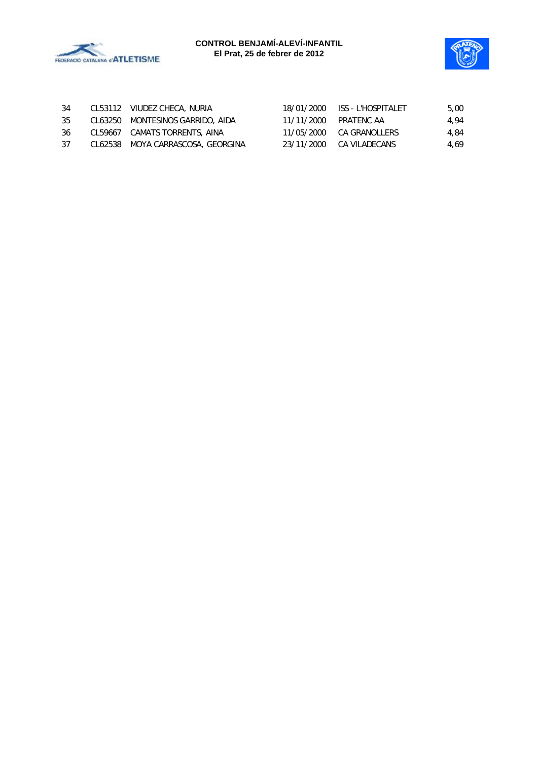**CONTROL BENJAMÍ-ALEVÍ-INFANTIL**
**El Prat, 25 de febrer de 2012**

| | | | | | |
|---|---|---|---|---|---|
| 34 | CL53112 | VIUDEZ CHECA, NURIA | 18/01/2000 | ISS - L'HOSPITALET | 5,00 |
| 35 | CL63250 | MONTESINOS GARRIDO, AIDA | 11/11/2000 | PRATENC AA | 4,94 |
| 36 | CL59667 | CAMATS TORRENTS, AINA | 11/05/2000 | CA GRANOLLERS | 4,84 |
| 37 | CL62538 | MOYA CARRASCOSA, GEORGINA | 23/11/2000 | CA VILADECANS | 4,69 |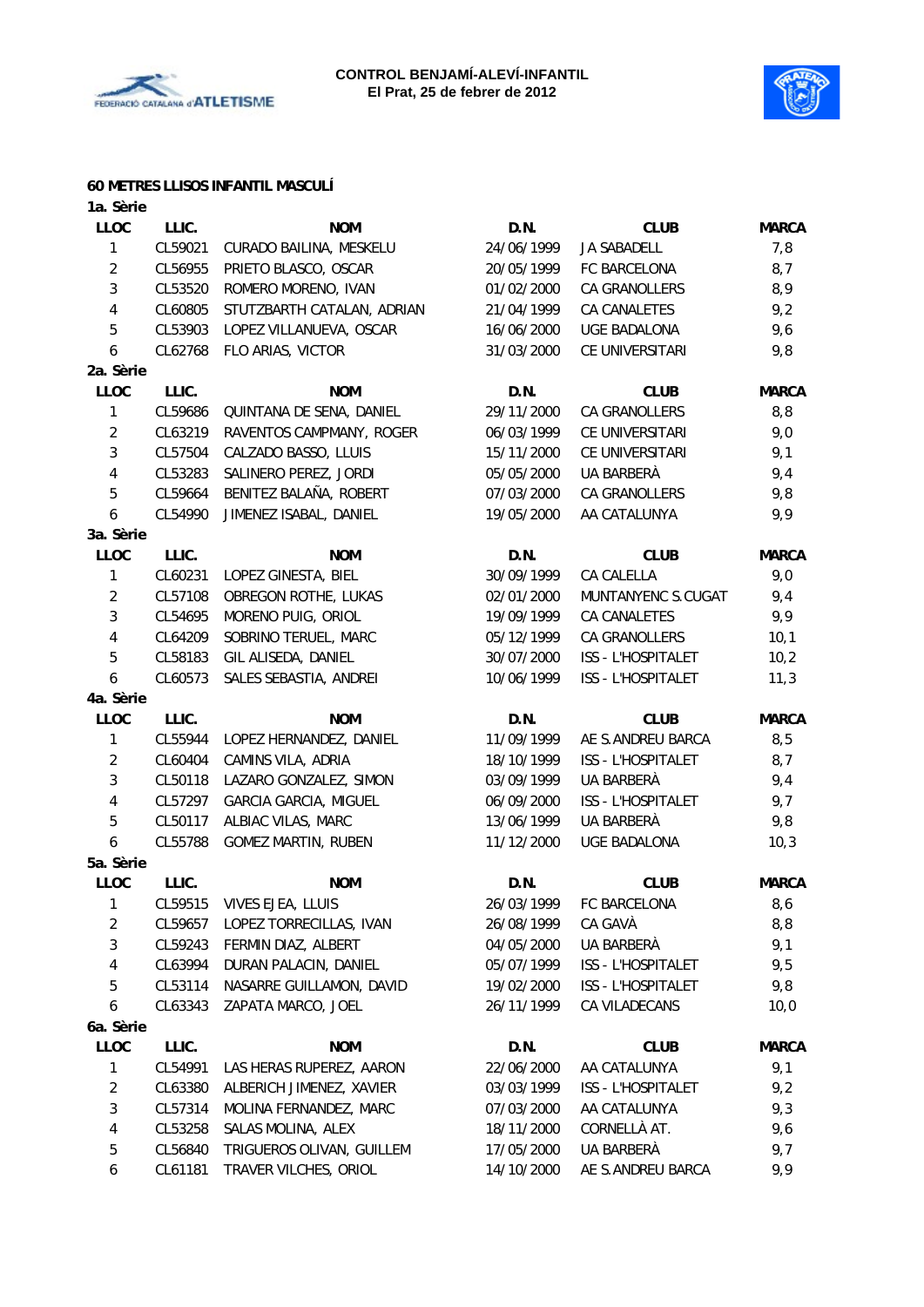CONTROL BENJAMÍ-ALEVÍ-INFANTIL
El Prat, 25 de febrer de 2012

## 60 METRES LLISOS INFANTIL MASCULÍ

**1a. Sèrie**

| LLOC | LLIC. | NOM | D.N. | CLUB | MARCA |
|---|---|---|---|---|---|
| 1 | CL59021 | CURADO BAILINA, MESKELU | 24/06/1999 | JA SABADELL | 7,8 |
| 2 | CL56955 | PRIETO BLASCO, OSCAR | 20/05/1999 | FC BARCELONA | 8,7 |
| 3 | CL53520 | ROMERO MORENO, IVAN | 01/02/2000 | CA GRANOLLERS | 8,9 |
| 4 | CL60805 | STUTZBARTH CATALAN, ADRIAN | 21/04/1999 | CA CANALETES | 9,2 |
| 5 | CL53903 | LOPEZ VILLANUEVA, OSCAR | 16/06/2000 | UGE BADALONA | 9,6 |
| 6 | CL62768 | FLO ARIAS, VICTOR | 31/03/2000 | CE UNIVERSITARI | 9,8 |

**2a. Sèrie**

| LLOC | LLIC. | NOM | D.N. | CLUB | MARCA |
|---|---|---|---|---|---|
| 1 | CL59686 | QUINTANA DE SENA, DANIEL | 29/11/2000 | CA GRANOLLERS | 8,8 |
| 2 | CL63219 | RAVENTOS CAMPMANY, ROGER | 06/03/1999 | CE UNIVERSITARI | 9,0 |
| 3 | CL57504 | CALZADO BASSO, LLUIS | 15/11/2000 | CE UNIVERSITARI | 9,1 |
| 4 | CL53283 | SALINERO PEREZ, JORDI | 05/05/2000 | UA BARBERÀ | 9,4 |
| 5 | CL59664 | BENITEZ BALAÑA, ROBERT | 07/03/2000 | CA GRANOLLERS | 9,8 |
| 6 | CL54990 | JIMENEZ ISABAL, DANIEL | 19/05/2000 | AA CATALUNYA | 9,9 |

**3a. Sèrie**

| LLOC | LLIC. | NOM | D.N. | CLUB | MARCA |
|---|---|---|---|---|---|
| 1 | CL60231 | LOPEZ GINESTA, BIEL | 30/09/1999 | CA CALELLA | 9,0 |
| 2 | CL57108 | OBREGON ROTHE, LUKAS | 02/01/2000 | MUNTANYENC S.CUGAT | 9,4 |
| 3 | CL54695 | MORENO PUIG, ORIOL | 19/09/1999 | CA CANALETES | 9,9 |
| 4 | CL64209 | SOBRINO TERUEL, MARC | 05/12/1999 | CA GRANOLLERS | 10,1 |
| 5 | CL58183 | GIL ALISEDA, DANIEL | 30/07/2000 | ISS - L'HOSPITALET | 10,2 |
| 6 | CL60573 | SALES SEBASTIA, ANDREI | 10/06/1999 | ISS - L'HOSPITALET | 11,3 |

**4a. Sèrie**

| LLOC | LLIC. | NOM | D.N. | CLUB | MARCA |
|---|---|---|---|---|---|
| 1 | CL55944 | LOPEZ HERNANDEZ, DANIEL | 11/09/1999 | AE S.ANDREU BARCA | 8,5 |
| 2 | CL60404 | CAMINS VILA, ADRIA | 18/10/1999 | ISS - L'HOSPITALET | 8,7 |
| 3 | CL50118 | LAZARO GONZALEZ, SIMON | 03/09/1999 | UA BARBERÀ | 9,4 |
| 4 | CL57297 | GARCIA GARCIA, MIGUEL | 06/09/2000 | ISS - L'HOSPITALET | 9,7 |
| 5 | CL50117 | ALBIAC VILAS, MARC | 13/06/1999 | UA BARBERÀ | 9,8 |
| 6 | CL55788 | GOMEZ MARTIN, RUBEN | 11/12/2000 | UGE BADALONA | 10,3 |

**5a. Sèrie**

| LLOC | LLIC. | NOM | D.N. | CLUB | MARCA |
|---|---|---|---|---|---|
| 1 | CL59515 | VIVES EJEA, LLUIS | 26/03/1999 | FC BARCELONA | 8,6 |
| 2 | CL59657 | LOPEZ TORRECILLAS, IVAN | 26/08/1999 | CA GAVÀ | 8,8 |
| 3 | CL59243 | FERMIN DIAZ, ALBERT | 04/05/2000 | UA BARBERÀ | 9,1 |
| 4 | CL63994 | DURAN PALACIN, DANIEL | 05/07/1999 | ISS - L'HOSPITALET | 9,5 |
| 5 | CL53114 | NASARRE GUILLAMON, DAVID | 19/02/2000 | ISS - L'HOSPITALET | 9,8 |
| 6 | CL63343 | ZAPATA MARCO, JOEL | 26/11/1999 | CA VILADECANS | 10,0 |

**6a. Sèrie**

| LLOC | LLIC. | NOM | D.N. | CLUB | MARCA |
|---|---|---|---|---|---|
| 1 | CL54991 | LAS HERAS RUPEREZ, AARON | 22/06/2000 | AA CATALUNYA | 9,1 |
| 2 | CL63380 | ALBERICH JIMENEZ, XAVIER | 03/03/1999 | ISS - L'HOSPITALET | 9,2 |
| 3 | CL57314 | MOLINA FERNANDEZ, MARC | 07/03/2000 | AA CATALUNYA | 9,3 |
| 4 | CL53258 | SALAS MOLINA, ALEX | 18/11/2000 | CORNELLÀ AT. | 9,6 |
| 5 | CL56840 | TRIGUEROS OLIVAN, GUILLEM | 17/05/2000 | UA BARBERÀ | 9,7 |
| 6 | CL61181 | TRAVER VILCHES, ORIOL | 14/10/2000 | AE S.ANDREU BARCA | 9,9 |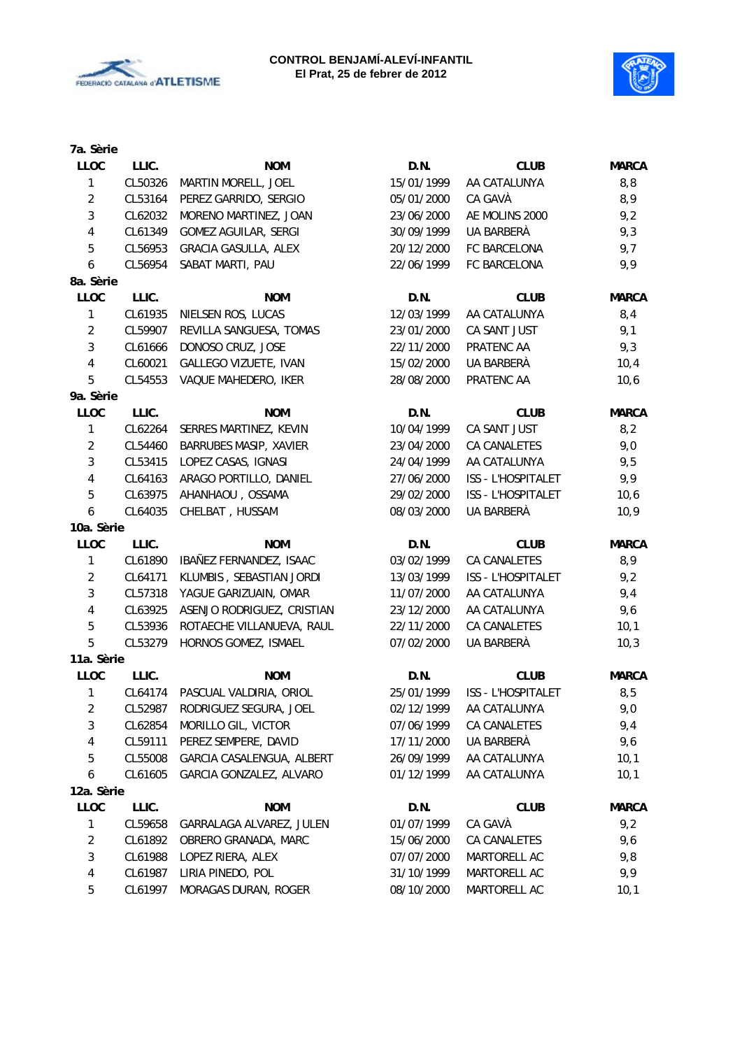**CONTROL BENJAMÍ-ALEVÍ-INFANTIL**
**El Prat, 25 de febrer de 2012**

**7a. Sèrie**

| LLOC | LLIC. | NOM | D.N. | CLUB | MARCA |
|---|---|---|---|---|---|
| 1 | CL50326 | MARTIN MORELL, JOEL | 15/01/1999 | AA CATALUNYA | 8,8 |
| 2 | CL53164 | PEREZ GARRIDO, SERGIO | 05/01/2000 | CA GAVÀ | 8,9 |
| 3 | CL62032 | MORENO MARTINEZ, JOAN | 23/06/2000 | AE MOLINS 2000 | 9,2 |
| 4 | CL61349 | GOMEZ AGUILAR, SERGI | 30/09/1999 | UA BARBERÀ | 9,3 |
| 5 | CL56953 | GRACIA GASULLA, ALEX | 20/12/2000 | FC BARCELONA | 9,7 |
| 6 | CL56954 | SABAT MARTI, PAU | 22/06/1999 | FC BARCELONA | 9,9 |

**8a. Sèrie**

| LLOC | LLIC. | NOM | D.N. | CLUB | MARCA |
|---|---|---|---|---|---|
| 1 | CL61935 | NIELSEN ROS, LUCAS | 12/03/1999 | AA CATALUNYA | 8,4 |
| 2 | CL59907 | REVILLA SANGUESA, TOMAS | 23/01/2000 | CA SANT JUST | 9,1 |
| 3 | CL61666 | DONOSO CRUZ, JOSE | 22/11/2000 | PRATENC AA | 9,3 |
| 4 | CL60021 | GALLEGO VIZUETE, IVAN | 15/02/2000 | UA BARBERÀ | 10,4 |
| 5 | CL54553 | VAQUE MAHEDERO, IKER | 28/08/2000 | PRATENC AA | 10,6 |

**9a. Sèrie**

| LLOC | LLIC. | NOM | D.N. | CLUB | MARCA |
|---|---|---|---|---|---|
| 1 | CL62264 | SERRES MARTINEZ, KEVIN | 10/04/1999 | CA SANT JUST | 8,2 |
| 2 | CL54460 | BARRUBES MASIP, XAVIER | 23/04/2000 | CA CANALETES | 9,0 |
| 3 | CL53415 | LOPEZ CASAS, IGNASI | 24/04/1999 | AA CATALUNYA | 9,5 |
| 4 | CL64163 | ARAGO PORTILLO, DANIEL | 27/06/2000 | ISS - L'HOSPITALET | 9,9 |
| 5 | CL63975 | AHANHAOU , OSSAMA | 29/02/2000 | ISS - L'HOSPITALET | 10,6 |
| 6 | CL64035 | CHELBAT , HUSSAM | 08/03/2000 | UA BARBERÀ | 10,9 |

**10a. Sèrie**

| LLOC | LLIC. | NOM | D.N. | CLUB | MARCA |
|---|---|---|---|---|---|
| 1 | CL61890 | IBAÑEZ FERNANDEZ, ISAAC | 03/02/1999 | CA CANALETES | 8,9 |
| 2 | CL64171 | KLUMBIS , SEBASTIAN JORDI | 13/03/1999 | ISS - L'HOSPITALET | 9,2 |
| 3 | CL57318 | YAGUE GARIZUAIN, OMAR | 11/07/2000 | AA CATALUNYA | 9,4 |
| 4 | CL63925 | ASENJO RODRIGUEZ, CRISTIAN | 23/12/2000 | AA CATALUNYA | 9,6 |
| 5 | CL53936 | ROTAECHE VILLANUEVA, RAUL | 22/11/2000 | CA CANALETES | 10,1 |
| 5 | CL53279 | HORNOS GOMEZ, ISMAEL | 07/02/2000 | UA BARBERÀ | 10,3 |

**11a. Sèrie**

| LLOC | LLIC. | NOM | D.N. | CLUB | MARCA |
|---|---|---|---|---|---|
| 1 | CL64174 | PASCUAL VALDIRIA, ORIOL | 25/01/1999 | ISS - L'HOSPITALET | 8,5 |
| 2 | CL52987 | RODRIGUEZ SEGURA, JOEL | 02/12/1999 | AA CATALUNYA | 9,0 |
| 3 | CL62854 | MORILLO GIL, VICTOR | 07/06/1999 | CA CANALETES | 9,4 |
| 4 | CL59111 | PEREZ SEMPERE, DAVID | 17/11/2000 | UA BARBERÀ | 9,6 |
| 5 | CL55008 | GARCIA CASALENGUA, ALBERT | 26/09/1999 | AA CATALUNYA | 10,1 |
| 6 | CL61605 | GARCIA GONZALEZ, ALVARO | 01/12/1999 | AA CATALUNYA | 10,1 |

**12a. Sèrie**

| LLOC | LLIC. | NOM | D.N. | CLUB | MARCA |
|---|---|---|---|---|---|
| 1 | CL59658 | GARRALAGA ALVAREZ, JULEN | 01/07/1999 | CA GAVÀ | 9,2 |
| 2 | CL61892 | OBRERO GRANADA, MARC | 15/06/2000 | CA CANALETES | 9,6 |
| 3 | CL61988 | LOPEZ RIERA, ALEX | 07/07/2000 | MARTORELL AC | 9,8 |
| 4 | CL61987 | LIRIA PINEDO, POL | 31/10/1999 | MARTORELL AC | 9,9 |
| 5 | CL61997 | MORAGAS DURAN, ROGER | 08/10/2000 | MARTORELL AC | 10,1 |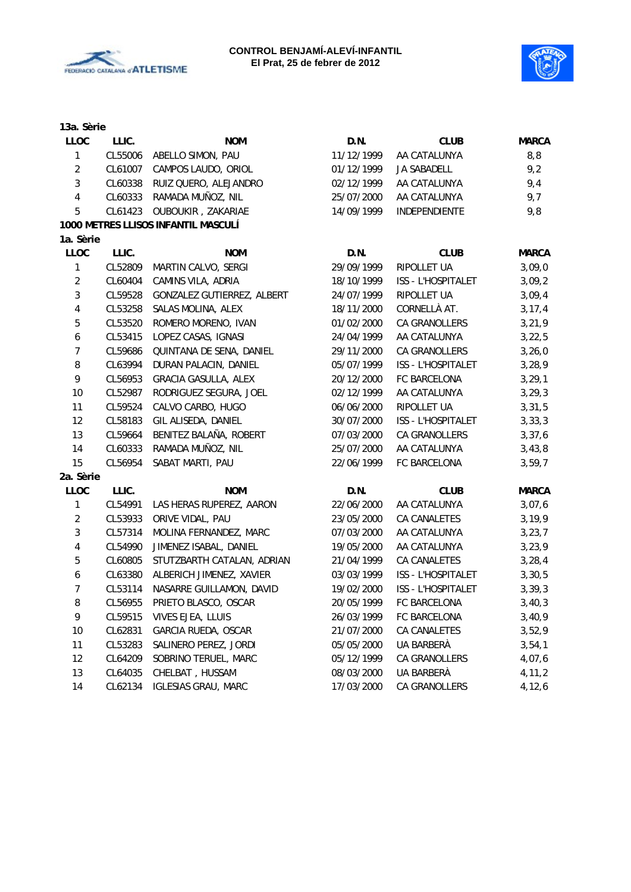**13a. Sèrie**

| LLOC | LLIC. | NOM | D.N. | CLUB | MARCA |
|---|---|---|---|---|---|
| 1 | CL55006 | ABELLO SIMON, PAU | 11/12/1999 | AA CATALUNYA | 8,8 |
| 2 | CL61007 | CAMPOS LAUDO, ORIOL | 01/12/1999 | JA SABADELL | 9,2 |
| 3 | CL60338 | RUIZ QUERO, ALEJANDRO | 02/12/1999 | AA CATALUNYA | 9,4 |
| 4 | CL60333 | RAMADA MUÑOZ, NIL | 25/07/2000 | AA CATALUNYA | 9,7 |
| 5 | CL61423 | OUBOUKIR , ZAKARIAE | 14/09/1999 | INDEPENDIENTE | 9,8 |

**1000 METRES LLISOS INFANTIL MASCULÍ**

**1a. Sèrie**

| LLOC | LLIC. | NOM | D.N. | CLUB | MARCA |
|---|---|---|---|---|---|
| 1 | CL52809 | MARTIN CALVO, SERGI | 29/09/1999 | RIPOLLET UA | 3,09,0 |
| 2 | CL60404 | CAMINS VILA, ADRIA | 18/10/1999 | ISS - L'HOSPITALET | 3,09,2 |
| 3 | CL59528 | GONZALEZ GUTIERREZ, ALBERT | 24/07/1999 | RIPOLLET UA | 3,09,4 |
| 4 | CL53258 | SALAS MOLINA, ALEX | 18/11/2000 | CORNELLÀ AT. | 3,17,4 |
| 5 | CL53520 | ROMERO MORENO, IVAN | 01/02/2000 | CA GRANOLLERS | 3,21,9 |
| 6 | CL53415 | LOPEZ CASAS, IGNASI | 24/04/1999 | AA CATALUNYA | 3,22,5 |
| 7 | CL59686 | QUINTANA DE SENA, DANIEL | 29/11/2000 | CA GRANOLLERS | 3,26,0 |
| 8 | CL63994 | DURAN PALACIN, DANIEL | 05/07/1999 | ISS - L'HOSPITALET | 3,28,9 |
| 9 | CL56953 | GRACIA GASULLA, ALEX | 20/12/2000 | FC BARCELONA | 3,29,1 |
| 10 | CL52987 | RODRIGUEZ SEGURA, JOEL | 02/12/1999 | AA CATALUNYA | 3,29,3 |
| 11 | CL59524 | CALVO CARBO, HUGO | 06/06/2000 | RIPOLLET UA | 3,31,5 |
| 12 | CL58183 | GIL ALISEDA, DANIEL | 30/07/2000 | ISS - L'HOSPITALET | 3,33,3 |
| 13 | CL59664 | BENITEZ BALAÑA, ROBERT | 07/03/2000 | CA GRANOLLERS | 3,37,6 |
| 14 | CL60333 | RAMADA MUÑOZ, NIL | 25/07/2000 | AA CATALUNYA | 3,43,8 |
| 15 | CL56954 | SABAT MARTI, PAU | 22/06/1999 | FC BARCELONA | 3,59,7 |

**2a. Sèrie**

| LLOC | LLIC. | NOM | D.N. | CLUB | MARCA |
|---|---|---|---|---|---|
| 1 | CL54991 | LAS HERAS RUPEREZ, AARON | 22/06/2000 | AA CATALUNYA | 3,07,6 |
| 2 | CL53933 | ORIVE VIDAL, PAU | 23/05/2000 | CA CANALETES | 3,19,9 |
| 3 | CL57314 | MOLINA FERNANDEZ, MARC | 07/03/2000 | AA CATALUNYA | 3,23,7 |
| 4 | CL54990 | JIMENEZ ISABAL, DANIEL | 19/05/2000 | AA CATALUNYA | 3,23,9 |
| 5 | CL60805 | STUTZBARTH CATALAN, ADRIAN | 21/04/1999 | CA CANALETES | 3,28,4 |
| 6 | CL63380 | ALBERICH JIMENEZ, XAVIER | 03/03/1999 | ISS - L'HOSPITALET | 3,30,5 |
| 7 | CL53114 | NASARRE GUILLAMON, DAVID | 19/02/2000 | ISS - L'HOSPITALET | 3,39,3 |
| 8 | CL56955 | PRIETO BLASCO, OSCAR | 20/05/1999 | FC BARCELONA | 3,40,3 |
| 9 | CL59515 | VIVES EJEA, LLUIS | 26/03/1999 | FC BARCELONA | 3,40,9 |
| 10 | CL62831 | GARCIA RUEDA, OSCAR | 21/07/2000 | CA CANALETES | 3,52,9 |
| 11 | CL53283 | SALINERO PEREZ, JORDI | 05/05/2000 | UA BARBERÀ | 3,54,1 |
| 12 | CL64209 | SOBRINO TERUEL, MARC | 05/12/1999 | CA GRANOLLERS | 4,07,6 |
| 13 | CL64035 | CHELBAT , HUSSAM | 08/03/2000 | UA BARBERÀ | 4,11,2 |
| 14 | CL62134 | IGLESIAS GRAU, MARC | 17/03/2000 | CA GRANOLLERS | 4,12,6 |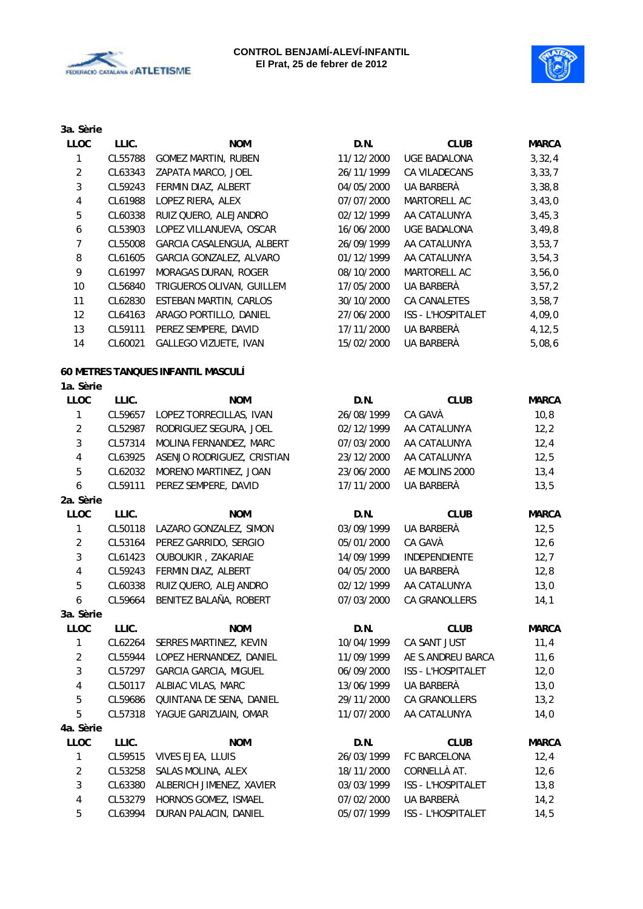3a. Sèrie

| LLOC | LLIC. | NOM | D.N. | CLUB | MARCA |
|---|---|---|---|---|---|
| 1 | CL55788 | GOMEZ MARTIN, RUBEN | 11/12/2000 | UGE BADALONA | 3,32,4 |
| 2 | CL63343 | ZAPATA MARCO, JOEL | 26/11/1999 | CA VILADECANS | 3,33,7 |
| 3 | CL59243 | FERMIN DIAZ, ALBERT | 04/05/2000 | UA BARBERÀ | 3,38,8 |
| 4 | CL61988 | LOPEZ RIERA, ALEX | 07/07/2000 | MARTORELL AC | 3,43,0 |
| 5 | CL60338 | RUIZ QUERO, ALEJANDRO | 02/12/1999 | AA CATALUNYA | 3,45,3 |
| 6 | CL53903 | LOPEZ VILLANUEVA, OSCAR | 16/06/2000 | UGE BADALONA | 3,49,8 |
| 7 | CL55008 | GARCIA CASALENGUA, ALBERT | 26/09/1999 | AA CATALUNYA | 3,53,7 |
| 8 | CL61605 | GARCIA GONZALEZ, ALVARO | 01/12/1999 | AA CATALUNYA | 3,54,3 |
| 9 | CL61997 | MORAGAS DURAN, ROGER | 08/10/2000 | MARTORELL AC | 3,56,0 |
| 10 | CL56840 | TRIGUEROS OLIVAN, GUILLEM | 17/05/2000 | UA BARBERÀ | 3,57,2 |
| 11 | CL62830 | ESTEBAN MARTIN, CARLOS | 30/10/2000 | CA CANALETES | 3,58,7 |
| 12 | CL64163 | ARAGO PORTILLO, DANIEL | 27/06/2000 | ISS - L'HOSPITALET | 4,09,0 |
| 13 | CL59111 | PEREZ SEMPERE, DAVID | 17/11/2000 | UA BARBERÀ | 4,12,5 |
| 14 | CL60021 | GALLEGO VIZUETE, IVAN | 15/02/2000 | UA BARBERÀ | 5,08,6 |

## 60 METRES TANQUES INFANTIL MASCULÍ

1a. Sèrie

| LLOC | LLIC. | NOM | D.N. | CLUB | MARCA |
|---|---|---|---|---|---|
| 1 | CL59657 | LOPEZ TORRECILLAS, IVAN | 26/08/1999 | CA GAVÀ | 10,8 |
| 2 | CL52987 | RODRIGUEZ SEGURA, JOEL | 02/12/1999 | AA CATALUNYA | 12,2 |
| 3 | CL57314 | MOLINA FERNANDEZ, MARC | 07/03/2000 | AA CATALUNYA | 12,4 |
| 4 | CL63925 | ASENJO RODRIGUEZ, CRISTIAN | 23/12/2000 | AA CATALUNYA | 12,5 |
| 5 | CL62032 | MORENO MARTINEZ, JOAN | 23/06/2000 | AE MOLINS 2000 | 13,4 |
| 6 | CL59111 | PEREZ SEMPERE, DAVID | 17/11/2000 | UA BARBERÀ | 13,5 |

2a. Sèrie

| LLOC | LLIC. | NOM | D.N. | CLUB | MARCA |
|---|---|---|---|---|---|
| 1 | CL50118 | LAZARO GONZALEZ, SIMON | 03/09/1999 | UA BARBERÀ | 12,5 |
| 2 | CL53164 | PEREZ GARRIDO, SERGIO | 05/01/2000 | CA GAVÀ | 12,6 |
| 3 | CL61423 | OUBOUKIR , ZAKARIAE | 14/09/1999 | INDEPENDIENTE | 12,7 |
| 4 | CL59243 | FERMIN DIAZ, ALBERT | 04/05/2000 | UA BARBERÀ | 12,8 |
| 5 | CL60338 | RUIZ QUERO, ALEJANDRO | 02/12/1999 | AA CATALUNYA | 13,0 |
| 6 | CL59664 | BENITEZ BALAÑA, ROBERT | 07/03/2000 | CA GRANOLLERS | 14,1 |

3a. Sèrie

| LLOC | LLIC. | NOM | D.N. | CLUB | MARCA |
|---|---|---|---|---|---|
| 1 | CL62264 | SERRES MARTINEZ, KEVIN | 10/04/1999 | CA SANT JUST | 11,4 |
| 2 | CL55944 | LOPEZ HERNANDEZ, DANIEL | 11/09/1999 | AE S.ANDREU BARCA | 11,6 |
| 3 | CL57297 | GARCIA GARCIA, MIGUEL | 06/09/2000 | ISS - L'HOSPITALET | 12,0 |
| 4 | CL50117 | ALBIAC VILAS, MARC | 13/06/1999 | UA BARBERÀ | 13,0 |
| 5 | CL59686 | QUINTANA DE SENA, DANIEL | 29/11/2000 | CA GRANOLLERS | 13,2 |
| 5 | CL57318 | YAGUE GARIZUAIN, OMAR | 11/07/2000 | AA CATALUNYA | 14,0 |

4a. Sèrie

| LLOC | LLIC. | NOM | D.N. | CLUB | MARCA |
|---|---|---|---|---|---|
| 1 | CL59515 | VIVES EJEA, LLUIS | 26/03/1999 | FC BARCELONA | 12,4 |
| 2 | CL53258 | SALAS MOLINA, ALEX | 18/11/2000 | CORNELLÀ AT. | 12,6 |
| 3 | CL63380 | ALBERICH JIMENEZ, XAVIER | 03/03/1999 | ISS - L'HOSPITALET | 13,8 |
| 4 | CL53279 | HORNOS GOMEZ, ISMAEL | 07/02/2000 | UA BARBERÀ | 14,2 |
| 5 | CL63994 | DURAN PALACIN, DANIEL | 05/07/1999 | ISS - L'HOSPITALET | 14,5 |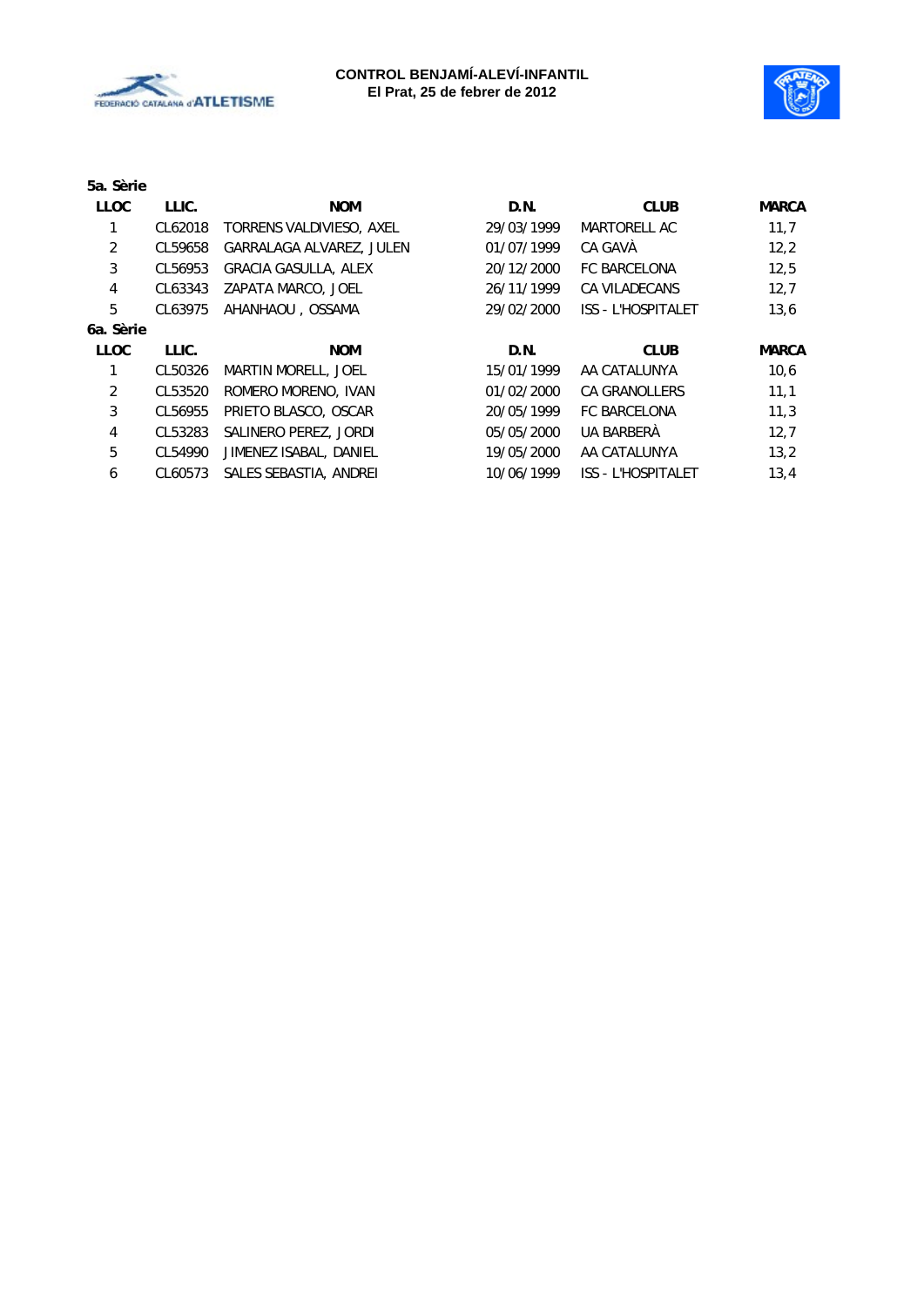**CONTROL BENJAMÍ-ALEVÍ-INFANTIL**
**El Prat, 25 de febrer de 2012**

**5a. Sèrie**

| LLOC | LLIC. | NOM | D.N. | CLUB | MARCA |
|---|---|---|---|---|---|
| 1 | CL62018 | TORRENS VALDIVIESO, AXEL | 29/03/1999 | MARTORELL AC | 11,7 |
| 2 | CL59658 | GARRALAGA ALVAREZ, JULEN | 01/07/1999 | CA GAVÀ | 12,2 |
| 3 | CL56953 | GRACIA GASULLA, ALEX | 20/12/2000 | FC BARCELONA | 12,5 |
| 4 | CL63343 | ZAPATA MARCO, JOEL | 26/11/1999 | CA VILADECANS | 12,7 |
| 5 | CL63975 | AHANHAOU , OSSAMA | 29/02/2000 | ISS - L'HOSPITALET | 13,6 |

**6a. Sèrie**

| LLOC | LLIC. | NOM | D.N. | CLUB | MARCA |
|---|---|---|---|---|---|
| 1 | CL50326 | MARTIN MORELL, JOEL | 15/01/1999 | AA CATALUNYA | 10,6 |
| 2 | CL53520 | ROMERO MORENO, IVAN | 01/02/2000 | CA GRANOLLERS | 11,1 |
| 3 | CL56955 | PRIETO BLASCO, OSCAR | 20/05/1999 | FC BARCELONA | 11,3 |
| 4 | CL53283 | SALINERO PEREZ, JORDI | 05/05/2000 | UA BARBERÀ | 12,7 |
| 5 | CL54990 | JIMENEZ ISABAL, DANIEL | 19/05/2000 | AA CATALUNYA | 13,2 |
| 6 | CL60573 | SALES SEBASTIA, ANDREI | 10/06/1999 | ISS - L'HOSPITALET | 13,4 |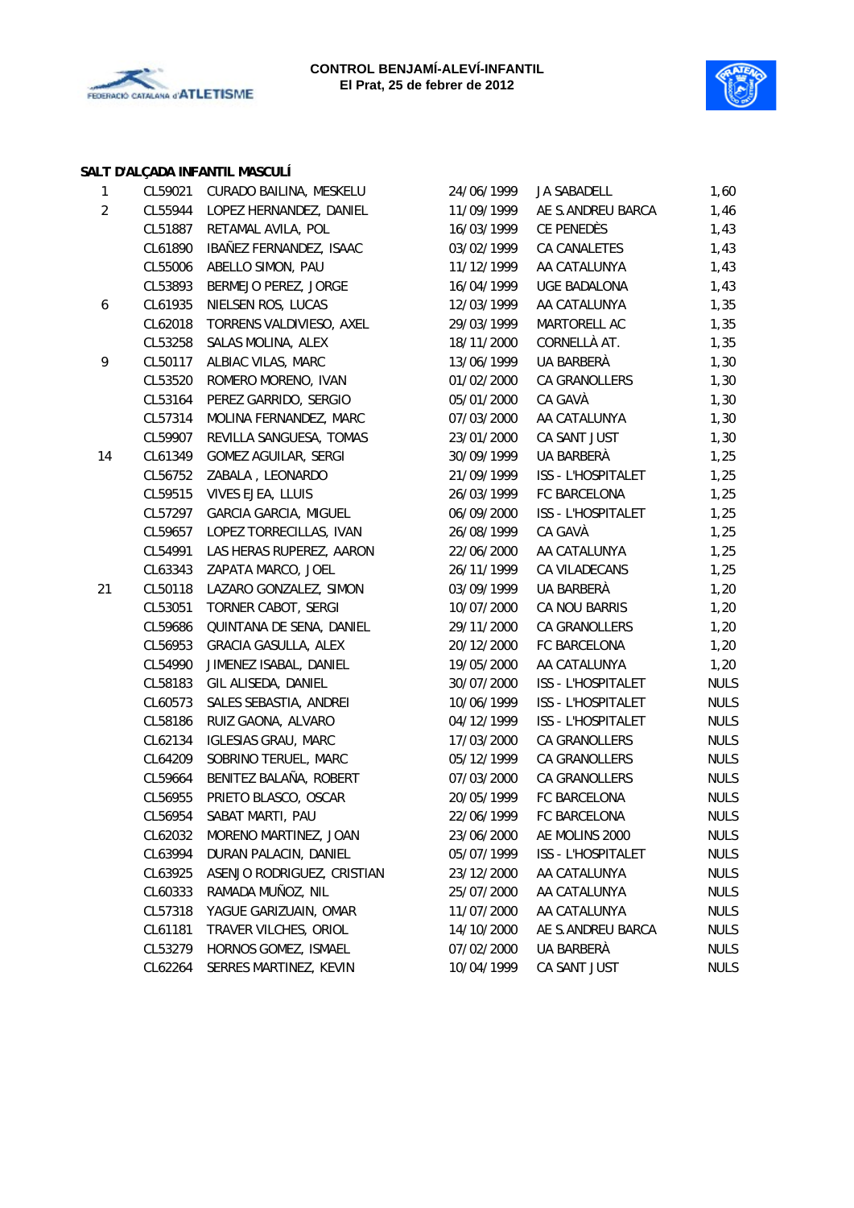**CONTROL BENJAMÍ-ALEVÍ-INFANTIL**
**El Prat, 25 de febrer de 2012**

**SALT D'ALÇADA INFANTIL MASCULÍ**

| | | | | | |
|---|---|---|---|---|---|
| 1 | CL59021 | CURADO BAILINA, MESKELU | 24/06/1999 | JA SABADELL | 1,60 |
| 2 | CL55944 | LOPEZ HERNANDEZ, DANIEL | 11/09/1999 | AE S.ANDREU BARCA | 1,46 |
| | CL51887 | RETAMAL AVILA, POL | 16/03/1999 | CE PENEDÈS | 1,43 |
| | CL61890 | IBAÑEZ FERNANDEZ, ISAAC | 03/02/1999 | CA CANALETES | 1,43 |
| | CL55006 | ABELLO SIMON, PAU | 11/12/1999 | AA CATALUNYA | 1,43 |
| | CL53893 | BERMEJO PEREZ, JORGE | 16/04/1999 | UGE BADALONA | 1,43 |
| 6 | CL61935 | NIELSEN ROS, LUCAS | 12/03/1999 | AA CATALUNYA | 1,35 |
| | CL62018 | TORRENS VALDIVIESO, AXEL | 29/03/1999 | MARTORELL AC | 1,35 |
| | CL53258 | SALAS MOLINA, ALEX | 18/11/2000 | CORNELLÀ AT. | 1,35 |
| 9 | CL50117 | ALBIAC VILAS, MARC | 13/06/1999 | UA BARBERÀ | 1,30 |
| | CL53520 | ROMERO MORENO, IVAN | 01/02/2000 | CA GRANOLLERS | 1,30 |
| | CL53164 | PEREZ GARRIDO, SERGIO | 05/01/2000 | CA GAVÀ | 1,30 |
| | CL57314 | MOLINA FERNANDEZ, MARC | 07/03/2000 | AA CATALUNYA | 1,30 |
| | CL59907 | REVILLA SANGUESA, TOMAS | 23/01/2000 | CA SANT JUST | 1,30 |
| 14 | CL61349 | GOMEZ AGUILAR, SERGI | 30/09/1999 | UA BARBERÀ | 1,25 |
| | CL56752 | ZABALA , LEONARDO | 21/09/1999 | ISS - L'HOSPITALET | 1,25 |
| | CL59515 | VIVES EJEA, LLUIS | 26/03/1999 | FC BARCELONA | 1,25 |
| | CL57297 | GARCIA GARCIA, MIGUEL | 06/09/2000 | ISS - L'HOSPITALET | 1,25 |
| | CL59657 | LOPEZ TORRECILLAS, IVAN | 26/08/1999 | CA GAVÀ | 1,25 |
| | CL54991 | LAS HERAS RUPEREZ, AARON | 22/06/2000 | AA CATALUNYA | 1,25 |
| | CL63343 | ZAPATA MARCO, JOEL | 26/11/1999 | CA VILADECANS | 1,25 |
| 21 | CL50118 | LAZARO GONZALEZ, SIMON | 03/09/1999 | UA BARBERÀ | 1,20 |
| | CL53051 | TORNER CABOT, SERGI | 10/07/2000 | CA NOU BARRIS | 1,20 |
| | CL59686 | QUINTANA DE SENA, DANIEL | 29/11/2000 | CA GRANOLLERS | 1,20 |
| | CL56953 | GRACIA GASULLA, ALEX | 20/12/2000 | FC BARCELONA | 1,20 |
| | CL54990 | JIMENEZ ISABAL, DANIEL | 19/05/2000 | AA CATALUNYA | 1,20 |
| | CL58183 | GIL ALISEDA, DANIEL | 30/07/2000 | ISS - L'HOSPITALET | NULS |
| | CL60573 | SALES SEBASTIA, ANDREI | 10/06/1999 | ISS - L'HOSPITALET | NULS |
| | CL58186 | RUIZ GAONA, ALVARO | 04/12/1999 | ISS - L'HOSPITALET | NULS |
| | CL62134 | IGLESIAS GRAU, MARC | 17/03/2000 | CA GRANOLLERS | NULS |
| | CL64209 | SOBRINO TERUEL, MARC | 05/12/1999 | CA GRANOLLERS | NULS |
| | CL59664 | BENITEZ BALAÑA, ROBERT | 07/03/2000 | CA GRANOLLERS | NULS |
| | CL56955 | PRIETO BLASCO, OSCAR | 20/05/1999 | FC BARCELONA | NULS |
| | CL56954 | SABAT MARTI, PAU | 22/06/1999 | FC BARCELONA | NULS |
| | CL62032 | MORENO MARTINEZ, JOAN | 23/06/2000 | AE MOLINS 2000 | NULS |
| | CL63994 | DURAN PALACIN, DANIEL | 05/07/1999 | ISS - L'HOSPITALET | NULS |
| | CL63925 | ASENJO RODRIGUEZ, CRISTIAN | 23/12/2000 | AA CATALUNYA | NULS |
| | CL60333 | RAMADA MUÑOZ, NIL | 25/07/2000 | AA CATALUNYA | NULS |
| | CL57318 | YAGUE GARIZUAIN, OMAR | 11/07/2000 | AA CATALUNYA | NULS |
| | CL61181 | TRAVER VILCHES, ORIOL | 14/10/2000 | AE S.ANDREU BARCA | NULS |
| | CL53279 | HORNOS GOMEZ, ISMAEL | 07/02/2000 | UA BARBERÀ | NULS |
| | CL62264 | SERRES MARTINEZ, KEVIN | 10/04/1999 | CA SANT JUST | NULS |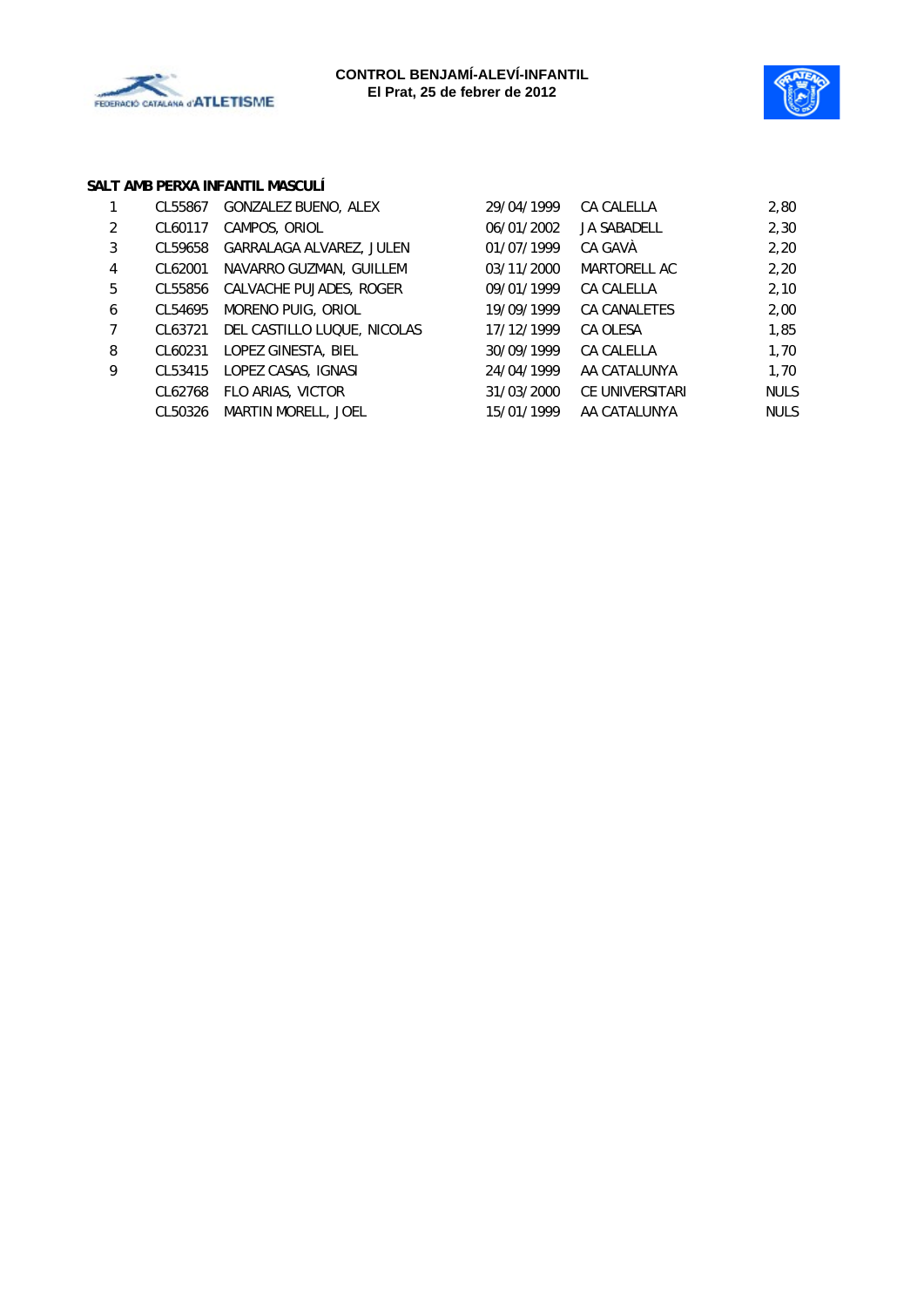**CONTROL BENJAMÍ-ALEVÍ-INFANTIL**
**El Prat, 25 de febrer de 2012**

**SALT AMB PERXA INFANTIL MASCULÍ**

| | | | | | |
|---|---|---|---|---|---|
| 1 | CL55867 | GONZALEZ BUENO, ALEX | 29/04/1999 | CA CALELLA | 2,80 |
| 2 | CL60117 | CAMPOS, ORIOL | 06/01/2002 | JA SABADELL | 2,30 |
| 3 | CL59658 | GARRALAGA ALVAREZ, JULEN | 01/07/1999 | CA GAVÀ | 2,20 |
| 4 | CL62001 | NAVARRO GUZMAN, GUILLEM | 03/11/2000 | MARTORELL AC | 2,20 |
| 5 | CL55856 | CALVACHE PUJADES, ROGER | 09/01/1999 | CA CALELLA | 2,10 |
| 6 | CL54695 | MORENO PUIG, ORIOL | 19/09/1999 | CA CANALETES | 2,00 |
| 7 | CL63721 | DEL CASTILLO LUQUE, NICOLAS | 17/12/1999 | CA OLESA | 1,85 |
| 8 | CL60231 | LOPEZ GINESTA, BIEL | 30/09/1999 | CA CALELLA | 1,70 |
| 9 | CL53415 | LOPEZ CASAS, IGNASI | 24/04/1999 | AA CATALUNYA | 1,70 |
| | CL62768 | FLO ARIAS, VICTOR | 31/03/2000 | CE UNIVERSITARI | NULS |
| | CL50326 | MARTIN MORELL, JOEL | 15/01/1999 | AA CATALUNYA | NULS |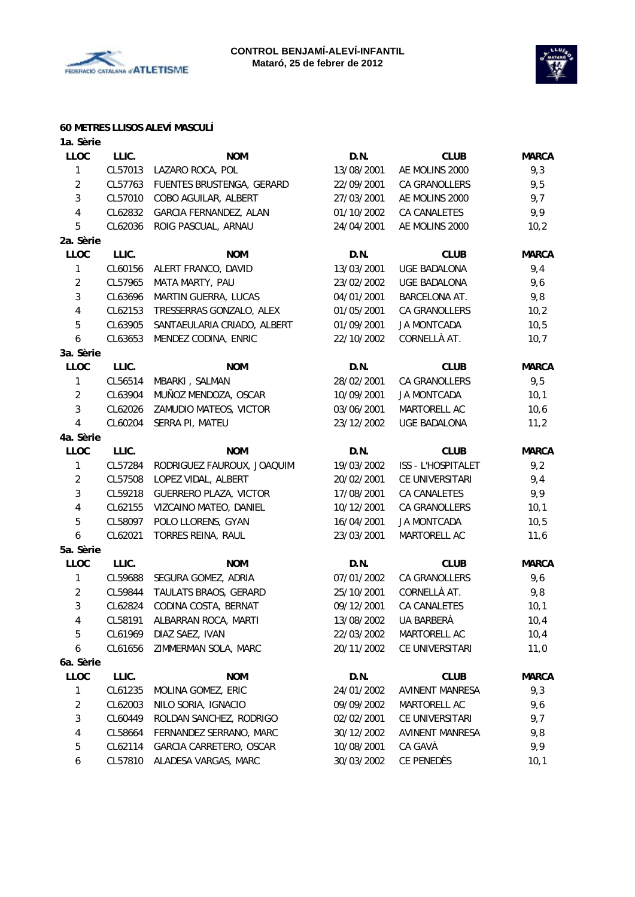**CONTROL BENJAMÍ-ALEVÍ-INFANTIL**
**Mataró, 25 de febrer de 2012**

**60 METRES LLISOS ALEVÍ MASCULÍ**

**1a. Sèrie**

| LLOC | LLIC. | NOM | D.N. | CLUB | MARCA |
|---|---|---|---|---|---|
| 1 | CL57013 | LAZARO ROCA, POL | 13/08/2001 | AE MOLINS 2000 | 9,3 |
| 2 | CL57763 | FUENTES BRUSTENGA, GERARD | 22/09/2001 | CA GRANOLLERS | 9,5 |
| 3 | CL57010 | COBO AGUILAR, ALBERT | 27/03/2001 | AE MOLINS 2000 | 9,7 |
| 4 | CL62832 | GARCIA FERNANDEZ, ALAN | 01/10/2002 | CA CANALETES | 9,9 |
| 5 | CL62036 | ROIG PASCUAL, ARNAU | 24/04/2001 | AE MOLINS 2000 | 10,2 |

**2a. Sèrie**

| LLOC | LLIC. | NOM | D.N. | CLUB | MARCA |
|---|---|---|---|---|---|
| 1 | CL60156 | ALERT FRANCO, DAVID | 13/03/2001 | UGE BADALONA | 9,4 |
| 2 | CL57965 | MATA MARTY, PAU | 23/02/2002 | UGE BADALONA | 9,6 |
| 3 | CL63696 | MARTIN GUERRA, LUCAS | 04/01/2001 | BARCELONA AT. | 9,8 |
| 4 | CL62153 | TRESSERRAS GONZALO, ALEX | 01/05/2001 | CA GRANOLLERS | 10,2 |
| 5 | CL63905 | SANTAEULARIA CRIADO, ALBERT | 01/09/2001 | JA MONTCADA | 10,5 |
| 6 | CL63653 | MENDEZ CODINA, ENRIC | 22/10/2002 | CORNELLÀ AT. | 10,7 |

**3a. Sèrie**

| LLOC | LLIC. | NOM | D.N. | CLUB | MARCA |
|---|---|---|---|---|---|
| 1 | CL56514 | MBARKI , SALMAN | 28/02/2001 | CA GRANOLLERS | 9,5 |
| 2 | CL63904 | MUÑOZ MENDOZA, OSCAR | 10/09/2001 | JA MONTCADA | 10,1 |
| 3 | CL62026 | ZAMUDIO MATEOS, VICTOR | 03/06/2001 | MARTORELL AC | 10,6 |
| 4 | CL60204 | SERRA PI, MATEU | 23/12/2002 | UGE BADALONA | 11,2 |

**4a. Sèrie**

| LLOC | LLIC. | NOM | D.N. | CLUB | MARCA |
|---|---|---|---|---|---|
| 1 | CL57284 | RODRIGUEZ FAUROUX, JOAQUIM | 19/03/2002 | ISS - L'HOSPITALET | 9,2 |
| 2 | CL57508 | LOPEZ VIDAL, ALBERT | 20/02/2001 | CE UNIVERSITARI | 9,4 |
| 3 | CL59218 | GUERRERO PLAZA, VICTOR | 17/08/2001 | CA CANALETES | 9,9 |
| 4 | CL62155 | VIZCAINO MATEO, DANIEL | 10/12/2001 | CA GRANOLLERS | 10,1 |
| 5 | CL58097 | POLO LLORENS, GYAN | 16/04/2001 | JA MONTCADA | 10,5 |
| 6 | CL62021 | TORRES REINA, RAUL | 23/03/2001 | MARTORELL AC | 11,6 |

**5a. Sèrie**

| LLOC | LLIC. | NOM | D.N. | CLUB | MARCA |
|---|---|---|---|---|---|
| 1 | CL59688 | SEGURA GOMEZ, ADRIA | 07/01/2002 | CA GRANOLLERS | 9,6 |
| 2 | CL59844 | TAULATS BRAOS, GERARD | 25/10/2001 | CORNELLÀ AT. | 9,8 |
| 3 | CL62824 | CODINA COSTA, BERNAT | 09/12/2001 | CA CANALETES | 10,1 |
| 4 | CL58191 | ALBARRAN ROCA, MARTI | 13/08/2002 | UA BARBERÀ | 10,4 |
| 5 | CL61969 | DIAZ SAEZ, IVAN | 22/03/2002 | MARTORELL AC | 10,4 |
| 6 | CL61656 | ZIMMERMAN SOLA, MARC | 20/11/2002 | CE UNIVERSITARI | 11,0 |

**6a. Sèrie**

| LLOC | LLIC. | NOM | D.N. | CLUB | MARCA |
|---|---|---|---|---|---|
| 1 | CL61235 | MOLINA GOMEZ, ERIC | 24/01/2002 | AVINENT MANRESA | 9,3 |
| 2 | CL62003 | NILO SORIA, IGNACIO | 09/09/2002 | MARTORELL AC | 9,6 |
| 3 | CL60449 | ROLDAN SANCHEZ, RODRIGO | 02/02/2001 | CE UNIVERSITARI | 9,7 |
| 4 | CL58664 | FERNANDEZ SERRANO, MARC | 30/12/2002 | AVINENT MANRESA | 9,8 |
| 5 | CL62114 | GARCIA CARRETERO, OSCAR | 10/08/2001 | CA GAVÀ | 9,9 |
| 6 | CL57810 | ALADESA VARGAS, MARC | 30/03/2002 | CE PENEDÈS | 10,1 |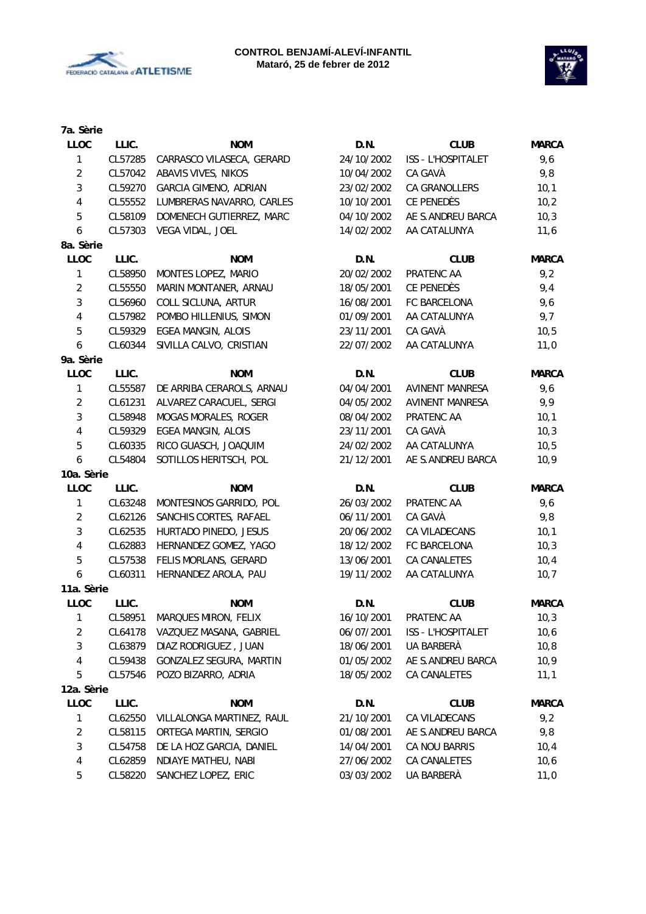**CONTROL BENJAMÍ-ALEVÍ-INFANTIL**
**Mataró, 25 de febrer de 2012**

**7a. Sèrie**

| LLOC | LLIC. | NOM | D.N. | CLUB | MARCA |
|---|---|---|---|---|---|
| 1 | CL57285 | CARRASCO VILASECA, GERARD | 24/10/2002 | ISS - L'HOSPITALET | 9,6 |
| 2 | CL57042 | ABAVIS VIVES, NIKOS | 10/04/2002 | CA GAVÀ | 9,8 |
| 3 | CL59270 | GARCIA GIMENO, ADRIAN | 23/02/2002 | CA GRANOLLERS | 10,1 |
| 4 | CL55552 | LUMBRERAS NAVARRO, CARLES | 10/10/2001 | CE PENEDÈS | 10,2 |
| 5 | CL58109 | DOMENECH GUTIERREZ, MARC | 04/10/2002 | AE S.ANDREU BARCA | 10,3 |
| 6 | CL57303 | VEGA VIDAL, JOEL | 14/02/2002 | AA CATALUNYA | 11,6 |

**8a. Sèrie**

| LLOC | LLIC. | NOM | D.N. | CLUB | MARCA |
|---|---|---|---|---|---|
| 1 | CL58950 | MONTES LOPEZ, MARIO | 20/02/2002 | PRATENC AA | 9,2 |
| 2 | CL55550 | MARIN MONTANER, ARNAU | 18/05/2001 | CE PENEDÈS | 9,4 |
| 3 | CL56960 | COLL SICLUNA, ARTUR | 16/08/2001 | FC BARCELONA | 9,6 |
| 4 | CL57982 | POMBO HILLENIUS, SIMON | 01/09/2001 | AA CATALUNYA | 9,7 |
| 5 | CL59329 | EGEA MANGIN, ALOIS | 23/11/2001 | CA GAVÀ | 10,5 |
| 6 | CL60344 | SIVILLA CALVO, CRISTIAN | 22/07/2002 | AA CATALUNYA | 11,0 |

**9a. Sèrie**

| LLOC | LLIC. | NOM | D.N. | CLUB | MARCA |
|---|---|---|---|---|---|
| 1 | CL55587 | DE ARRIBA CERAROLS, ARNAU | 04/04/2001 | AVINENT MANRESA | 9,6 |
| 2 | CL61231 | ALVAREZ CARACUEL, SERGI | 04/05/2002 | AVINENT MANRESA | 9,9 |
| 3 | CL58948 | MOGAS MORALES, ROGER | 08/04/2002 | PRATENC AA | 10,1 |
| 4 | CL59329 | EGEA MANGIN, ALOIS | 23/11/2001 | CA GAVÀ | 10,3 |
| 5 | CL60335 | RICO GUASCH, JOAQUIM | 24/02/2002 | AA CATALUNYA | 10,5 |
| 6 | CL54804 | SOTILLOS HERITSCH, POL | 21/12/2001 | AE S.ANDREU BARCA | 10,9 |

**10a. Sèrie**

| LLOC | LLIC. | NOM | D.N. | CLUB | MARCA |
|---|---|---|---|---|---|
| 1 | CL63248 | MONTESINOS GARRIDO, POL | 26/03/2002 | PRATENC AA | 9,6 |
| 2 | CL62126 | SANCHIS CORTES, RAFAEL | 06/11/2001 | CA GAVÀ | 9,8 |
| 3 | CL62535 | HURTADO PINEDO, JESUS | 20/06/2002 | CA VILADECANS | 10,1 |
| 4 | CL62883 | HERNANDEZ GOMEZ, YAGO | 18/12/2002 | FC BARCELONA | 10,3 |
| 5 | CL57538 | FELIS MORLANS, GERARD | 13/06/2001 | CA CANALETES | 10,4 |
| 6 | CL60311 | HERNANDEZ AROLA, PAU | 19/11/2002 | AA CATALUNYA | 10,7 |

**11a. Sèrie**

| LLOC | LLIC. | NOM | D.N. | CLUB | MARCA |
|---|---|---|---|---|---|
| 1 | CL58951 | MARQUES MIRON, FELIX | 16/10/2001 | PRATENC AA | 10,3 |
| 2 | CL64178 | VAZQUEZ MASANA, GABRIEL | 06/07/2001 | ISS - L'HOSPITALET | 10,6 |
| 3 | CL63879 | DIAZ RODRIGUEZ , JUAN | 18/06/2001 | UA BARBERÀ | 10,8 |
| 4 | CL59438 | GONZALEZ SEGURA, MARTIN | 01/05/2002 | AE S.ANDREU BARCA | 10,9 |
| 5 | CL57546 | POZO BIZARRO, ADRIA | 18/05/2002 | CA CANALETES | 11,1 |

**12a. Sèrie**

| LLOC | LLIC. | NOM | D.N. | CLUB | MARCA |
|---|---|---|---|---|---|
| 1 | CL62550 | VILLALONGA MARTINEZ, RAUL | 21/10/2001 | CA VILADECANS | 9,2 |
| 2 | CL58115 | ORTEGA MARTIN, SERGIO | 01/08/2001 | AE S.ANDREU BARCA | 9,8 |
| 3 | CL54758 | DE LA HOZ GARCIA, DANIEL | 14/04/2001 | CA NOU BARRIS | 10,4 |
| 4 | CL62859 | NDIAYE MATHEU, NABI | 27/06/2002 | CA CANALETES | 10,6 |
| 5 | CL58220 | SANCHEZ LOPEZ, ERIC | 03/03/2002 | UA BARBERÀ | 11,0 |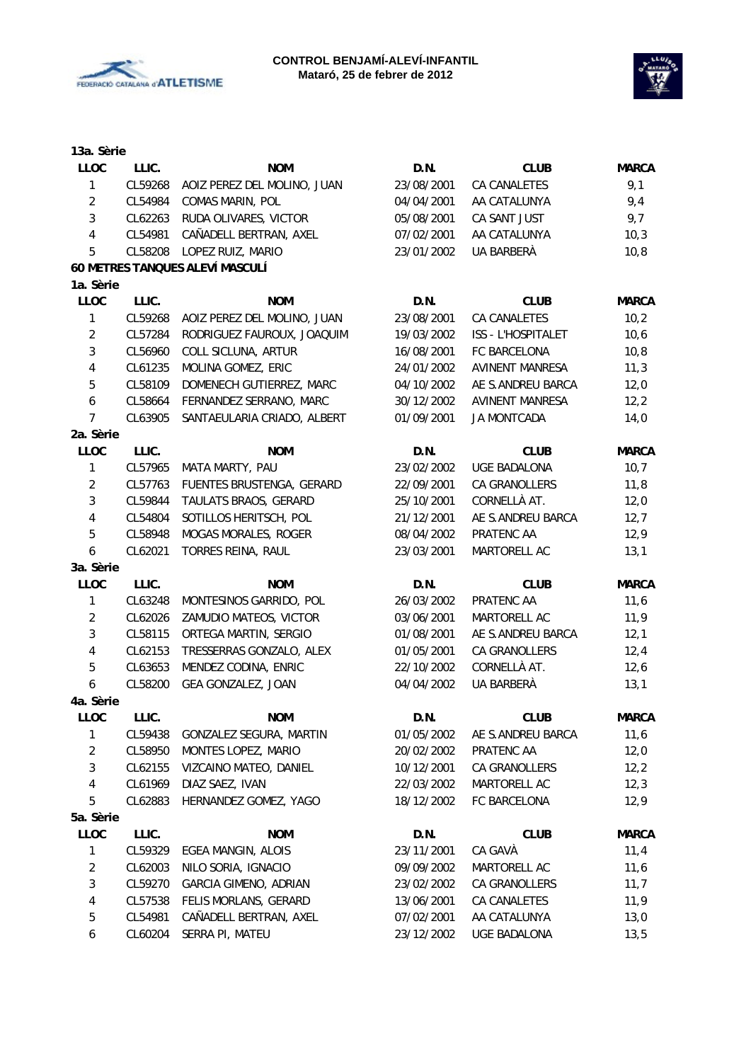### 13a. Sèrie

| LLOC | LLIC. | NOM | D.N. | CLUB | MARCA |
|---|---|---|---|---|---|
| 1 | CL59268 | AOIZ PEREZ DEL MOLINO, JUAN | 23/08/2001 | CA CANALETES | 9,1 |
| 2 | CL54984 | COMAS MARIN, POL | 04/04/2001 | AA CATALUNYA | 9,4 |
| 3 | CL62263 | RUDA OLIVARES, VICTOR | 05/08/2001 | CA SANT JUST | 9,7 |
| 4 | CL54981 | CAÑADELL BERTRAN, AXEL | 07/02/2001 | AA CATALUNYA | 10,3 |
| 5 | CL58208 | LOPEZ RUIZ, MARIO | 23/01/2002 | UA BARBERÀ | 10,8 |

## 60 METRES TANQUES ALEVÍ MASCULÍ

### 1a. Sèrie

| LLOC | LLIC. | NOM | D.N. | CLUB | MARCA |
|---|---|---|---|---|---|
| 1 | CL59268 | AOIZ PEREZ DEL MOLINO, JUAN | 23/08/2001 | CA CANALETES | 10,2 |
| 2 | CL57284 | RODRIGUEZ FAUROUX, JOAQUIM | 19/03/2002 | ISS - L'HOSPITALET | 10,6 |
| 3 | CL56960 | COLL SICLUNA, ARTUR | 16/08/2001 | FC BARCELONA | 10,8 |
| 4 | CL61235 | MOLINA GOMEZ, ERIC | 24/01/2002 | AVINENT MANRESA | 11,3 |
| 5 | CL58109 | DOMENECH GUTIERREZ, MARC | 04/10/2002 | AE S.ANDREU BARCA | 12,0 |
| 6 | CL58664 | FERNANDEZ SERRANO, MARC | 30/12/2002 | AVINENT MANRESA | 12,2 |
| 7 | CL63905 | SANTAEULARIA CRIADO, ALBERT | 01/09/2001 | JA MONTCADA | 14,0 |

### 2a. Sèrie

| LLOC | LLIC. | NOM | D.N. | CLUB | MARCA |
|---|---|---|---|---|---|
| 1 | CL57965 | MATA MARTY, PAU | 23/02/2002 | UGE BADALONA | 10,7 |
| 2 | CL57763 | FUENTES BRUSTENGA, GERARD | 22/09/2001 | CA GRANOLLERS | 11,8 |
| 3 | CL59844 | TAULATS BRAOS, GERARD | 25/10/2001 | CORNELLÀ AT. | 12,0 |
| 4 | CL54804 | SOTILLOS HERITSCH, POL | 21/12/2001 | AE S.ANDREU BARCA | 12,7 |
| 5 | CL58948 | MOGAS MORALES, ROGER | 08/04/2002 | PRATENC AA | 12,9 |
| 6 | CL62021 | TORRES REINA, RAUL | 23/03/2001 | MARTORELL AC | 13,1 |

### 3a. Sèrie

| LLOC | LLIC. | NOM | D.N. | CLUB | MARCA |
|---|---|---|---|---|---|
| 1 | CL63248 | MONTESINOS GARRIDO, POL | 26/03/2002 | PRATENC AA | 11,6 |
| 2 | CL62026 | ZAMUDIO MATEOS, VICTOR | 03/06/2001 | MARTORELL AC | 11,9 |
| 3 | CL58115 | ORTEGA MARTIN, SERGIO | 01/08/2001 | AE S.ANDREU BARCA | 12,1 |
| 4 | CL62153 | TRESSERRAS GONZALO, ALEX | 01/05/2001 | CA GRANOLLERS | 12,4 |
| 5 | CL63653 | MENDEZ CODINA, ENRIC | 22/10/2002 | CORNELLÀ AT. | 12,6 |
| 6 | CL58200 | GEA GONZALEZ, JOAN | 04/04/2002 | UA BARBERÀ | 13,1 |

### 4a. Sèrie

| LLOC | LLIC. | NOM | D.N. | CLUB | MARCA |
|---|---|---|---|---|---|
| 1 | CL59438 | GONZALEZ SEGURA, MARTIN | 01/05/2002 | AE S.ANDREU BARCA | 11,6 |
| 2 | CL58950 | MONTES LOPEZ, MARIO | 20/02/2002 | PRATENC AA | 12,0 |
| 3 | CL62155 | VIZCAINO MATEO, DANIEL | 10/12/2001 | CA GRANOLLERS | 12,2 |
| 4 | CL61969 | DIAZ SAEZ, IVAN | 22/03/2002 | MARTORELL AC | 12,3 |
| 5 | CL62883 | HERNANDEZ GOMEZ, YAGO | 18/12/2002 | FC BARCELONA | 12,9 |

### 5a. Sèrie

| LLOC | LLIC. | NOM | D.N. | CLUB | MARCA |
|---|---|---|---|---|---|
| 1 | CL59329 | EGEA MANGIN, ALOIS | 23/11/2001 | CA GAVÀ | 11,4 |
| 2 | CL62003 | NILO SORIA, IGNACIO | 09/09/2002 | MARTORELL AC | 11,6 |
| 3 | CL59270 | GARCIA GIMENO, ADRIAN | 23/02/2002 | CA GRANOLLERS | 11,7 |
| 4 | CL57538 | FELIS MORLANS, GERARD | 13/06/2001 | CA CANALETES | 11,9 |
| 5 | CL54981 | CAÑADELL BERTRAN, AXEL | 07/02/2001 | AA CATALUNYA | 13,0 |
| 6 | CL60204 | SERRA PI, MATEU | 23/12/2002 | UGE BADALONA | 13,5 |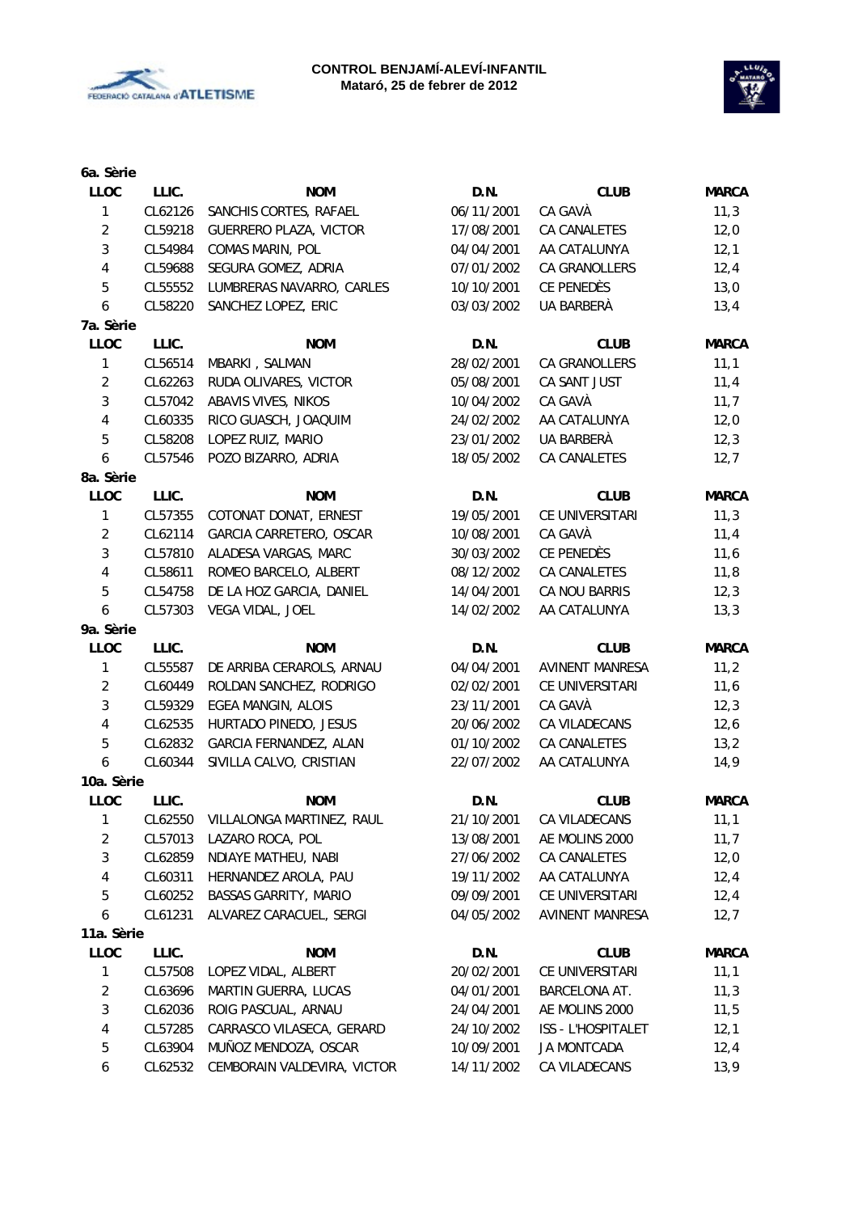**CONTROL BENJAMÍ-ALEVÍ-INFANTIL**
**Mataró, 25 de febrer de 2012**

**6a. Sèrie**

| LLOC | LLIC. | NOM | D.N. | CLUB | MARCA |
|---|---|---|---|---|---|
| 1 | CL62126 | SANCHIS CORTES, RAFAEL | 06/11/2001 | CA GAVÀ | 11,3 |
| 2 | CL59218 | GUERRERO PLAZA, VICTOR | 17/08/2001 | CA CANALETES | 12,0 |
| 3 | CL54984 | COMAS MARIN, POL | 04/04/2001 | AA CATALUNYA | 12,1 |
| 4 | CL59688 | SEGURA GOMEZ, ADRIA | 07/01/2002 | CA GRANOLLERS | 12,4 |
| 5 | CL55552 | LUMBRERAS NAVARRO, CARLES | 10/10/2001 | CE PENEDÈS | 13,0 |
| 6 | CL58220 | SANCHEZ LOPEZ, ERIC | 03/03/2002 | UA BARBERÀ | 13,4 |

**7a. Sèrie**

| LLOC | LLIC. | NOM | D.N. | CLUB | MARCA |
|---|---|---|---|---|---|
| 1 | CL56514 | MBARKI , SALMAN | 28/02/2001 | CA GRANOLLERS | 11,1 |
| 2 | CL62263 | RUDA OLIVARES, VICTOR | 05/08/2001 | CA SANT JUST | 11,4 |
| 3 | CL57042 | ABAVIS VIVES, NIKOS | 10/04/2002 | CA GAVÀ | 11,7 |
| 4 | CL60335 | RICO GUASCH, JOAQUIM | 24/02/2002 | AA CATALUNYA | 12,0 |
| 5 | CL58208 | LOPEZ RUIZ, MARIO | 23/01/2002 | UA BARBERÀ | 12,3 |
| 6 | CL57546 | POZO BIZARRO, ADRIA | 18/05/2002 | CA CANALETES | 12,7 |

**8a. Sèrie**

| LLOC | LLIC. | NOM | D.N. | CLUB | MARCA |
|---|---|---|---|---|---|
| 1 | CL57355 | COTONAT DONAT, ERNEST | 19/05/2001 | CE UNIVERSITARI | 11,3 |
| 2 | CL62114 | GARCIA CARRETERO, OSCAR | 10/08/2001 | CA GAVÀ | 11,4 |
| 3 | CL57810 | ALADESA VARGAS, MARC | 30/03/2002 | CE PENEDÈS | 11,6 |
| 4 | CL58611 | ROMEO BARCELO, ALBERT | 08/12/2002 | CA CANALETES | 11,8 |
| 5 | CL54758 | DE LA HOZ GARCIA, DANIEL | 14/04/2001 | CA NOU BARRIS | 12,3 |
| 6 | CL57303 | VEGA VIDAL, JOEL | 14/02/2002 | AA CATALUNYA | 13,3 |

**9a. Sèrie**

| LLOC | LLIC. | NOM | D.N. | CLUB | MARCA |
|---|---|---|---|---|---|
| 1 | CL55587 | DE ARRIBA CERAROLS, ARNAU | 04/04/2001 | AVINENT MANRESA | 11,2 |
| 2 | CL60449 | ROLDAN SANCHEZ, RODRIGO | 02/02/2001 | CE UNIVERSITARI | 11,6 |
| 3 | CL59329 | EGEA MANGIN, ALOIS | 23/11/2001 | CA GAVÀ | 12,3 |
| 4 | CL62535 | HURTADO PINEDO, JESUS | 20/06/2002 | CA VILADECANS | 12,6 |
| 5 | CL62832 | GARCIA FERNANDEZ, ALAN | 01/10/2002 | CA CANALETES | 13,2 |
| 6 | CL60344 | SIVILLA CALVO, CRISTIAN | 22/07/2002 | AA CATALUNYA | 14,9 |

**10a. Sèrie**

| LLOC | LLIC. | NOM | D.N. | CLUB | MARCA |
|---|---|---|---|---|---|
| 1 | CL62550 | VILLALONGA MARTINEZ, RAUL | 21/10/2001 | CA VILADECANS | 11,1 |
| 2 | CL57013 | LAZARO ROCA, POL | 13/08/2001 | AE MOLINS 2000 | 11,7 |
| 3 | CL62859 | NDIAYE MATHEU, NABI | 27/06/2002 | CA CANALETES | 12,0 |
| 4 | CL60311 | HERNANDEZ AROLA, PAU | 19/11/2002 | AA CATALUNYA | 12,4 |
| 5 | CL60252 | BASSAS GARRITY, MARIO | 09/09/2001 | CE UNIVERSITARI | 12,4 |
| 6 | CL61231 | ALVAREZ CARACUEL, SERGI | 04/05/2002 | AVINENT MANRESA | 12,7 |

**11a. Sèrie**

| LLOC | LLIC. | NOM | D.N. | CLUB | MARCA |
|---|---|---|---|---|---|
| 1 | CL57508 | LOPEZ VIDAL, ALBERT | 20/02/2001 | CE UNIVERSITARI | 11,1 |
| 2 | CL63696 | MARTIN GUERRA, LUCAS | 04/01/2001 | BARCELONA AT. | 11,3 |
| 3 | CL62036 | ROIG PASCUAL, ARNAU | 24/04/2001 | AE MOLINS 2000 | 11,5 |
| 4 | CL57285 | CARRASCO VILASECA, GERARD | 24/10/2002 | ISS - L'HOSPITALET | 12,1 |
| 5 | CL63904 | MUÑOZ MENDOZA, OSCAR | 10/09/2001 | JA MONTCADA | 12,4 |
| 6 | CL62532 | CEMBORAIN VALDEVIRA, VICTOR | 14/11/2002 | CA VILADECANS | 13,9 |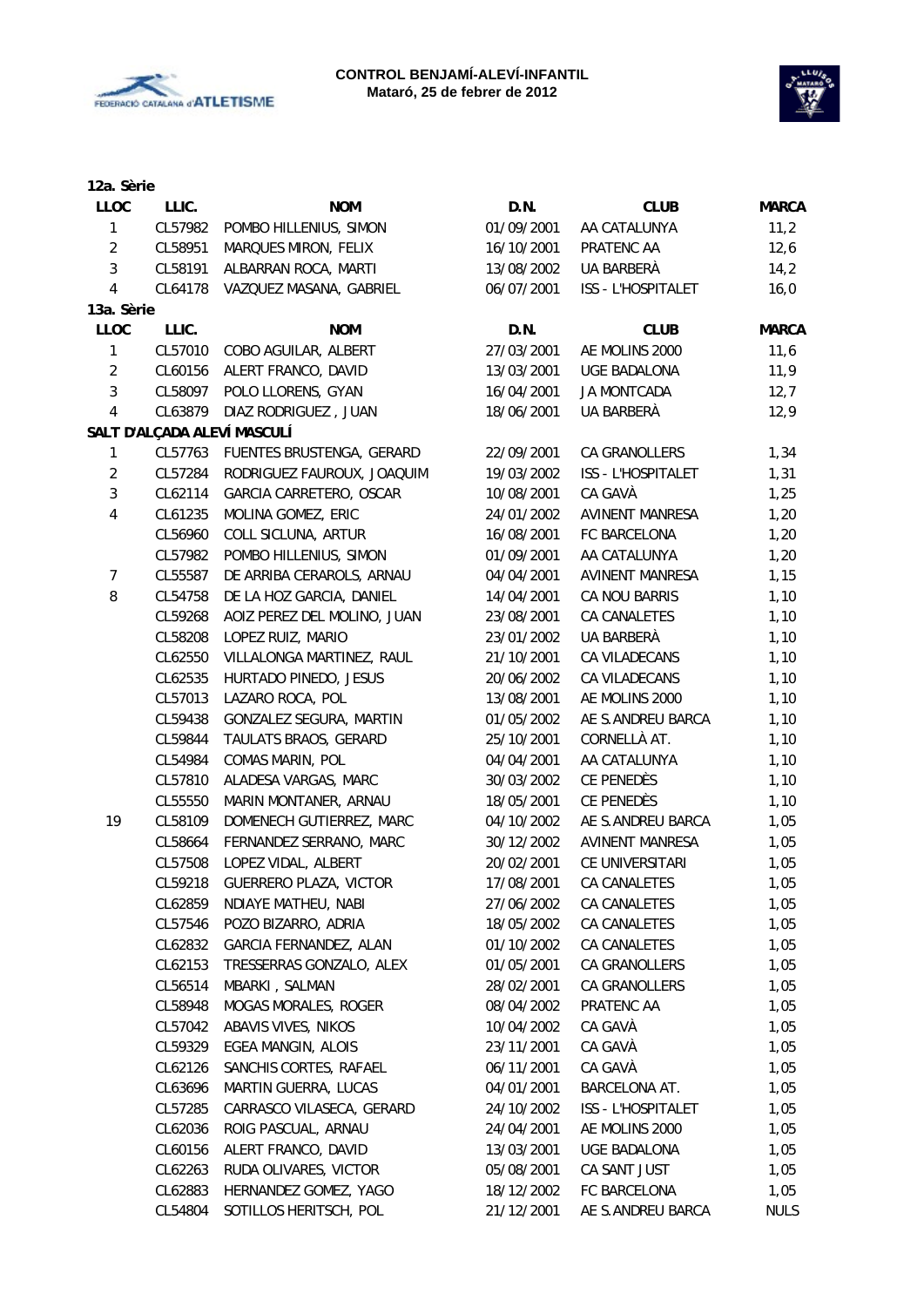**CONTROL BENJAMÍ-ALEVÍ-INFANTIL**
**Mataró, 25 de febrer de 2012**

**12a. Sèrie**

| LLOC | LLIC. | NOM | D.N. | CLUB | MARCA |
|---|---|---|---|---|---|
| 1 | CL57982 | POMBO HILLENIUS, SIMON | 01/09/2001 | AA CATALUNYA | 11,2 |
| 2 | CL58951 | MARQUES MIRON, FELIX | 16/10/2001 | PRATENC AA | 12,6 |
| 3 | CL58191 | ALBARRAN ROCA, MARTI | 13/08/2002 | UA BARBERÀ | 14,2 |
| 4 | CL64178 | VAZQUEZ MASANA, GABRIEL | 06/07/2001 | ISS - L'HOSPITALET | 16,0 |

**13a. Sèrie**

| LLOC | LLIC. | NOM | D.N. | CLUB | MARCA |
|---|---|---|---|---|---|
| 1 | CL57010 | COBO AGUILAR, ALBERT | 27/03/2001 | AE MOLINS 2000 | 11,6 |
| 2 | CL60156 | ALERT FRANCO, DAVID | 13/03/2001 | UGE BADALONA | 11,9 |
| 3 | CL58097 | POLO LLORENS, GYAN | 16/04/2001 | JA MONTCADA | 12,7 |
| 4 | CL63879 | DIAZ RODRIGUEZ , JUAN | 18/06/2001 | UA BARBERÀ | 12,9 |

**SALT D'ALÇADA ALEVÍ MASCULÍ**

| LLOC | LLIC. | NOM | D.N. | CLUB | MARCA |
|---|---|---|---|---|---|
| 1 | CL57763 | FUENTES BRUSTENGA, GERARD | 22/09/2001 | CA GRANOLLERS | 1,34 |
| 2 | CL57284 | RODRIGUEZ FAUROUX, JOAQUIM | 19/03/2002 | ISS - L'HOSPITALET | 1,31 |
| 3 | CL62114 | GARCIA CARRETERO, OSCAR | 10/08/2001 | CA GAVÀ | 1,25 |
| 4 | CL61235 | MOLINA GOMEZ, ERIC | 24/01/2002 | AVINENT MANRESA | 1,20 |
| | CL56960 | COLL SICLUNA, ARTUR | 16/08/2001 | FC BARCELONA | 1,20 |
| | CL57982 | POMBO HILLENIUS, SIMON | 01/09/2001 | AA CATALUNYA | 1,20 |
| 7 | CL55587 | DE ARRIBA CERAROLS, ARNAU | 04/04/2001 | AVINENT MANRESA | 1,15 |
| 8 | CL54758 | DE LA HOZ GARCIA, DANIEL | 14/04/2001 | CA NOU BARRIS | 1,10 |
| | CL59268 | AOIZ PEREZ DEL MOLINO, JUAN | 23/08/2001 | CA CANALETES | 1,10 |
| | CL58208 | LOPEZ RUIZ, MARIO | 23/01/2002 | UA BARBERÀ | 1,10 |
| | CL62550 | VILLALONGA MARTINEZ, RAUL | 21/10/2001 | CA VILADECANS | 1,10 |
| | CL62535 | HURTADO PINEDO, JESUS | 20/06/2002 | CA VILADECANS | 1,10 |
| | CL57013 | LAZARO ROCA, POL | 13/08/2001 | AE MOLINS 2000 | 1,10 |
| | CL59438 | GONZALEZ SEGURA, MARTIN | 01/05/2002 | AE S.ANDREU BARCA | 1,10 |
| | CL59844 | TAULATS BRAOS, GERARD | 25/10/2001 | CORNELLÀ AT. | 1,10 |
| | CL54984 | COMAS MARIN, POL | 04/04/2001 | AA CATALUNYA | 1,10 |
| | CL57810 | ALADESA VARGAS, MARC | 30/03/2002 | CE PENEDÈS | 1,10 |
| | CL55550 | MARIN MONTANER, ARNAU | 18/05/2001 | CE PENEDÈS | 1,10 |
| 19 | CL58109 | DOMENECH GUTIERREZ, MARC | 04/10/2002 | AE S.ANDREU BARCA | 1,05 |
| | CL58664 | FERNANDEZ SERRANO, MARC | 30/12/2002 | AVINENT MANRESA | 1,05 |
| | CL57508 | LOPEZ VIDAL, ALBERT | 20/02/2001 | CE UNIVERSITARI | 1,05 |
| | CL59218 | GUERRERO PLAZA, VICTOR | 17/08/2001 | CA CANALETES | 1,05 |
| | CL62859 | NDIAYE MATHEU, NABI | 27/06/2002 | CA CANALETES | 1,05 |
| | CL57546 | POZO BIZARRO, ADRIA | 18/05/2002 | CA CANALETES | 1,05 |
| | CL62832 | GARCIA FERNANDEZ, ALAN | 01/10/2002 | CA CANALETES | 1,05 |
| | CL62153 | TRESSERRAS GONZALO, ALEX | 01/05/2001 | CA GRANOLLERS | 1,05 |
| | CL56514 | MBARKI , SALMAN | 28/02/2001 | CA GRANOLLERS | 1,05 |
| | CL58948 | MOGAS MORALES, ROGER | 08/04/2002 | PRATENC AA | 1,05 |
| | CL57042 | ABAVIS VIVES, NIKOS | 10/04/2002 | CA GAVÀ | 1,05 |
| | CL59329 | EGEA MANGIN, ALOIS | 23/11/2001 | CA GAVÀ | 1,05 |
| | CL62126 | SANCHIS CORTES, RAFAEL | 06/11/2001 | CA GAVÀ | 1,05 |
| | CL63696 | MARTIN GUERRA, LUCAS | 04/01/2001 | BARCELONA AT. | 1,05 |
| | CL57285 | CARRASCO VILASECA, GERARD | 24/10/2002 | ISS - L'HOSPITALET | 1,05 |
| | CL62036 | ROIG PASCUAL, ARNAU | 24/04/2001 | AE MOLINS 2000 | 1,05 |
| | CL60156 | ALERT FRANCO, DAVID | 13/03/2001 | UGE BADALONA | 1,05 |
| | CL62263 | RUDA OLIVARES, VICTOR | 05/08/2001 | CA SANT JUST | 1,05 |
| | CL62883 | HERNANDEZ GOMEZ, YAGO | 18/12/2002 | FC BARCELONA | 1,05 |
| | CL54804 | SOTILLOS HERITSCH, POL | 21/12/2001 | AE S.ANDREU BARCA | NULS |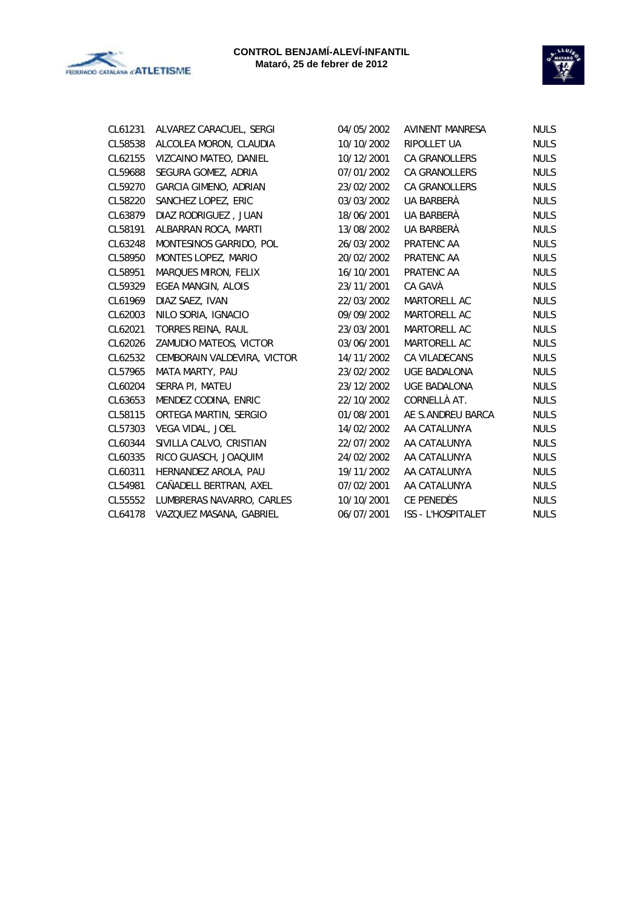**CONTROL BENJAMÍ-ALEVÍ-INFANTIL**
**Mataró, 25 de febrer de 2012**

| | | | | |
|---|---|---|---|---|
| CL61231 | ALVAREZ CARACUEL, SERGI | 04/05/2002 | AVINENT MANRESA | NULS |
| CL58538 | ALCOLEA MORON, CLAUDIA | 10/10/2002 | RIPOLLET UA | NULS |
| CL62155 | VIZCAINO MATEO, DANIEL | 10/12/2001 | CA GRANOLLERS | NULS |
| CL59688 | SEGURA GOMEZ, ADRIA | 07/01/2002 | CA GRANOLLERS | NULS |
| CL59270 | GARCIA GIMENO, ADRIAN | 23/02/2002 | CA GRANOLLERS | NULS |
| CL58220 | SANCHEZ LOPEZ, ERIC | 03/03/2002 | UA BARBERÀ | NULS |
| CL63879 | DIAZ RODRIGUEZ , JUAN | 18/06/2001 | UA BARBERÀ | NULS |
| CL58191 | ALBARRAN ROCA, MARTI | 13/08/2002 | UA BARBERÀ | NULS |
| CL63248 | MONTESINOS GARRIDO, POL | 26/03/2002 | PRATENC AA | NULS |
| CL58950 | MONTES LOPEZ, MARIO | 20/02/2002 | PRATENC AA | NULS |
| CL58951 | MARQUES MIRON, FELIX | 16/10/2001 | PRATENC AA | NULS |
| CL59329 | EGEA MANGIN, ALOIS | 23/11/2001 | CA GAVÀ | NULS |
| CL61969 | DIAZ SAEZ, IVAN | 22/03/2002 | MARTORELL AC | NULS |
| CL62003 | NILO SORIA, IGNACIO | 09/09/2002 | MARTORELL AC | NULS |
| CL62021 | TORRES REINA, RAUL | 23/03/2001 | MARTORELL AC | NULS |
| CL62026 | ZAMUDIO MATEOS, VICTOR | 03/06/2001 | MARTORELL AC | NULS |
| CL62532 | CEMBORAIN VALDEVIRA, VICTOR | 14/11/2002 | CA VILADECANS | NULS |
| CL57965 | MATA MARTY, PAU | 23/02/2002 | UGE BADALONA | NULS |
| CL60204 | SERRA PI, MATEU | 23/12/2002 | UGE BADALONA | NULS |
| CL63653 | MENDEZ CODINA, ENRIC | 22/10/2002 | CORNELLÀ AT. | NULS |
| CL58115 | ORTEGA MARTIN, SERGIO | 01/08/2001 | AE S.ANDREU BARCA | NULS |
| CL57303 | VEGA VIDAL, JOEL | 14/02/2002 | AA CATALUNYA | NULS |
| CL60344 | SIVILLA CALVO, CRISTIAN | 22/07/2002 | AA CATALUNYA | NULS |
| CL60335 | RICO GUASCH, JOAQUIM | 24/02/2002 | AA CATALUNYA | NULS |
| CL60311 | HERNANDEZ AROLA, PAU | 19/11/2002 | AA CATALUNYA | NULS |
| CL54981 | CAÑADELL BERTRAN, AXEL | 07/02/2001 | AA CATALUNYA | NULS |
| CL55552 | LUMBRERAS NAVARRO, CARLES | 10/10/2001 | CE PENEDÈS | NULS |
| CL64178 | VAZQUEZ MASANA, GABRIEL | 06/07/2001 | ISS - L'HOSPITALET | NULS |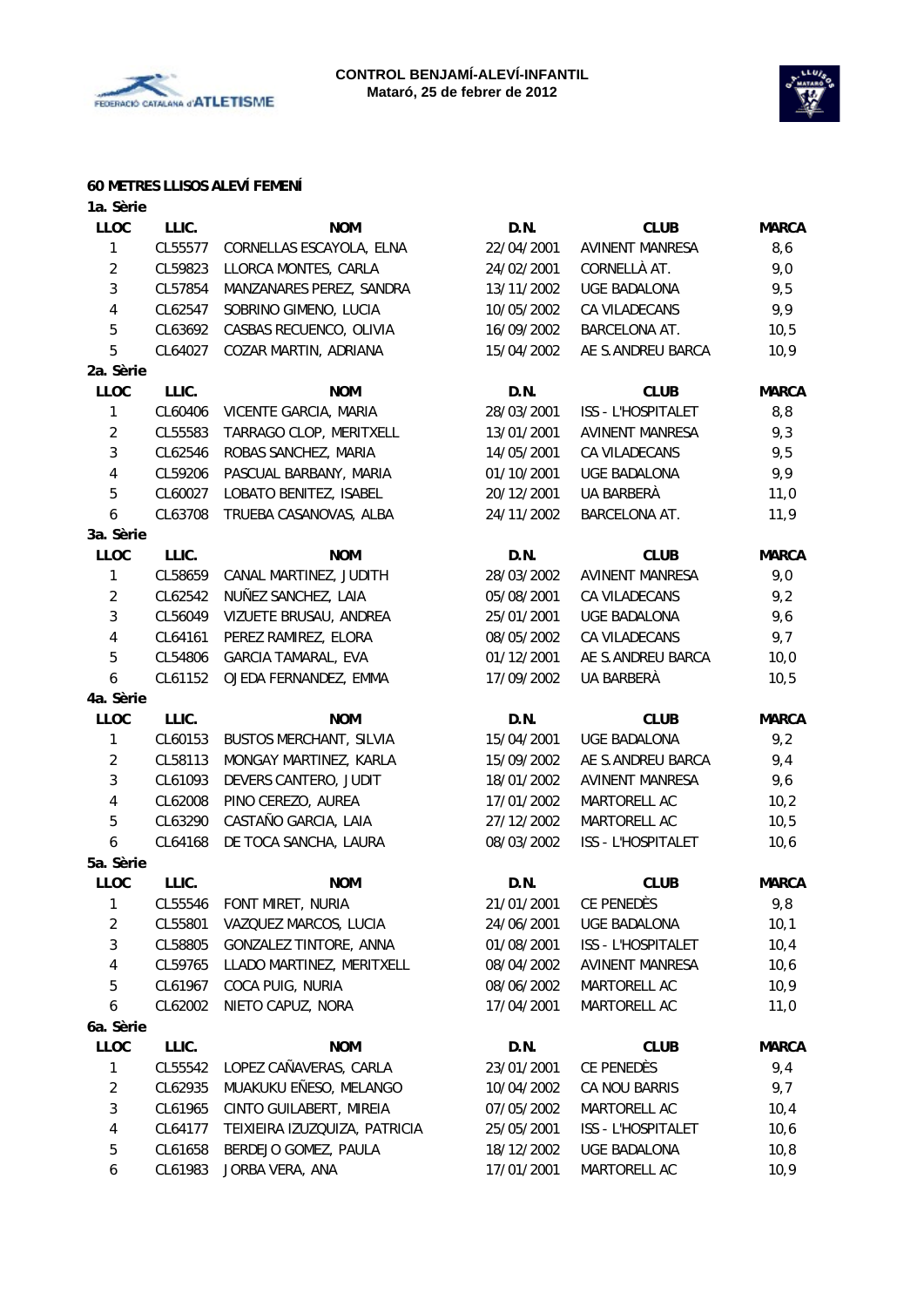**CONTROL BENJAMÍ-ALEVÍ-INFANTIL**
**Mataró, 25 de febrer de 2012**

### 60 METRES LLISOS ALEVÍ FEMENÍ

**1a. Sèrie**

| LLOC | LLIC. | NOM | D.N. | CLUB | MARCA |
|---|---|---|---|---|---|
| 1 | CL55577 | CORNELLAS ESCAYOLA, ELNA | 22/04/2001 | AVINENT MANRESA | 8,6 |
| 2 | CL59823 | LLORCA MONTES, CARLA | 24/02/2001 | CORNELLÀ AT. | 9,0 |
| 3 | CL57854 | MANZANARES PEREZ, SANDRA | 13/11/2002 | UGE BADALONA | 9,5 |
| 4 | CL62547 | SOBRINO GIMENO, LUCIA | 10/05/2002 | CA VILADECANS | 9,9 |
| 5 | CL63692 | CASBAS RECUENCO, OLIVIA | 16/09/2002 | BARCELONA AT. | 10,5 |
| 5 | CL64027 | COZAR MARTIN, ADRIANA | 15/04/2002 | AE S.ANDREU BARCA | 10,9 |

**2a. Sèrie**

| LLOC | LLIC. | NOM | D.N. | CLUB | MARCA |
|---|---|---|---|---|---|
| 1 | CL60406 | VICENTE GARCIA, MARIA | 28/03/2001 | ISS - L'HOSPITALET | 8,8 |
| 2 | CL55583 | TARRAGO CLOP, MERITXELL | 13/01/2001 | AVINENT MANRESA | 9,3 |
| 3 | CL62546 | ROBAS SANCHEZ, MARIA | 14/05/2001 | CA VILADECANS | 9,5 |
| 4 | CL59206 | PASCUAL BARBANY, MARIA | 01/10/2001 | UGE BADALONA | 9,9 |
| 5 | CL60027 | LOBATO BENITEZ, ISABEL | 20/12/2001 | UA BARBERÀ | 11,0 |
| 6 | CL63708 | TRUEBA CASANOVAS, ALBA | 24/11/2002 | BARCELONA AT. | 11,9 |

**3a. Sèrie**

| LLOC | LLIC. | NOM | D.N. | CLUB | MARCA |
|---|---|---|---|---|---|
| 1 | CL58659 | CANAL MARTINEZ, JUDITH | 28/03/2002 | AVINENT MANRESA | 9,0 |
| 2 | CL62542 | NUÑEZ SANCHEZ, LAIA | 05/08/2001 | CA VILADECANS | 9,2 |
| 3 | CL56049 | VIZUETE BRUSAU, ANDREA | 25/01/2001 | UGE BADALONA | 9,6 |
| 4 | CL64161 | PEREZ RAMIREZ, ELORA | 08/05/2002 | CA VILADECANS | 9,7 |
| 5 | CL54806 | GARCIA TAMARAL, EVA | 01/12/2001 | AE S.ANDREU BARCA | 10,0 |
| 6 | CL61152 | OJEDA FERNANDEZ, EMMA | 17/09/2002 | UA BARBERÀ | 10,5 |

**4a. Sèrie**

| LLOC | LLIC. | NOM | D.N. | CLUB | MARCA |
|---|---|---|---|---|---|
| 1 | CL60153 | BUSTOS MERCHANT, SILVIA | 15/04/2001 | UGE BADALONA | 9,2 |
| 2 | CL58113 | MONGAY MARTINEZ, KARLA | 15/09/2002 | AE S.ANDREU BARCA | 9,4 |
| 3 | CL61093 | DEVERS CANTERO, JUDIT | 18/01/2002 | AVINENT MANRESA | 9,6 |
| 4 | CL62008 | PINO CEREZO, AUREA | 17/01/2002 | MARTORELL AC | 10,2 |
| 5 | CL63290 | CASTAÑO GARCIA, LAIA | 27/12/2002 | MARTORELL AC | 10,5 |
| 6 | CL64168 | DE TOCA SANCHA, LAURA | 08/03/2002 | ISS - L'HOSPITALET | 10,6 |

**5a. Sèrie**

| LLOC | LLIC. | NOM | D.N. | CLUB | MARCA |
|---|---|---|---|---|---|
| 1 | CL55546 | FONT MIRET, NURIA | 21/01/2001 | CE PENEDÈS | 9,8 |
| 2 | CL55801 | VAZQUEZ MARCOS, LUCIA | 24/06/2001 | UGE BADALONA | 10,1 |
| 3 | CL58805 | GONZALEZ TINTORE, ANNA | 01/08/2001 | ISS - L'HOSPITALET | 10,4 |
| 4 | CL59765 | LLADO MARTINEZ, MERITXELL | 08/04/2002 | AVINENT MANRESA | 10,6 |
| 5 | CL61967 | COCA PUIG, NURIA | 08/06/2002 | MARTORELL AC | 10,9 |
| 6 | CL62002 | NIETO CAPUZ, NORA | 17/04/2001 | MARTORELL AC | 11,0 |

**6a. Sèrie**

| LLOC | LLIC. | NOM | D.N. | CLUB | MARCA |
|---|---|---|---|---|---|
| 1 | CL55542 | LOPEZ CAÑAVERAS, CARLA | 23/01/2001 | CE PENEDÈS | 9,4 |
| 2 | CL62935 | MUAKUKU EÑESO, MELANGO | 10/04/2002 | CA NOU BARRIS | 9,7 |
| 3 | CL61965 | CINTO GUILABERT, MIREIA | 07/05/2002 | MARTORELL AC | 10,4 |
| 4 | CL64177 | TEIXIEIRA IZUZQUIZA, PATRICIA | 25/05/2001 | ISS - L'HOSPITALET | 10,6 |
| 5 | CL61658 | BERDEJO GOMEZ, PAULA | 18/12/2002 | UGE BADALONA | 10,8 |
| 6 | CL61983 | JORBA VERA, ANA | 17/01/2001 | MARTORELL AC | 10,9 |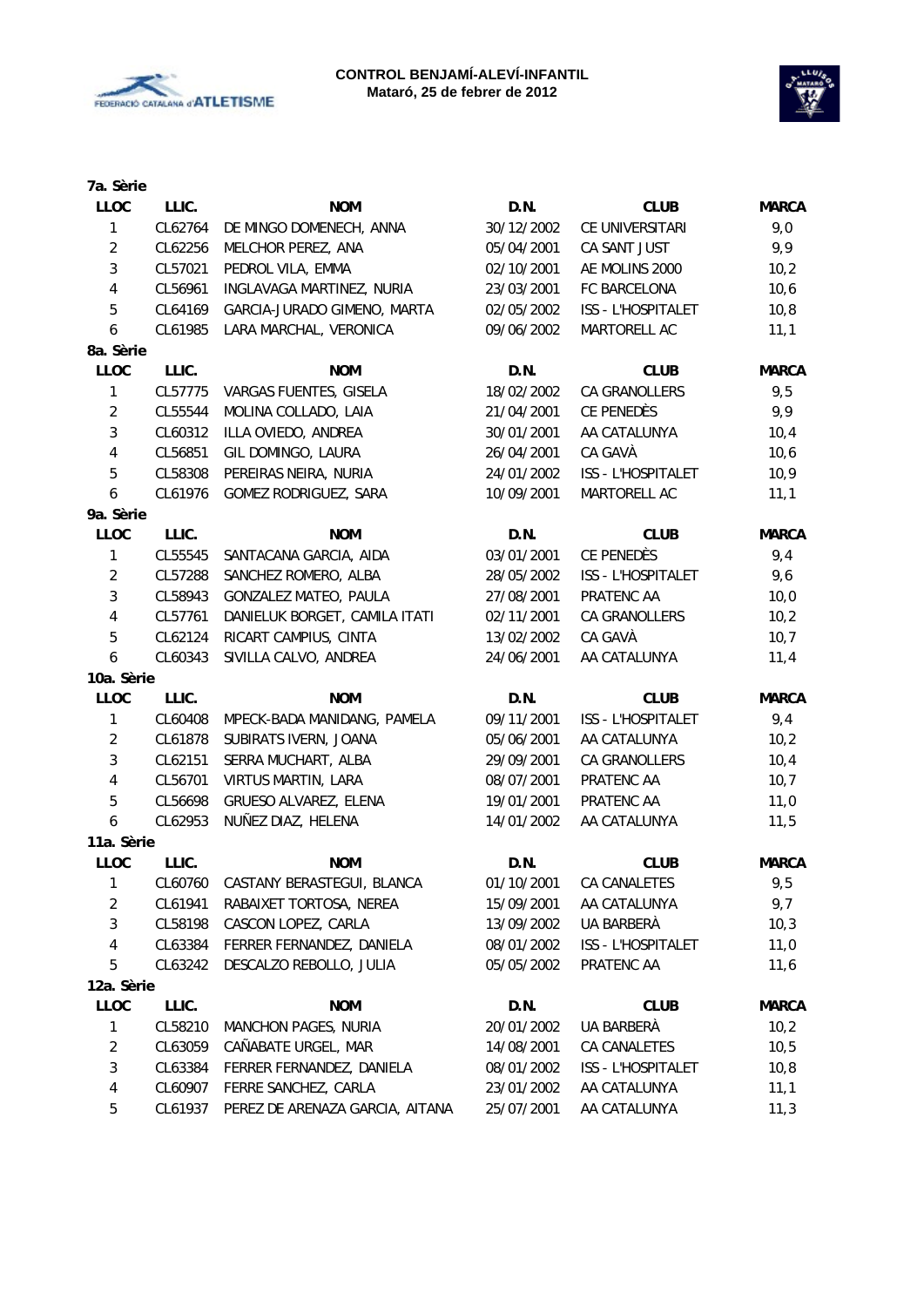**CONTROL BENJAMÍ-ALEVÍ-INFANTIL**
**Mataró, 25 de febrer de 2012**

**7a. Sèrie**

| LLOC | LLIC. | NOM | D.N. | CLUB | MARCA |
|---|---|---|---|---|---|
| 1 | CL62764 | DE MINGO DOMENECH, ANNA | 30/12/2002 | CE UNIVERSITARI | 9,0 |
| 2 | CL62256 | MELCHOR PEREZ, ANA | 05/04/2001 | CA SANT JUST | 9,9 |
| 3 | CL57021 | PEDROL VILA, EMMA | 02/10/2001 | AE MOLINS 2000 | 10,2 |
| 4 | CL56961 | INGLAVAGA MARTINEZ, NURIA | 23/03/2001 | FC BARCELONA | 10,6 |
| 5 | CL64169 | GARCIA-JURADO GIMENO, MARTA | 02/05/2002 | ISS - L'HOSPITALET | 10,8 |
| 6 | CL61985 | LARA MARCHAL, VERONICA | 09/06/2002 | MARTORELL AC | 11,1 |

**8a. Sèrie**

| LLOC | LLIC. | NOM | D.N. | CLUB | MARCA |
|---|---|---|---|---|---|
| 1 | CL57775 | VARGAS FUENTES, GISELA | 18/02/2002 | CA GRANOLLERS | 9,5 |
| 2 | CL55544 | MOLINA COLLADO, LAIA | 21/04/2001 | CE PENEDÈS | 9,9 |
| 3 | CL60312 | ILLA OVIEDO, ANDREA | 30/01/2001 | AA CATALUNYA | 10,4 |
| 4 | CL56851 | GIL DOMINGO, LAURA | 26/04/2001 | CA GAVÀ | 10,6 |
| 5 | CL58308 | PEREIRAS NEIRA, NURIA | 24/01/2002 | ISS - L'HOSPITALET | 10,9 |
| 6 | CL61976 | GOMEZ RODRIGUEZ, SARA | 10/09/2001 | MARTORELL AC | 11,1 |

**9a. Sèrie**

| LLOC | LLIC. | NOM | D.N. | CLUB | MARCA |
|---|---|---|---|---|---|
| 1 | CL55545 | SANTACANA GARCIA, AIDA | 03/01/2001 | CE PENEDÈS | 9,4 |
| 2 | CL57288 | SANCHEZ ROMERO, ALBA | 28/05/2002 | ISS - L'HOSPITALET | 9,6 |
| 3 | CL58943 | GONZALEZ MATEO, PAULA | 27/08/2001 | PRATENC AA | 10,0 |
| 4 | CL57761 | DANIELUK BORGET, CAMILA ITATI | 02/11/2001 | CA GRANOLLERS | 10,2 |
| 5 | CL62124 | RICART CAMPIUS, CINTA | 13/02/2002 | CA GAVÀ | 10,7 |
| 6 | CL60343 | SIVILLA CALVO, ANDREA | 24/06/2001 | AA CATALUNYA | 11,4 |

**10a. Sèrie**

| LLOC | LLIC. | NOM | D.N. | CLUB | MARCA |
|---|---|---|---|---|---|
| 1 | CL60408 | MPECK-BADA MANIDANG, PAMELA | 09/11/2001 | ISS - L'HOSPITALET | 9,4 |
| 2 | CL61878 | SUBIRATS IVERN, JOANA | 05/06/2001 | AA CATALUNYA | 10,2 |
| 3 | CL62151 | SERRA MUCHART, ALBA | 29/09/2001 | CA GRANOLLERS | 10,4 |
| 4 | CL56701 | VIRTUS MARTIN, LARA | 08/07/2001 | PRATENC AA | 10,7 |
| 5 | CL56698 | GRUESO ALVAREZ, ELENA | 19/01/2001 | PRATENC AA | 11,0 |
| 6 | CL62953 | NUÑEZ DIAZ, HELENA | 14/01/2002 | AA CATALUNYA | 11,5 |

**11a. Sèrie**

| LLOC | LLIC. | NOM | D.N. | CLUB | MARCA |
|---|---|---|---|---|---|
| 1 | CL60760 | CASTANY BERASTEGUI, BLANCA | 01/10/2001 | CA CANALETES | 9,5 |
| 2 | CL61941 | RABAIXET TORTOSA, NEREA | 15/09/2001 | AA CATALUNYA | 9,7 |
| 3 | CL58198 | CASCON LOPEZ, CARLA | 13/09/2002 | UA BARBERÀ | 10,3 |
| 4 | CL63384 | FERRER FERNANDEZ, DANIELA | 08/01/2002 | ISS - L'HOSPITALET | 11,0 |
| 5 | CL63242 | DESCALZO REBOLLO, JULIA | 05/05/2002 | PRATENC AA | 11,6 |

**12a. Sèrie**

| LLOC | LLIC. | NOM | D.N. | CLUB | MARCA |
|---|---|---|---|---|---|
| 1 | CL58210 | MANCHON PAGES, NURIA | 20/01/2002 | UA BARBERÀ | 10,2 |
| 2 | CL63059 | CAÑABATE URGEL, MAR | 14/08/2001 | CA CANALETES | 10,5 |
| 3 | CL63384 | FERRER FERNANDEZ, DANIELA | 08/01/2002 | ISS - L'HOSPITALET | 10,8 |
| 4 | CL60907 | FERRE SANCHEZ, CARLA | 23/01/2002 | AA CATALUNYA | 11,1 |
| 5 | CL61937 | PEREZ DE ARENAZA GARCIA, AITANA | 25/07/2001 | AA CATALUNYA | 11,3 |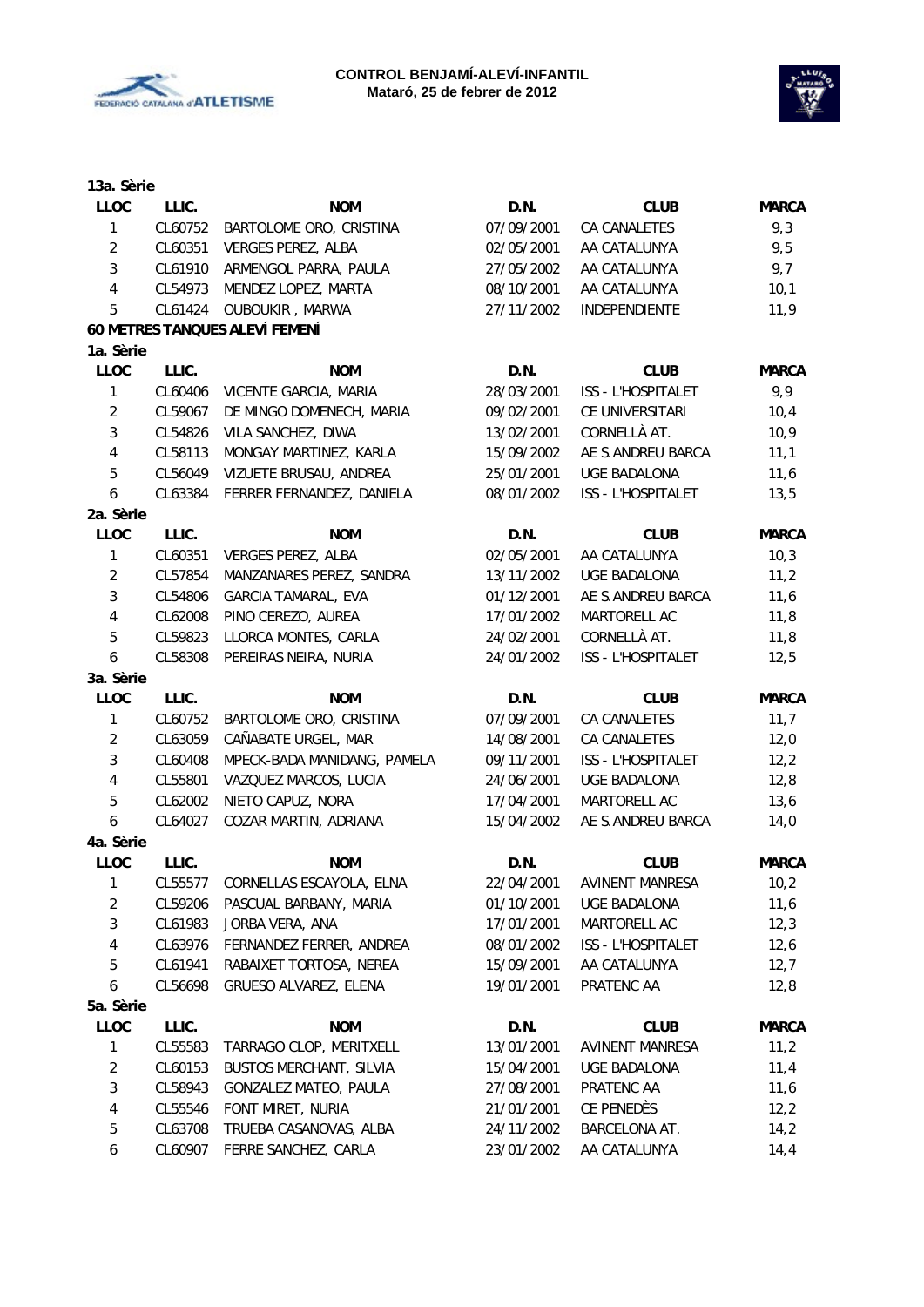**13a. Sèrie**

| LLOC | LLIC. | NOM | D.N. | CLUB | MARCA |
|---|---|---|---|---|---|
| 1 | CL60752 | BARTOLOME ORO, CRISTINA | 07/09/2001 | CA CANALETES | 9,3 |
| 2 | CL60351 | VERGES PEREZ, ALBA | 02/05/2001 | AA CATALUNYA | 9,5 |
| 3 | CL61910 | ARMENGOL PARRA, PAULA | 27/05/2002 | AA CATALUNYA | 9,7 |
| 4 | CL54973 | MENDEZ LOPEZ, MARTA | 08/10/2001 | AA CATALUNYA | 10,1 |
| 5 | CL61424 | OUBOUKIR , MARWA | 27/11/2002 | INDEPENDIENTE | 11,9 |

**60 METRES TANQUES ALEVÍ FEMENÍ**

**1a. Sèrie**

| LLOC | LLIC. | NOM | D.N. | CLUB | MARCA |
|---|---|---|---|---|---|
| 1 | CL60406 | VICENTE GARCIA, MARIA | 28/03/2001 | ISS - L'HOSPITALET | 9,9 |
| 2 | CL59067 | DE MINGO DOMENECH, MARIA | 09/02/2001 | CE UNIVERSITARI | 10,4 |
| 3 | CL54826 | VILA SANCHEZ, DIWA | 13/02/2001 | CORNELLÀ AT. | 10,9 |
| 4 | CL58113 | MONGAY MARTINEZ, KARLA | 15/09/2002 | AE S.ANDREU BARCA | 11,1 |
| 5 | CL56049 | VIZUETE BRUSAU, ANDREA | 25/01/2001 | UGE BADALONA | 11,6 |
| 6 | CL63384 | FERRER FERNANDEZ, DANIELA | 08/01/2002 | ISS - L'HOSPITALET | 13,5 |

**2a. Sèrie**

| LLOC | LLIC. | NOM | D.N. | CLUB | MARCA |
|---|---|---|---|---|---|
| 1 | CL60351 | VERGES PEREZ, ALBA | 02/05/2001 | AA CATALUNYA | 10,3 |
| 2 | CL57854 | MANZANARES PEREZ, SANDRA | 13/11/2002 | UGE BADALONA | 11,2 |
| 3 | CL54806 | GARCIA TAMARAL, EVA | 01/12/2001 | AE S.ANDREU BARCA | 11,6 |
| 4 | CL62008 | PINO CEREZO, AUREA | 17/01/2002 | MARTORELL AC | 11,8 |
| 5 | CL59823 | LLORCA MONTES, CARLA | 24/02/2001 | CORNELLÀ AT. | 11,8 |
| 6 | CL58308 | PEREIRAS NEIRA, NURIA | 24/01/2002 | ISS - L'HOSPITALET | 12,5 |

**3a. Sèrie**

| LLOC | LLIC. | NOM | D.N. | CLUB | MARCA |
|---|---|---|---|---|---|
| 1 | CL60752 | BARTOLOME ORO, CRISTINA | 07/09/2001 | CA CANALETES | 11,7 |
| 2 | CL63059 | CAÑABATE URGEL, MAR | 14/08/2001 | CA CANALETES | 12,0 |
| 3 | CL60408 | MPECK-BADA MANIDANG, PAMELA | 09/11/2001 | ISS - L'HOSPITALET | 12,2 |
| 4 | CL55801 | VAZQUEZ MARCOS, LUCIA | 24/06/2001 | UGE BADALONA | 12,8 |
| 5 | CL62002 | NIETO CAPUZ, NORA | 17/04/2001 | MARTORELL AC | 13,6 |
| 6 | CL64027 | COZAR MARTIN, ADRIANA | 15/04/2002 | AE S.ANDREU BARCA | 14,0 |

**4a. Sèrie**

| LLOC | LLIC. | NOM | D.N. | CLUB | MARCA |
|---|---|---|---|---|---|
| 1 | CL55577 | CORNELLAS ESCAYOLA, ELNA | 22/04/2001 | AVINENT MANRESA | 10,2 |
| 2 | CL59206 | PASCUAL BARBANY, MARIA | 01/10/2001 | UGE BADALONA | 11,6 |
| 3 | CL61983 | JORBA VERA, ANA | 17/01/2001 | MARTORELL AC | 12,3 |
| 4 | CL63976 | FERNANDEZ FERRER, ANDREA | 08/01/2002 | ISS - L'HOSPITALET | 12,6 |
| 5 | CL61941 | RABAIXET TORTOSA, NEREA | 15/09/2001 | AA CATALUNYA | 12,7 |
| 6 | CL56698 | GRUESO ALVAREZ, ELENA | 19/01/2001 | PRATENC AA | 12,8 |

**5a. Sèrie**

| LLOC | LLIC. | NOM | D.N. | CLUB | MARCA |
|---|---|---|---|---|---|
| 1 | CL55583 | TARRAGO CLOP, MERITXELL | 13/01/2001 | AVINENT MANRESA | 11,2 |
| 2 | CL60153 | BUSTOS MERCHANT, SILVIA | 15/04/2001 | UGE BADALONA | 11,4 |
| 3 | CL58943 | GONZALEZ MATEO, PAULA | 27/08/2001 | PRATENC AA | 11,6 |
| 4 | CL55546 | FONT MIRET, NURIA | 21/01/2001 | CE PENEDÈS | 12,2 |
| 5 | CL63708 | TRUEBA CASANOVAS, ALBA | 24/11/2002 | BARCELONA AT. | 14,2 |
| 6 | CL60907 | FERRE SANCHEZ, CARLA | 23/01/2002 | AA CATALUNYA | 14,4 |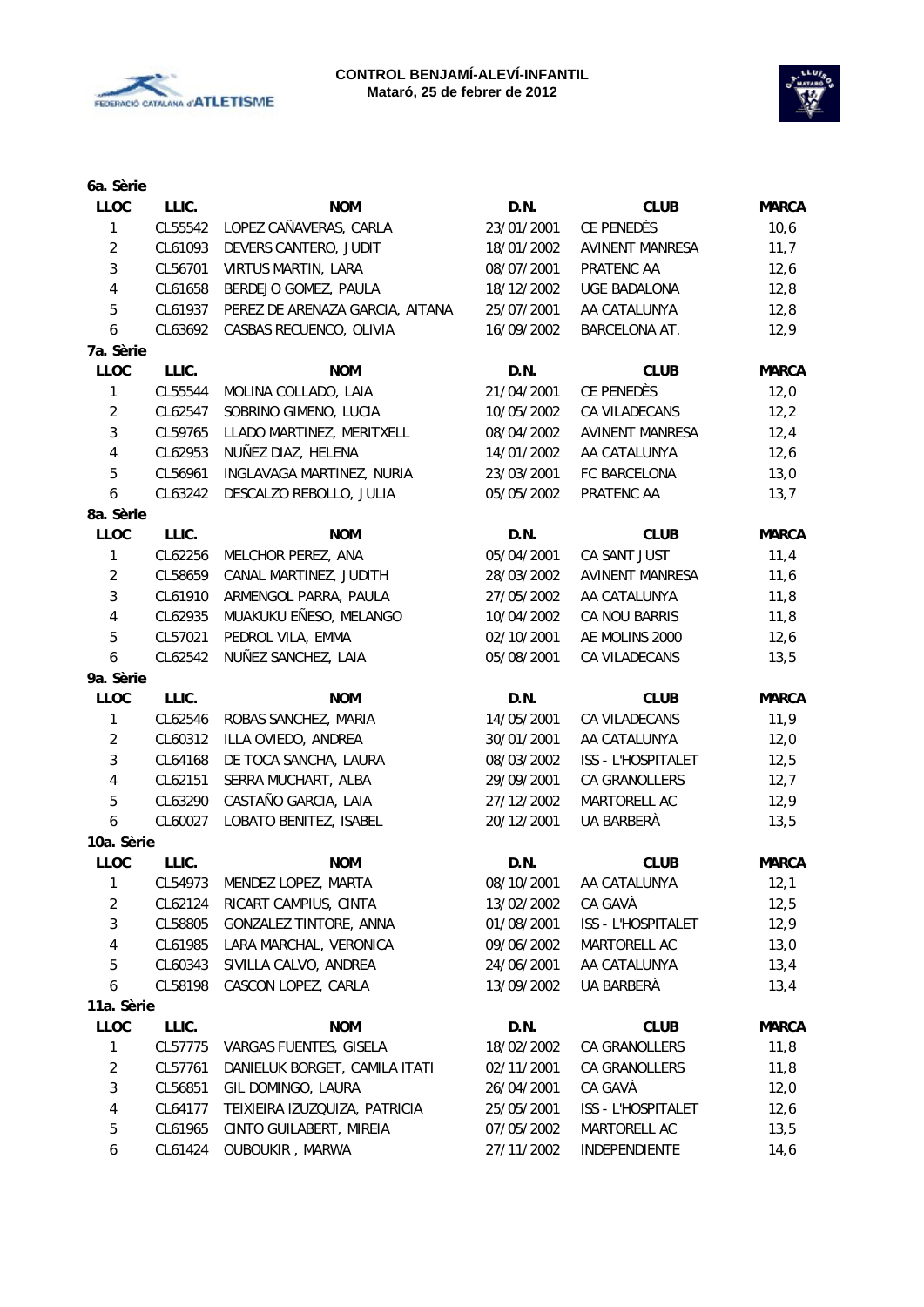**CONTROL BENJAMÍ-ALEVÍ-INFANTIL**
**Mataró, 25 de febrer de 2012**

**6a. Sèrie**

| LLOC | LLIC. | NOM | D.N. | CLUB | MARCA |
|---|---|---|---|---|---|
| 1 | CL55542 | LOPEZ CAÑAVERAS, CARLA | 23/01/2001 | CE PENEDÈS | 10,6 |
| 2 | CL61093 | DEVERS CANTERO, JUDIT | 18/01/2002 | AVINENT MANRESA | 11,7 |
| 3 | CL56701 | VIRTUS MARTIN, LARA | 08/07/2001 | PRATENC AA | 12,6 |
| 4 | CL61658 | BERDEJO GOMEZ, PAULA | 18/12/2002 | UGE BADALONA | 12,8 |
| 5 | CL61937 | PEREZ DE ARENAZA GARCIA, AITANA | 25/07/2001 | AA CATALUNYA | 12,8 |
| 6 | CL63692 | CASBAS RECUENCO, OLIVIA | 16/09/2002 | BARCELONA AT. | 12,9 |

**7a. Sèrie**

| LLOC | LLIC. | NOM | D.N. | CLUB | MARCA |
|---|---|---|---|---|---|
| 1 | CL55544 | MOLINA COLLADO, LAIA | 21/04/2001 | CE PENEDÈS | 12,0 |
| 2 | CL62547 | SOBRINO GIMENO, LUCIA | 10/05/2002 | CA VILADECANS | 12,2 |
| 3 | CL59765 | LLADO MARTINEZ, MERITXELL | 08/04/2002 | AVINENT MANRESA | 12,4 |
| 4 | CL62953 | NUÑEZ DIAZ, HELENA | 14/01/2002 | AA CATALUNYA | 12,6 |
| 5 | CL56961 | INGLAVAGA MARTINEZ, NURIA | 23/03/2001 | FC BARCELONA | 13,0 |
| 6 | CL63242 | DESCALZO REBOLLO, JULIA | 05/05/2002 | PRATENC AA | 13,7 |

**8a. Sèrie**

| LLOC | LLIC. | NOM | D.N. | CLUB | MARCA |
|---|---|---|---|---|---|
| 1 | CL62256 | MELCHOR PEREZ, ANA | 05/04/2001 | CA SANT JUST | 11,4 |
| 2 | CL58659 | CANAL MARTINEZ, JUDITH | 28/03/2002 | AVINENT MANRESA | 11,6 |
| 3 | CL61910 | ARMENGOL PARRA, PAULA | 27/05/2002 | AA CATALUNYA | 11,8 |
| 4 | CL62935 | MUAKUKU EÑESO, MELANGO | 10/04/2002 | CA NOU BARRIS | 11,8 |
| 5 | CL57021 | PEDROL VILA, EMMA | 02/10/2001 | AE MOLINS 2000 | 12,6 |
| 6 | CL62542 | NUÑEZ SANCHEZ, LAIA | 05/08/2001 | CA VILADECANS | 13,5 |

**9a. Sèrie**

| LLOC | LLIC. | NOM | D.N. | CLUB | MARCA |
|---|---|---|---|---|---|
| 1 | CL62546 | ROBAS SANCHEZ, MARIA | 14/05/2001 | CA VILADECANS | 11,9 |
| 2 | CL60312 | ILLA OVIEDO, ANDREA | 30/01/2001 | AA CATALUNYA | 12,0 |
| 3 | CL64168 | DE TOCA SANCHA, LAURA | 08/03/2002 | ISS - L'HOSPITALET | 12,5 |
| 4 | CL62151 | SERRA MUCHART, ALBA | 29/09/2001 | CA GRANOLLERS | 12,7 |
| 5 | CL63290 | CASTAÑO GARCIA, LAIA | 27/12/2002 | MARTORELL AC | 12,9 |
| 6 | CL60027 | LOBATO BENITEZ, ISABEL | 20/12/2001 | UA BARBERÀ | 13,5 |

**10a. Sèrie**

| LLOC | LLIC. | NOM | D.N. | CLUB | MARCA |
|---|---|---|---|---|---|
| 1 | CL54973 | MENDEZ LOPEZ, MARTA | 08/10/2001 | AA CATALUNYA | 12,1 |
| 2 | CL62124 | RICART CAMPIUS, CINTA | 13/02/2002 | CA GAVÀ | 12,5 |
| 3 | CL58805 | GONZALEZ TINTORE, ANNA | 01/08/2001 | ISS - L'HOSPITALET | 12,9 |
| 4 | CL61985 | LARA MARCHAL, VERONICA | 09/06/2002 | MARTORELL AC | 13,0 |
| 5 | CL60343 | SIVILLA CALVO, ANDREA | 24/06/2001 | AA CATALUNYA | 13,4 |
| 6 | CL58198 | CASCON LOPEZ, CARLA | 13/09/2002 | UA BARBERÀ | 13,4 |

**11a. Sèrie**

| LLOC | LLIC. | NOM | D.N. | CLUB | MARCA |
|---|---|---|---|---|---|
| 1 | CL57775 | VARGAS FUENTES, GISELA | 18/02/2002 | CA GRANOLLERS | 11,8 |
| 2 | CL57761 | DANIELUK BORGET, CAMILA ITATI | 02/11/2001 | CA GRANOLLERS | 11,8 |
| 3 | CL56851 | GIL DOMINGO, LAURA | 26/04/2001 | CA GAVÀ | 12,0 |
| 4 | CL64177 | TEIXIEIRA IZUZQUIZA, PATRICIA | 25/05/2001 | ISS - L'HOSPITALET | 12,6 |
| 5 | CL61965 | CINTO GUILABERT, MIREIA | 07/05/2002 | MARTORELL AC | 13,5 |
| 6 | CL61424 | OUBOUKIR , MARWA | 27/11/2002 | INDEPENDIENTE | 14,6 |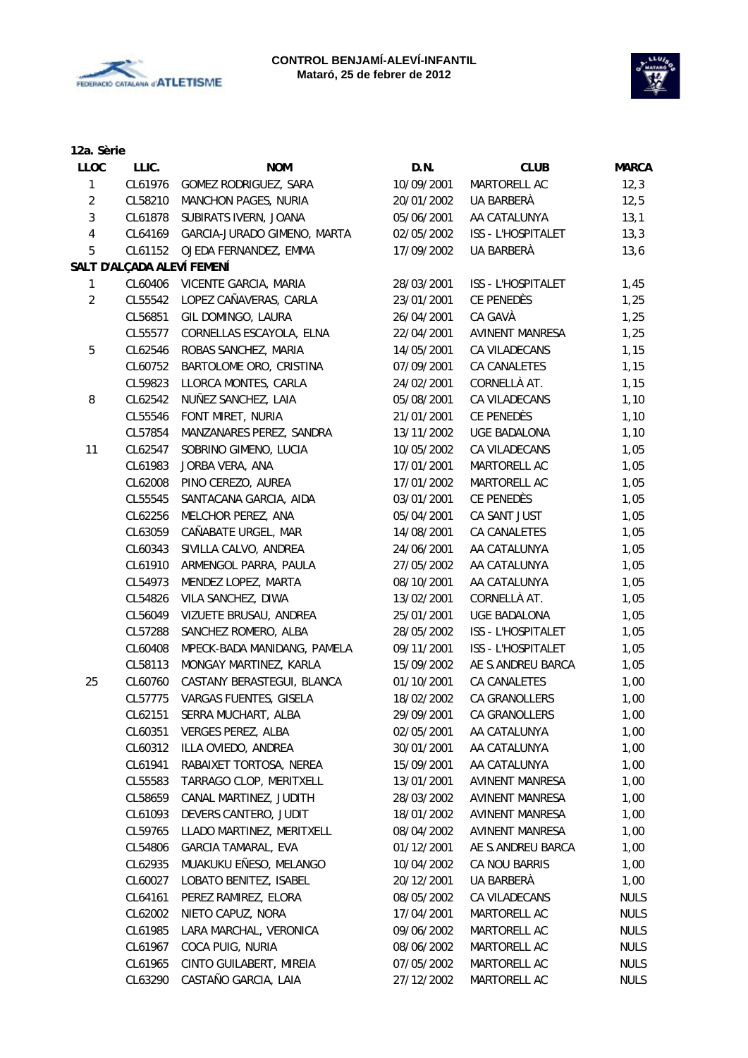**CONTROL BENJAMÍ-ALEVÍ-INFANTIL**
**Mataró, 25 de febrer de 2012**

**12a. Sèrie**

| LLOC | LLIC. | NOM | D.N. | CLUB | MARCA |
|---|---|---|---|---|---|
| 1 | CL61976 | GOMEZ RODRIGUEZ, SARA | 10/09/2001 | MARTORELL AC | 12,3 |
| 2 | CL58210 | MANCHON PAGES, NURIA | 20/01/2002 | UA BARBERÀ | 12,5 |
| 3 | CL61878 | SUBIRATS IVERN, JOANA | 05/06/2001 | AA CATALUNYA | 13,1 |
| 4 | CL64169 | GARCIA-JURADO GIMENO, MARTA | 02/05/2002 | ISS - L'HOSPITALET | 13,3 |
| 5 | CL61152 | OJEDA FERNANDEZ, EMMA | 17/09/2002 | UA BARBERÀ | 13,6 |

**SALT D'ALÇADA ALEVÍ FEMENÍ**

| LLOC | LLIC. | NOM | D.N. | CLUB | MARCA |
|---|---|---|---|---|---|
| 1 | CL60406 | VICENTE GARCIA, MARIA | 28/03/2001 | ISS - L'HOSPITALET | 1,45 |
| 2 | CL55542 | LOPEZ CAÑAVERAS, CARLA | 23/01/2001 | CE PENEDÈS | 1,25 |
| | CL56851 | GIL DOMINGO, LAURA | 26/04/2001 | CA GAVÀ | 1,25 |
| | CL55577 | CORNELLAS ESCAYOLA, ELNA | 22/04/2001 | AVINENT MANRESA | 1,25 |
| 5 | CL62546 | ROBAS SANCHEZ, MARIA | 14/05/2001 | CA VILADECANS | 1,15 |
| | CL60752 | BARTOLOME ORO, CRISTINA | 07/09/2001 | CA CANALETES | 1,15 |
| | CL59823 | LLORCA MONTES, CARLA | 24/02/2001 | CORNELLÀ AT. | 1,15 |
| 8 | CL62542 | NUÑEZ SANCHEZ, LAIA | 05/08/2001 | CA VILADECANS | 1,10 |
| | CL55546 | FONT MIRET, NURIA | 21/01/2001 | CE PENEDÈS | 1,10 |
| | CL57854 | MANZANARES PEREZ, SANDRA | 13/11/2002 | UGE BADALONA | 1,10 |
| 11 | CL62547 | SOBRINO GIMENO, LUCIA | 10/05/2002 | CA VILADECANS | 1,05 |
| | CL61983 | JORBA VERA, ANA | 17/01/2001 | MARTORELL AC | 1,05 |
| | CL62008 | PINO CEREZO, AUREA | 17/01/2002 | MARTORELL AC | 1,05 |
| | CL55545 | SANTACANA GARCIA, AIDA | 03/01/2001 | CE PENEDÈS | 1,05 |
| | CL62256 | MELCHOR PEREZ, ANA | 05/04/2001 | CA SANT JUST | 1,05 |
| | CL63059 | CAÑABATE URGEL, MAR | 14/08/2001 | CA CANALETES | 1,05 |
| | CL60343 | SIVILLA CALVO, ANDREA | 24/06/2001 | AA CATALUNYA | 1,05 |
| | CL61910 | ARMENGOL PARRA, PAULA | 27/05/2002 | AA CATALUNYA | 1,05 |
| | CL54973 | MENDEZ LOPEZ, MARTA | 08/10/2001 | AA CATALUNYA | 1,05 |
| | CL54826 | VILA SANCHEZ, DIWA | 13/02/2001 | CORNELLÀ AT. | 1,05 |
| | CL56049 | VIZUETE BRUSAU, ANDREA | 25/01/2001 | UGE BADALONA | 1,05 |
| | CL57288 | SANCHEZ ROMERO, ALBA | 28/05/2002 | ISS - L'HOSPITALET | 1,05 |
| | CL60408 | MPECK-BADA MANIDANG, PAMELA | 09/11/2001 | ISS - L'HOSPITALET | 1,05 |
| | CL58113 | MONGAY MARTINEZ, KARLA | 15/09/2002 | AE S.ANDREU BARCA | 1,05 |
| 25 | CL60760 | CASTANY BERASTEGUI, BLANCA | 01/10/2001 | CA CANALETES | 1,00 |
| | CL57775 | VARGAS FUENTES, GISELA | 18/02/2002 | CA GRANOLLERS | 1,00 |
| | CL62151 | SERRA MUCHART, ALBA | 29/09/2001 | CA GRANOLLERS | 1,00 |
| | CL60351 | VERGES PEREZ, ALBA | 02/05/2001 | AA CATALUNYA | 1,00 |
| | CL60312 | ILLA OVIEDO, ANDREA | 30/01/2001 | AA CATALUNYA | 1,00 |
| | CL61941 | RABAIXET TORTOSA, NEREA | 15/09/2001 | AA CATALUNYA | 1,00 |
| | CL55583 | TARRAGO CLOP, MERITXELL | 13/01/2001 | AVINENT MANRESA | 1,00 |
| | CL58659 | CANAL MARTINEZ, JUDITH | 28/03/2002 | AVINENT MANRESA | 1,00 |
| | CL61093 | DEVERS CANTERO, JUDIT | 18/01/2002 | AVINENT MANRESA | 1,00 |
| | CL59765 | LLADO MARTINEZ, MERITXELL | 08/04/2002 | AVINENT MANRESA | 1,00 |
| | CL54806 | GARCIA TAMARAL, EVA | 01/12/2001 | AE S.ANDREU BARCA | 1,00 |
| | CL62935 | MUAKUKU EÑESO, MELANGO | 10/04/2002 | CA NOU BARRIS | 1,00 |
| | CL60027 | LOBATO BENITEZ, ISABEL | 20/12/2001 | UA BARBERÀ | 1,00 |
| | CL64161 | PEREZ RAMIREZ, ELORA | 08/05/2002 | CA VILADECANS | NULS |
| | CL62002 | NIETO CAPUZ, NORA | 17/04/2001 | MARTORELL AC | NULS |
| | CL61985 | LARA MARCHAL, VERONICA | 09/06/2002 | MARTORELL AC | NULS |
| | CL61967 | COCA PUIG, NURIA | 08/06/2002 | MARTORELL AC | NULS |
| | CL61965 | CINTO GUILABERT, MIREIA | 07/05/2002 | MARTORELL AC | NULS |
| | CL63290 | CASTAÑO GARCIA, LAIA | 27/12/2002 | MARTORELL AC | NULS |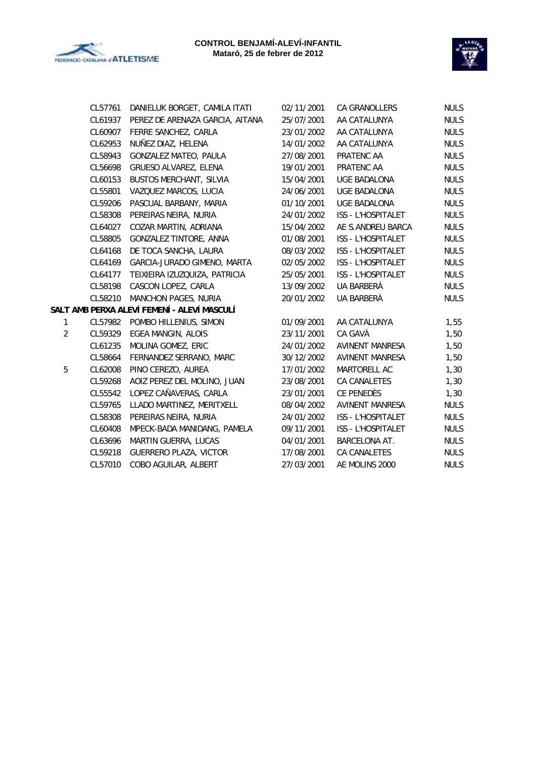| | | | | | |
|---|---|---|---|---|---|
| | CL57761 | DANIELUK BORGET, CAMILA ITATI | 02/11/2001 | CA GRANOLLERS | NULS |
| | CL61937 | PEREZ DE ARENAZA GARCIA, AITANA | 25/07/2001 | AA CATALUNYA | NULS |
| | CL60907 | FERRE SANCHEZ, CARLA | 23/01/2002 | AA CATALUNYA | NULS |
| | CL62953 | NUÑEZ DIAZ, HELENA | 14/01/2002 | AA CATALUNYA | NULS |
| | CL58943 | GONZALEZ MATEO, PAULA | 27/08/2001 | PRATENC AA | NULS |
| | CL56698 | GRUESO ALVAREZ, ELENA | 19/01/2001 | PRATENC AA | NULS |
| | CL60153 | BUSTOS MERCHANT, SILVIA | 15/04/2001 | UGE BADALONA | NULS |
| | CL55801 | VAZQUEZ MARCOS, LUCIA | 24/06/2001 | UGE BADALONA | NULS |
| | CL59206 | PASCUAL BARBANY, MARIA | 01/10/2001 | UGE BADALONA | NULS |
| | CL58308 | PEREIRAS NEIRA, NURIA | 24/01/2002 | ISS - L'HOSPITALET | NULS |
| | CL64027 | COZAR MARTIN, ADRIANA | 15/04/2002 | AE S.ANDREU BARCA | NULS |
| | CL58805 | GONZALEZ TINTORE, ANNA | 01/08/2001 | ISS - L'HOSPITALET | NULS |
| | CL64168 | DE TOCA SANCHA, LAURA | 08/03/2002 | ISS - L'HOSPITALET | NULS |
| | CL64169 | GARCIA-JURADO GIMENO, MARTA | 02/05/2002 | ISS - L'HOSPITALET | NULS |
| | CL64177 | TEIXIEIRA IZUZQUIZA, PATRICIA | 25/05/2001 | ISS - L'HOSPITALET | NULS |
| | CL58198 | CASCON LOPEZ, CARLA | 13/09/2002 | UA BARBERÀ | NULS |
| | CL58210 | MANCHON PAGES, NURIA | 20/01/2002 | UA BARBERÀ | NULS |
| **SALT AMB PERXA ALEVÍ FEMENÍ - ALEVÍ MASCULÍ** | | | | | |
| 1 | CL57982 | POMBO HILLENIUS, SIMON | 01/09/2001 | AA CATALUNYA | 1,55 |
| 2 | CL59329 | EGEA MANGIN, ALOIS | 23/11/2001 | CA GAVÀ | 1,50 |
| | CL61235 | MOLINA GOMEZ, ERIC | 24/01/2002 | AVINENT MANRESA | 1,50 |
| | CL58664 | FERNANDEZ SERRANO, MARC | 30/12/2002 | AVINENT MANRESA | 1,50 |
| 5 | CL62008 | PINO CEREZO, AUREA | 17/01/2002 | MARTORELL AC | 1,30 |
| | CL59268 | AOIZ PEREZ DEL MOLINO, JUAN | 23/08/2001 | CA CANALETES | 1,30 |
| | CL55542 | LOPEZ CAÑAVERAS, CARLA | 23/01/2001 | CE PENEDÈS | 1,30 |
| | CL59765 | LLADO MARTINEZ, MERITXELL | 08/04/2002 | AVINENT MANRESA | NULS |
| | CL58308 | PEREIRAS NEIRA, NURIA | 24/01/2002 | ISS - L'HOSPITALET | NULS |
| | CL60408 | MPECK-BADA MANIDANG, PAMELA | 09/11/2001 | ISS - L'HOSPITALET | NULS |
| | CL63696 | MARTIN GUERRA, LUCAS | 04/01/2001 | BARCELONA AT. | NULS |
| | CL59218 | GUERRERO PLAZA, VICTOR | 17/08/2001 | CA CANALETES | NULS |
| | CL57010 | COBO AGUILAR, ALBERT | 27/03/2001 | AE MOLINS 2000 | NULS |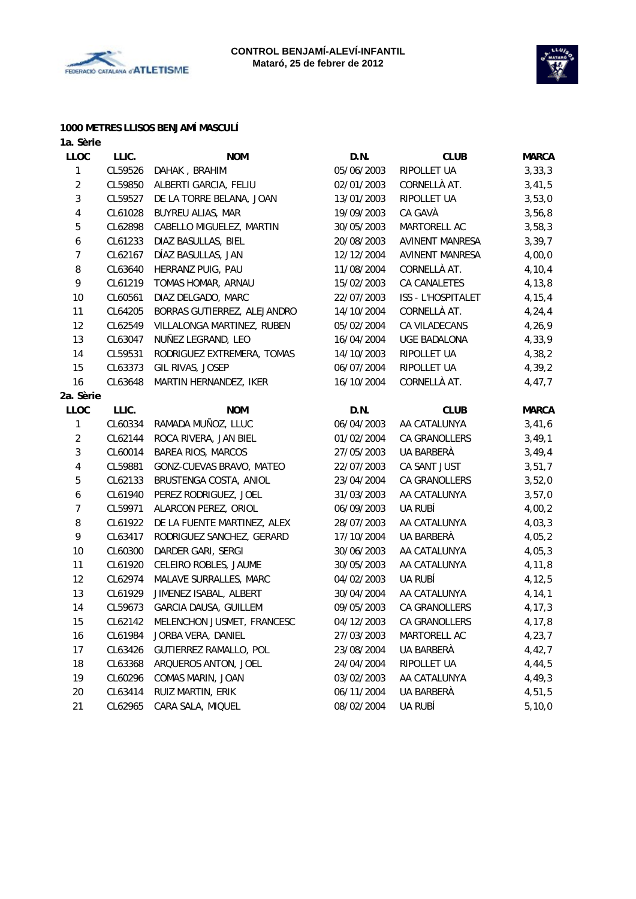**CONTROL BENJAMÍ-ALEVÍ-INFANTIL**
**Mataró, 25 de febrer de 2012**

**1000 METRES LLISOS BENJAMÍ MASCULÍ**

**1a. Sèrie**

| LLOC | LLIC. | NOM | D.N. | CLUB | MARCA |
|---|---|---|---|---|---|
| 1 | CL59526 | DAHAK , BRAHIM | 05/06/2003 | RIPOLLET UA | 3,33,3 |
| 2 | CL59850 | ALBERTI GARCIA, FELIU | 02/01/2003 | CORNELLÀ AT. | 3,41,5 |
| 3 | CL59527 | DE LA TORRE BELANA, JOAN | 13/01/2003 | RIPOLLET UA | 3,53,0 |
| 4 | CL61028 | BUYREU ALIAS, MAR | 19/09/2003 | CA GAVÀ | 3,56,8 |
| 5 | CL62898 | CABELLO MIGUELEZ, MARTIN | 30/05/2003 | MARTORELL AC | 3,58,3 |
| 6 | CL61233 | DIAZ BASULLAS, BIEL | 20/08/2003 | AVINENT MANRESA | 3,39,7 |
| 7 | CL62167 | DÍAZ BASULLAS, JAN | 12/12/2004 | AVINENT MANRESA | 4,00,0 |
| 8 | CL63640 | HERRANZ PUIG, PAU | 11/08/2004 | CORNELLÀ AT. | 4,10,4 |
| 9 | CL61219 | TOMAS HOMAR, ARNAU | 15/02/2003 | CA CANALETES | 4,13,8 |
| 10 | CL60561 | DIAZ DELGADO, MARC | 22/07/2003 | ISS - L'HOSPITALET | 4,15,4 |
| 11 | CL64205 | BORRAS GUTIERREZ, ALEJANDRO | 14/10/2004 | CORNELLÀ AT. | 4,24,4 |
| 12 | CL62549 | VILLALONGA MARTINEZ, RUBEN | 05/02/2004 | CA VILADECANS | 4,26,9 |
| 13 | CL63047 | NUÑEZ LEGRAND, LEO | 16/04/2004 | UGE BADALONA | 4,33,9 |
| 14 | CL59531 | RODRIGUEZ EXTREMERA, TOMAS | 14/10/2003 | RIPOLLET UA | 4,38,2 |
| 15 | CL63373 | GIL RIVAS, JOSEP | 06/07/2004 | RIPOLLET UA | 4,39,2 |
| 16 | CL63648 | MARTIN HERNANDEZ, IKER | 16/10/2004 | CORNELLÀ AT. | 4,47,7 |

**2a. Sèrie**

| LLOC | LLIC. | NOM | D.N. | CLUB | MARCA |
|---|---|---|---|---|---|
| 1 | CL60334 | RAMADA MUÑOZ, LLUC | 06/04/2003 | AA CATALUNYA | 3,41,6 |
| 2 | CL62144 | ROCA RIVERA, JAN BIEL | 01/02/2004 | CA GRANOLLERS | 3,49,1 |
| 3 | CL60014 | BAREA RIOS, MARCOS | 27/05/2003 | UA BARBERÀ | 3,49,4 |
| 4 | CL59881 | GONZ-CUEVAS BRAVO, MATEO | 22/07/2003 | CA SANT JUST | 3,51,7 |
| 5 | CL62133 | BRUSTENGA COSTA, ANIOL | 23/04/2004 | CA GRANOLLERS | 3,52,0 |
| 6 | CL61940 | PEREZ RODRIGUEZ, JOEL | 31/03/2003 | AA CATALUNYA | 3,57,0 |
| 7 | CL59971 | ALARCON PEREZ, ORIOL | 06/09/2003 | UA RUBÍ | 4,00,2 |
| 8 | CL61922 | DE LA FUENTE MARTINEZ, ALEX | 28/07/2003 | AA CATALUNYA | 4,03,3 |
| 9 | CL63417 | RODRIGUEZ SANCHEZ, GERARD | 17/10/2004 | UA BARBERÀ | 4,05,2 |
| 10 | CL60300 | DARDER GARI, SERGI | 30/06/2003 | AA CATALUNYA | 4,05,3 |
| 11 | CL61920 | CELEIRO ROBLES, JAUME | 30/05/2003 | AA CATALUNYA | 4,11,8 |
| 12 | CL62974 | MALAVE SURRALLES, MARC | 04/02/2003 | UA RUBÍ | 4,12,5 |
| 13 | CL61929 | JIMENEZ ISABAL, ALBERT | 30/04/2004 | AA CATALUNYA | 4,14,1 |
| 14 | CL59673 | GARCIA DAUSA, GUILLEM | 09/05/2003 | CA GRANOLLERS | 4,17,3 |
| 15 | CL62142 | MELENCHON JUSMET, FRANCESC | 04/12/2003 | CA GRANOLLERS | 4,17,8 |
| 16 | CL61984 | JORBA VERA, DANIEL | 27/03/2003 | MARTORELL AC | 4,23,7 |
| 17 | CL63426 | GUTIERREZ RAMALLO, POL | 23/08/2004 | UA BARBERÀ | 4,42,7 |
| 18 | CL63368 | ARQUEROS ANTON, JOEL | 24/04/2004 | RIPOLLET UA | 4,44,5 |
| 19 | CL60296 | COMAS MARIN, JOAN | 03/02/2003 | AA CATALUNYA | 4,49,3 |
| 20 | CL63414 | RUIZ MARTIN, ERIK | 06/11/2004 | UA BARBERÀ | 4,51,5 |
| 21 | CL62965 | CARA SALA, MIQUEL | 08/02/2004 | UA RUBÍ | 5,10,0 |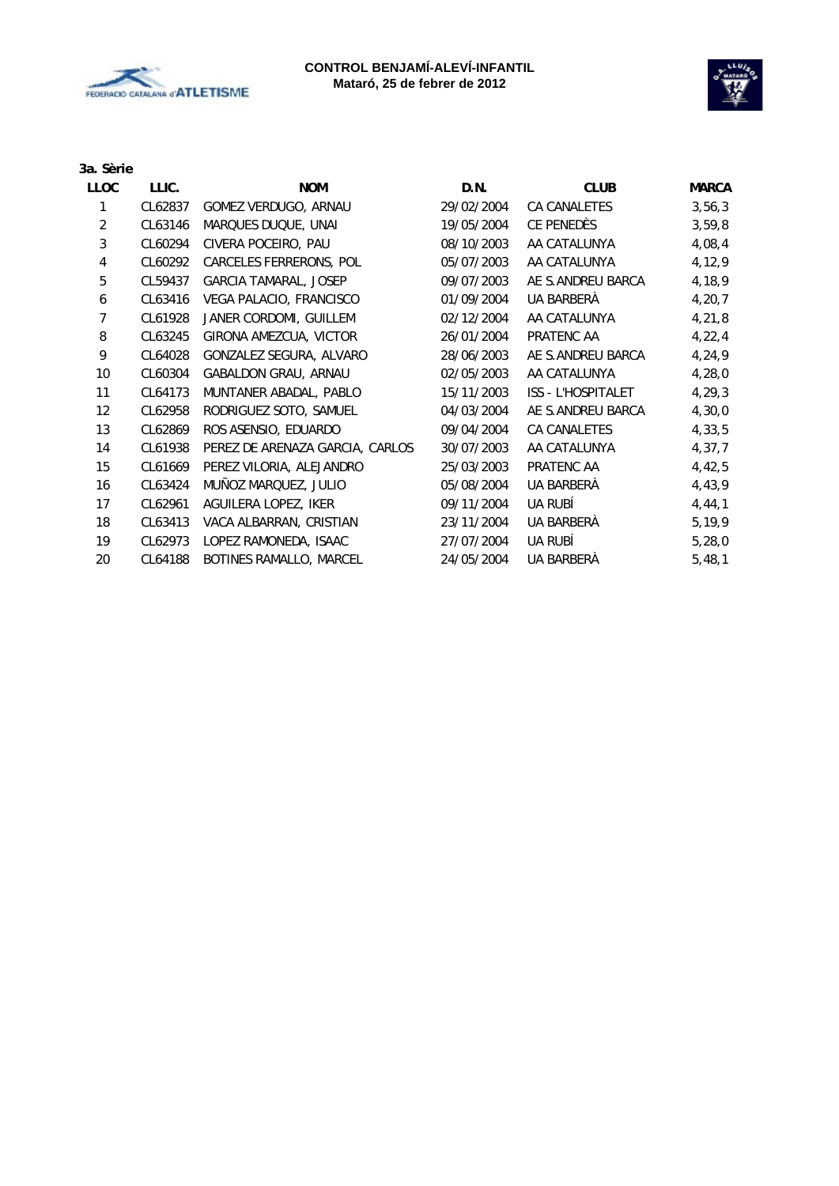**CONTROL BENJAMÍ-ALEVÍ-INFANTIL**
**Mataró, 25 de febrer de 2012**

**3a. Sèrie**

| LLOC | LLIC. | NOM | D.N. | CLUB | MARCA |
|---|---|---|---|---|---|
| 1 | CL62837 | GOMEZ VERDUGO, ARNAU | 29/02/2004 | CA CANALETES | 3,56,3 |
| 2 | CL63146 | MARQUES DUQUE, UNAI | 19/05/2004 | CE PENEDÈS | 3,59,8 |
| 3 | CL60294 | CIVERA POCEIRO, PAU | 08/10/2003 | AA CATALUNYA | 4,08,4 |
| 4 | CL60292 | CARCELES FERRERONS, POL | 05/07/2003 | AA CATALUNYA | 4,12,9 |
| 5 | CL59437 | GARCIA TAMARAL, JOSEP | 09/07/2003 | AE S.ANDREU BARCA | 4,18,9 |
| 6 | CL63416 | VEGA PALACIO, FRANCISCO | 01/09/2004 | UA BARBERÀ | 4,20,7 |
| 7 | CL61928 | JANER CORDOMI, GUILLEM | 02/12/2004 | AA CATALUNYA | 4,21,8 |
| 8 | CL63245 | GIRONA AMEZCUA, VICTOR | 26/01/2004 | PRATENC AA | 4,22,4 |
| 9 | CL64028 | GONZALEZ SEGURA, ALVARO | 28/06/2003 | AE S.ANDREU BARCA | 4,24,9 |
| 10 | CL60304 | GABALDON GRAU, ARNAU | 02/05/2003 | AA CATALUNYA | 4,28,0 |
| 11 | CL64173 | MUNTANER ABADAL, PABLO | 15/11/2003 | ISS - L'HOSPITALET | 4,29,3 |
| 12 | CL62958 | RODRIGUEZ SOTO, SAMUEL | 04/03/2004 | AE S.ANDREU BARCA | 4,30,0 |
| 13 | CL62869 | ROS ASENSIO, EDUARDO | 09/04/2004 | CA CANALETES | 4,33,5 |
| 14 | CL61938 | PEREZ DE ARENAZA GARCIA, CARLOS | 30/07/2003 | AA CATALUNYA | 4,37,7 |
| 15 | CL61669 | PEREZ VILORIA, ALEJANDRO | 25/03/2003 | PRATENC AA | 4,42,5 |
| 16 | CL63424 | MUÑOZ MARQUEZ, JULIO | 05/08/2004 | UA BARBERÀ | 4,43,9 |
| 17 | CL62961 | AGUILERA LOPEZ, IKER | 09/11/2004 | UA RUBÍ | 4,44,1 |
| 18 | CL63413 | VACA ALBARRAN, CRISTIAN | 23/11/2004 | UA BARBERÀ | 5,19,9 |
| 19 | CL62973 | LOPEZ RAMONEDA, ISAAC | 27/07/2004 | UA RUBÍ | 5,28,0 |
| 20 | CL64188 | BOTINES RAMALLO, MARCEL | 24/05/2004 | UA BARBERÀ | 5,48,1 |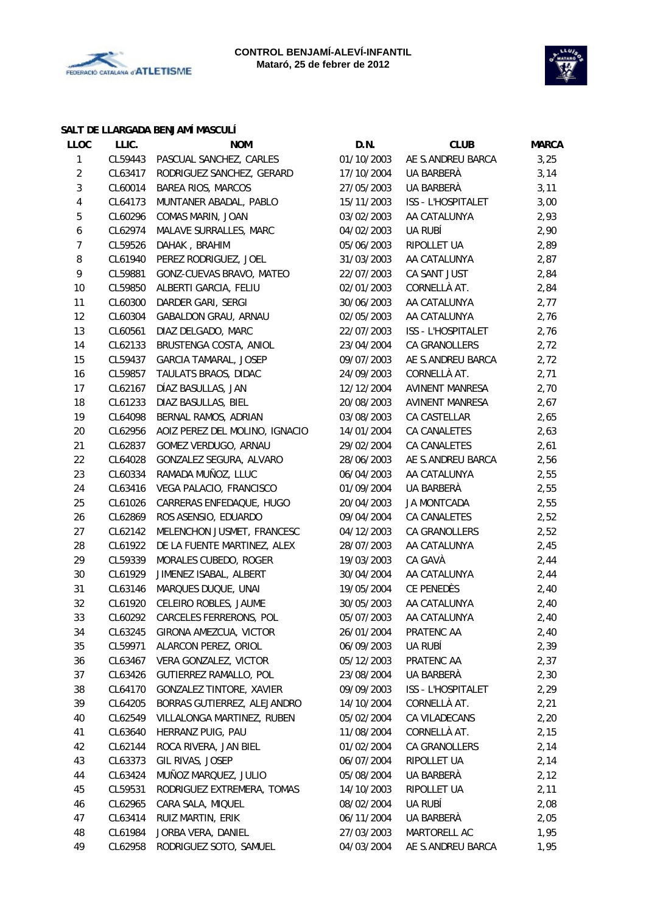**CONTROL BENJAMÍ-ALEVÍ-INFANTIL**
**Mataró, 25 de febrer de 2012**

### SALT DE LLARGADA BENJAMÍ MASCULÍ

| LLOC | LLIC. | NOM | D.N. | CLUB | MARCA |
|---|---|---|---|---|---|
| 1 | CL59443 | PASCUAL SANCHEZ, CARLES | 01/10/2003 | AE S.ANDREU BARCA | 3,25 |
| 2 | CL63417 | RODRIGUEZ SANCHEZ, GERARD | 17/10/2004 | UA BARBERÀ | 3,14 |
| 3 | CL60014 | BAREA RIOS, MARCOS | 27/05/2003 | UA BARBERÀ | 3,11 |
| 4 | CL64173 | MUNTANER ABADAL, PABLO | 15/11/2003 | ISS - L'HOSPITALET | 3,00 |
| 5 | CL60296 | COMAS MARIN, JOAN | 03/02/2003 | AA CATALUNYA | 2,93 |
| 6 | CL62974 | MALAVE SURRALLES, MARC | 04/02/2003 | UA RUBÍ | 2,90 |
| 7 | CL59526 | DAHAK , BRAHIM | 05/06/2003 | RIPOLLET UA | 2,89 |
| 8 | CL61940 | PEREZ RODRIGUEZ, JOEL | 31/03/2003 | AA CATALUNYA | 2,87 |
| 9 | CL59881 | GONZ-CUEVAS BRAVO, MATEO | 22/07/2003 | CA SANT JUST | 2,84 |
| 10 | CL59850 | ALBERTI GARCIA, FELIU | 02/01/2003 | CORNELLÀ AT. | 2,84 |
| 11 | CL60300 | DARDER GARI, SERGI | 30/06/2003 | AA CATALUNYA | 2,77 |
| 12 | CL60304 | GABALDON GRAU, ARNAU | 02/05/2003 | AA CATALUNYA | 2,76 |
| 13 | CL60561 | DIAZ DELGADO, MARC | 22/07/2003 | ISS - L'HOSPITALET | 2,76 |
| 14 | CL62133 | BRUSTENGA COSTA, ANIOL | 23/04/2004 | CA GRANOLLERS | 2,72 |
| 15 | CL59437 | GARCIA TAMARAL, JOSEP | 09/07/2003 | AE S.ANDREU BARCA | 2,72 |
| 16 | CL59857 | TAULATS BRAOS, DIDAC | 24/09/2003 | CORNELLÀ AT. | 2,71 |
| 17 | CL62167 | DÍAZ BASULLAS, JAN | 12/12/2004 | AVINENT MANRESA | 2,70 |
| 18 | CL61233 | DIAZ BASULLAS, BIEL | 20/08/2003 | AVINENT MANRESA | 2,67 |
| 19 | CL64098 | BERNAL RAMOS, ADRIAN | 03/08/2003 | CA CASTELLAR | 2,65 |
| 20 | CL62956 | AOIZ PEREZ DEL MOLINO, IGNACIO | 14/01/2004 | CA CANALETES | 2,63 |
| 21 | CL62837 | GOMEZ VERDUGO, ARNAU | 29/02/2004 | CA CANALETES | 2,61 |
| 22 | CL64028 | GONZALEZ SEGURA, ALVARO | 28/06/2003 | AE S.ANDREU BARCA | 2,56 |
| 23 | CL60334 | RAMADA MUÑOZ, LLUC | 06/04/2003 | AA CATALUNYA | 2,55 |
| 24 | CL63416 | VEGA PALACIO, FRANCISCO | 01/09/2004 | UA BARBERÀ | 2,55 |
| 25 | CL61026 | CARRERAS ENFEDAQUE, HUGO | 20/04/2003 | JA MONTCADA | 2,55 |
| 26 | CL62869 | ROS ASENSIO, EDUARDO | 09/04/2004 | CA CANALETES | 2,52 |
| 27 | CL62142 | MELENCHON JUSMET, FRANCESC | 04/12/2003 | CA GRANOLLERS | 2,52 |
| 28 | CL61922 | DE LA FUENTE MARTINEZ, ALEX | 28/07/2003 | AA CATALUNYA | 2,45 |
| 29 | CL59339 | MORALES CUBEDO, ROGER | 19/03/2003 | CA GAVÀ | 2,44 |
| 30 | CL61929 | JIMENEZ ISABAL, ALBERT | 30/04/2004 | AA CATALUNYA | 2,44 |
| 31 | CL63146 | MARQUES DUQUE, UNAI | 19/05/2004 | CE PENEDÈS | 2,40 |
| 32 | CL61920 | CELEIRO ROBLES, JAUME | 30/05/2003 | AA CATALUNYA | 2,40 |
| 33 | CL60292 | CARCELES FERRERONS, POL | 05/07/2003 | AA CATALUNYA | 2,40 |
| 34 | CL63245 | GIRONA AMEZCUA, VICTOR | 26/01/2004 | PRATENC AA | 2,40 |
| 35 | CL59971 | ALARCON PEREZ, ORIOL | 06/09/2003 | UA RUBÍ | 2,39 |
| 36 | CL63467 | VERA GONZALEZ, VICTOR | 05/12/2003 | PRATENC AA | 2,37 |
| 37 | CL63426 | GUTIERREZ RAMALLO, POL | 23/08/2004 | UA BARBERÀ | 2,30 |
| 38 | CL64170 | GONZALEZ TINTORE, XAVIER | 09/09/2003 | ISS - L'HOSPITALET | 2,29 |
| 39 | CL64205 | BORRAS GUTIERREZ, ALEJANDRO | 14/10/2004 | CORNELLÀ AT. | 2,21 |
| 40 | CL62549 | VILLALONGA MARTINEZ, RUBEN | 05/02/2004 | CA VILADECANS | 2,20 |
| 41 | CL63640 | HERRANZ PUIG, PAU | 11/08/2004 | CORNELLÀ AT. | 2,15 |
| 42 | CL62144 | ROCA RIVERA, JAN BIEL | 01/02/2004 | CA GRANOLLERS | 2,14 |
| 43 | CL63373 | GIL RIVAS, JOSEP | 06/07/2004 | RIPOLLET UA | 2,14 |
| 44 | CL63424 | MUÑOZ MARQUEZ, JULIO | 05/08/2004 | UA BARBERÀ | 2,12 |
| 45 | CL59531 | RODRIGUEZ EXTREMERA, TOMAS | 14/10/2003 | RIPOLLET UA | 2,11 |
| 46 | CL62965 | CARA SALA, MIQUEL | 08/02/2004 | UA RUBÍ | 2,08 |
| 47 | CL63414 | RUIZ MARTIN, ERIK | 06/11/2004 | UA BARBERÀ | 2,05 |
| 48 | CL61984 | JORBA VERA, DANIEL | 27/03/2003 | MARTORELL AC | 1,95 |
| 49 | CL62958 | RODRIGUEZ SOTO, SAMUEL | 04/03/2004 | AE S.ANDREU BARCA | 1,95 |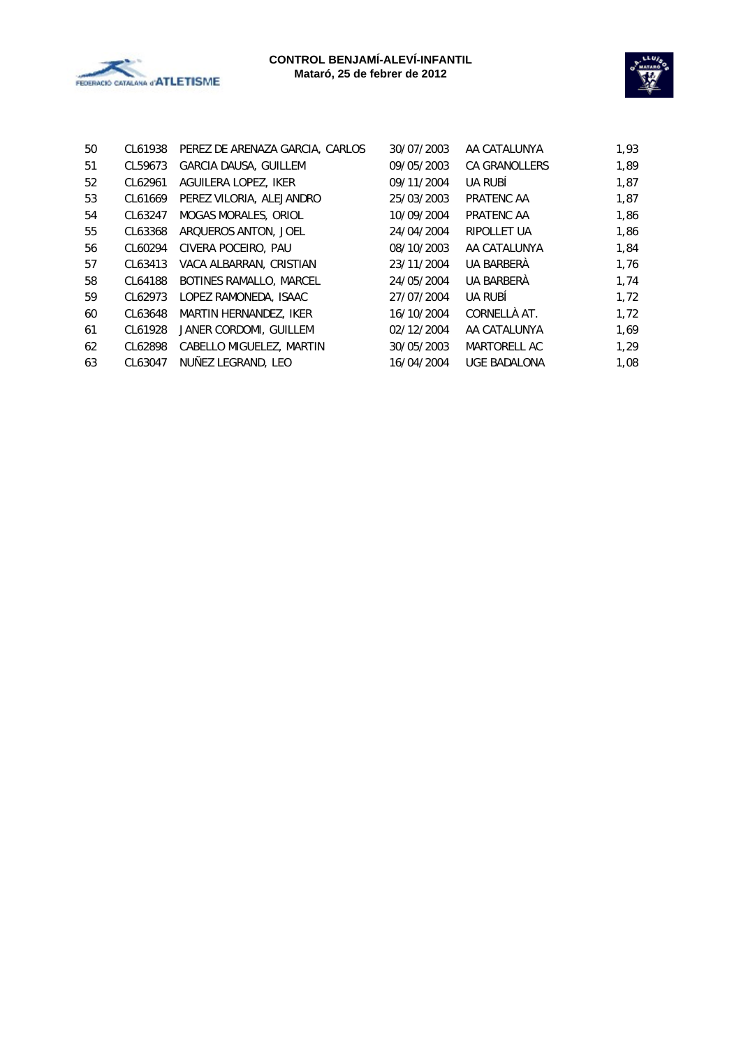| | | | | | |
|---|---|---|---|---|---|
| 50 | CL61938 | PEREZ DE ARENAZA GARCIA, CARLOS | 30/07/2003 | AA CATALUNYA | 1,93 |
| 51 | CL59673 | GARCIA DAUSA, GUILLEM | 09/05/2003 | CA GRANOLLERS | 1,89 |
| 52 | CL62961 | AGUILERA LOPEZ, IKER | 09/11/2004 | UA RUBÍ | 1,87 |
| 53 | CL61669 | PEREZ VILORIA, ALEJANDRO | 25/03/2003 | PRATENC AA | 1,87 |
| 54 | CL63247 | MOGAS MORALES, ORIOL | 10/09/2004 | PRATENC AA | 1,86 |
| 55 | CL63368 | ARQUEROS ANTON, JOEL | 24/04/2004 | RIPOLLET UA | 1,86 |
| 56 | CL60294 | CIVERA POCEIRO, PAU | 08/10/2003 | AA CATALUNYA | 1,84 |
| 57 | CL63413 | VACA ALBARRAN, CRISTIAN | 23/11/2004 | UA BARBERÀ | 1,76 |
| 58 | CL64188 | BOTINES RAMALLO, MARCEL | 24/05/2004 | UA BARBERÀ | 1,74 |
| 59 | CL62973 | LOPEZ RAMONEDA, ISAAC | 27/07/2004 | UA RUBÍ | 1,72 |
| 60 | CL63648 | MARTIN HERNANDEZ, IKER | 16/10/2004 | CORNELLÀ AT. | 1,72 |
| 61 | CL61928 | JANER CORDOMI, GUILLEM | 02/12/2004 | AA CATALUNYA | 1,69 |
| 62 | CL62898 | CABELLO MIGUELEZ, MARTIN | 30/05/2003 | MARTORELL AC | 1,29 |
| 63 | CL63047 | NUÑEZ LEGRAND, LEO | 16/04/2004 | UGE BADALONA | 1,08 |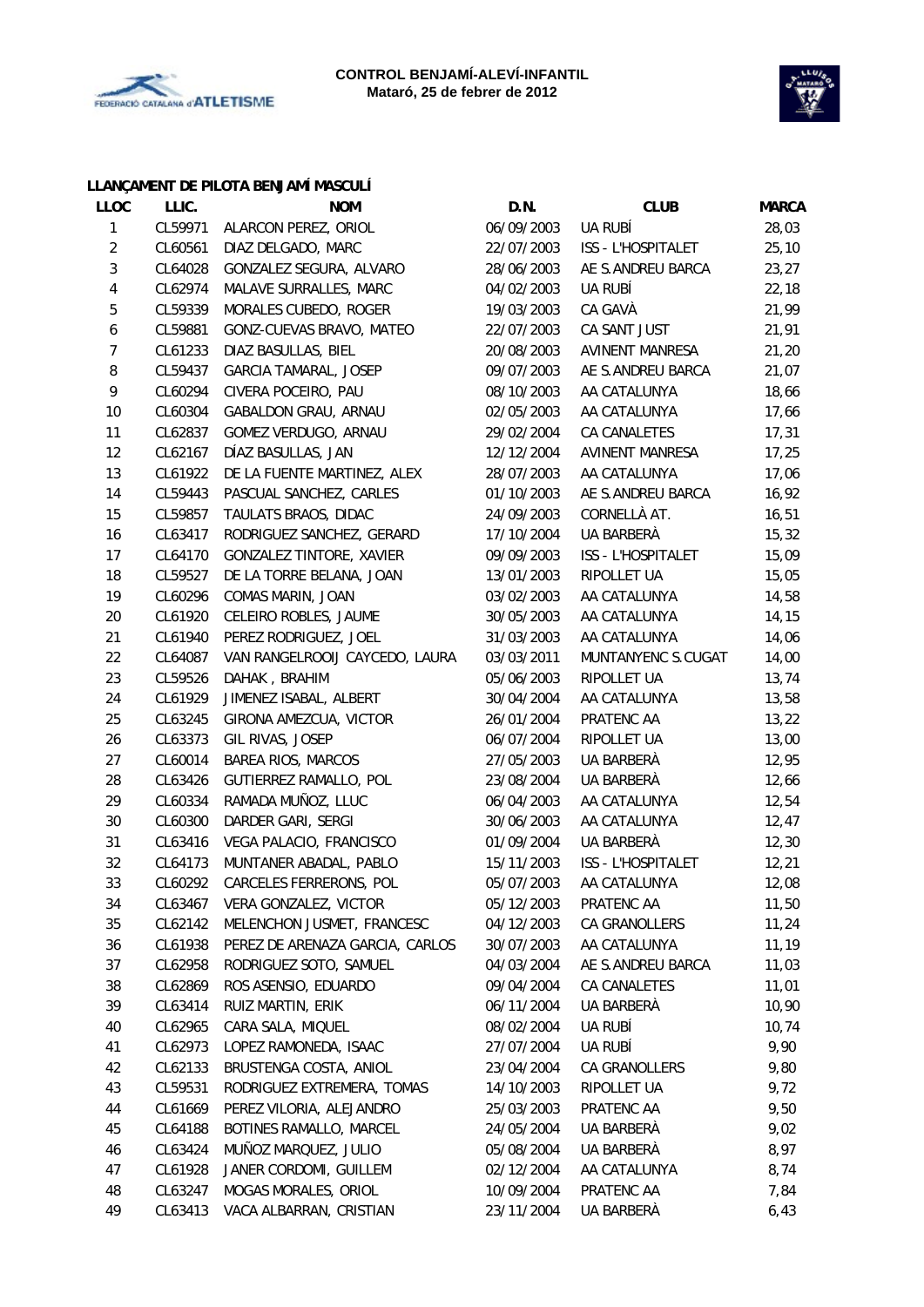**CONTROL BENJAMÍ-ALEVÍ-INFANTIL**
**Mataró, 25 de febrer de 2012**

### LLANÇAMENT DE PILOTA BENJAMÍ MASCULÍ

| LLOC | LLIC. | NOM | D.N. | CLUB | MARCA |
|---|---|---|---|---|---|
| 1 | CL59971 | ALARCON PEREZ, ORIOL | 06/09/2003 | UA RUBÍ | 28,03 |
| 2 | CL60561 | DIAZ DELGADO, MARC | 22/07/2003 | ISS - L'HOSPITALET | 25,10 |
| 3 | CL64028 | GONZALEZ SEGURA, ALVARO | 28/06/2003 | AE S.ANDREU BARCA | 23,27 |
| 4 | CL62974 | MALAVE SURRALLES, MARC | 04/02/2003 | UA RUBÍ | 22,18 |
| 5 | CL59339 | MORALES CUBEDO, ROGER | 19/03/2003 | CA GAVÀ | 21,99 |
| 6 | CL59881 | GONZ-CUEVAS BRAVO, MATEO | 22/07/2003 | CA SANT JUST | 21,91 |
| 7 | CL61233 | DIAZ BASULLAS, BIEL | 20/08/2003 | AVINENT MANRESA | 21,20 |
| 8 | CL59437 | GARCIA TAMARAL, JOSEP | 09/07/2003 | AE S.ANDREU BARCA | 21,07 |
| 9 | CL60294 | CIVERA POCEIRO, PAU | 08/10/2003 | AA CATALUNYA | 18,66 |
| 10 | CL60304 | GABALDON GRAU, ARNAU | 02/05/2003 | AA CATALUNYA | 17,66 |
| 11 | CL62837 | GOMEZ VERDUGO, ARNAU | 29/02/2004 | CA CANALETES | 17,31 |
| 12 | CL62167 | DÍAZ BASULLAS, JAN | 12/12/2004 | AVINENT MANRESA | 17,25 |
| 13 | CL61922 | DE LA FUENTE MARTINEZ, ALEX | 28/07/2003 | AA CATALUNYA | 17,06 |
| 14 | CL59443 | PASCUAL SANCHEZ, CARLES | 01/10/2003 | AE S.ANDREU BARCA | 16,92 |
| 15 | CL59857 | TAULATS BRAOS, DIDAC | 24/09/2003 | CORNELLÀ AT. | 16,51 |
| 16 | CL63417 | RODRIGUEZ SANCHEZ, GERARD | 17/10/2004 | UA BARBERÀ | 15,32 |
| 17 | CL64170 | GONZALEZ TINTORE, XAVIER | 09/09/2003 | ISS - L'HOSPITALET | 15,09 |
| 18 | CL59527 | DE LA TORRE BELANA, JOAN | 13/01/2003 | RIPOLLET UA | 15,05 |
| 19 | CL60296 | COMAS MARIN, JOAN | 03/02/2003 | AA CATALUNYA | 14,58 |
| 20 | CL61920 | CELEIRO ROBLES, JAUME | 30/05/2003 | AA CATALUNYA | 14,15 |
| 21 | CL61940 | PEREZ RODRIGUEZ, JOEL | 31/03/2003 | AA CATALUNYA | 14,06 |
| 22 | CL64087 | VAN RANGELROOIJ CAYCEDO, LAURA | 03/03/2011 | MUNTANYENC S.CUGAT | 14,00 |
| 23 | CL59526 | DAHAK , BRAHIM | 05/06/2003 | RIPOLLET UA | 13,74 |
| 24 | CL61929 | JIMENEZ ISABAL, ALBERT | 30/04/2004 | AA CATALUNYA | 13,58 |
| 25 | CL63245 | GIRONA AMEZCUA, VICTOR | 26/01/2004 | PRATENC AA | 13,22 |
| 26 | CL63373 | GIL RIVAS, JOSEP | 06/07/2004 | RIPOLLET UA | 13,00 |
| 27 | CL60014 | BAREA RIOS, MARCOS | 27/05/2003 | UA BARBERÀ | 12,95 |
| 28 | CL63426 | GUTIERREZ RAMALLO, POL | 23/08/2004 | UA BARBERÀ | 12,66 |
| 29 | CL60334 | RAMADA MUÑOZ, LLUC | 06/04/2003 | AA CATALUNYA | 12,54 |
| 30 | CL60300 | DARDER GARI, SERGI | 30/06/2003 | AA CATALUNYA | 12,47 |
| 31 | CL63416 | VEGA PALACIO, FRANCISCO | 01/09/2004 | UA BARBERÀ | 12,30 |
| 32 | CL64173 | MUNTANER ABADAL, PABLO | 15/11/2003 | ISS - L'HOSPITALET | 12,21 |
| 33 | CL60292 | CARCELES FERRERONS, POL | 05/07/2003 | AA CATALUNYA | 12,08 |
| 34 | CL63467 | VERA GONZALEZ, VICTOR | 05/12/2003 | PRATENC AA | 11,50 |
| 35 | CL62142 | MELENCHON JUSMET, FRANCESC | 04/12/2003 | CA GRANOLLERS | 11,24 |
| 36 | CL61938 | PEREZ DE ARENAZA GARCIA, CARLOS | 30/07/2003 | AA CATALUNYA | 11,19 |
| 37 | CL62958 | RODRIGUEZ SOTO, SAMUEL | 04/03/2004 | AE S.ANDREU BARCA | 11,03 |
| 38 | CL62869 | ROS ASENSIO, EDUARDO | 09/04/2004 | CA CANALETES | 11,01 |
| 39 | CL63414 | RUIZ MARTIN, ERIK | 06/11/2004 | UA BARBERÀ | 10,90 |
| 40 | CL62965 | CARA SALA, MIQUEL | 08/02/2004 | UA RUBÍ | 10,74 |
| 41 | CL62973 | LOPEZ RAMONEDA, ISAAC | 27/07/2004 | UA RUBÍ | 9,90 |
| 42 | CL62133 | BRUSTENGA COSTA, ANIOL | 23/04/2004 | CA GRANOLLERS | 9,80 |
| 43 | CL59531 | RODRIGUEZ EXTREMERA, TOMAS | 14/10/2003 | RIPOLLET UA | 9,72 |
| 44 | CL61669 | PEREZ VILORIA, ALEJANDRO | 25/03/2003 | PRATENC AA | 9,50 |
| 45 | CL64188 | BOTINES RAMALLO, MARCEL | 24/05/2004 | UA BARBERÀ | 9,02 |
| 46 | CL63424 | MUÑOZ MARQUEZ, JULIO | 05/08/2004 | UA BARBERÀ | 8,97 |
| 47 | CL61928 | JANER CORDOMI, GUILLEM | 02/12/2004 | AA CATALUNYA | 8,74 |
| 48 | CL63247 | MOGAS MORALES, ORIOL | 10/09/2004 | PRATENC AA | 7,84 |
| 49 | CL63413 | VACA ALBARRAN, CRISTIAN | 23/11/2004 | UA BARBERÀ | 6,43 |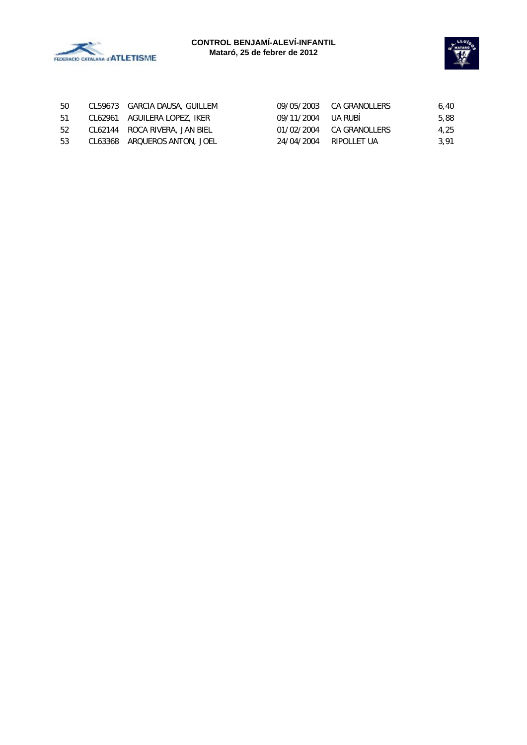| | | | | | |
|---|---|---|---|---|---|
| 50 | CL59673 | GARCIA DAUSA, GUILLEM | 09/05/2003 | CA GRANOLLERS | 6,40 |
| 51 | CL62961 | AGUILERA LOPEZ, IKER | 09/11/2004 | UA RUBÍ | 5,88 |
| 52 | CL62144 | ROCA RIVERA, JAN BIEL | 01/02/2004 | CA GRANOLLERS | 4,25 |
| 53 | CL63368 | ARQUEROS ANTON, JOEL | 24/04/2004 | RIPOLLET UA | 3,91 |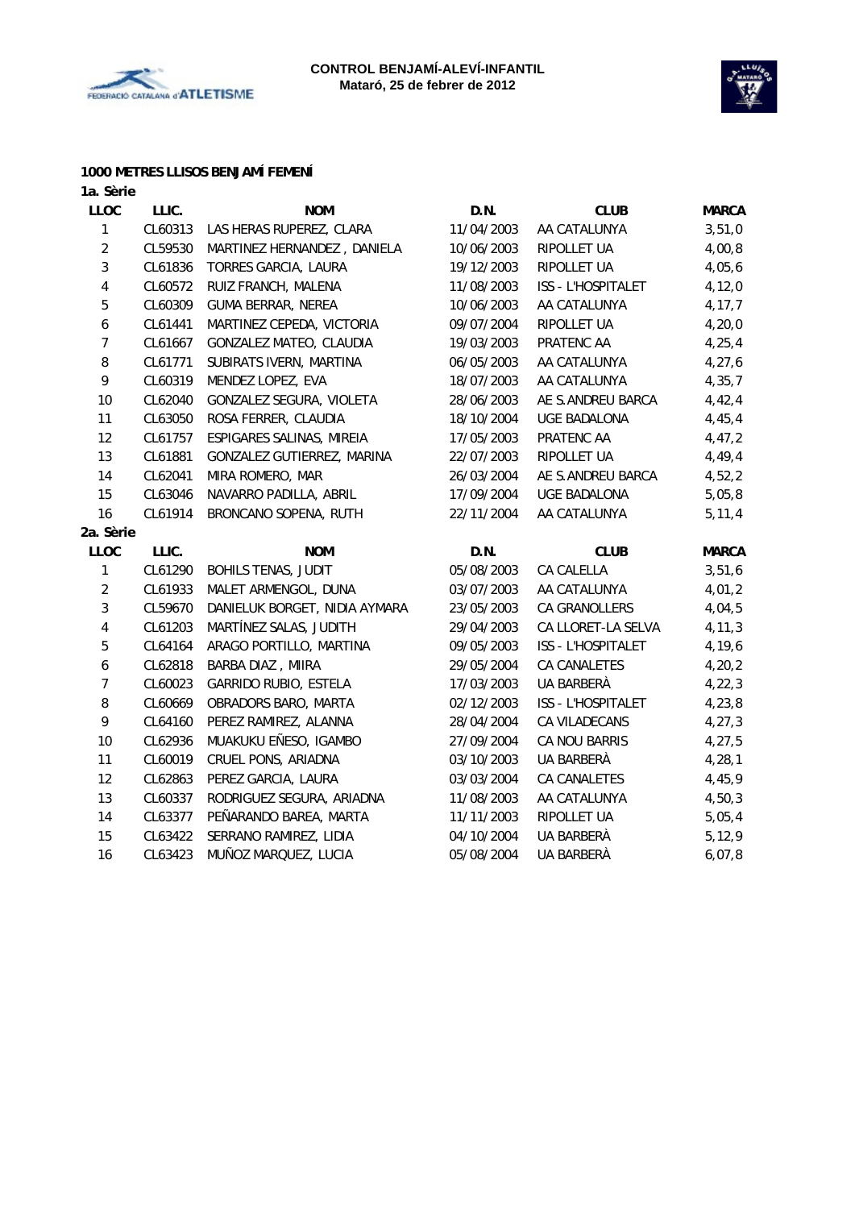**CONTROL BENJAMÍ-ALEVÍ-INFANTIL**
**Mataró, 25 de febrer de 2012**

### 1000 METRES LLISOS BENJAMÍ FEMENÍ

**1a. Sèrie**

| LLOC | LLIC. | NOM | D.N. | CLUB | MARCA |
|---|---|---|---|---|---|
| 1 | CL60313 | LAS HERAS RUPEREZ, CLARA | 11/04/2003 | AA CATALUNYA | 3,51,0 |
| 2 | CL59530 | MARTINEZ HERNANDEZ , DANIELA | 10/06/2003 | RIPOLLET UA | 4,00,8 |
| 3 | CL61836 | TORRES GARCIA, LAURA | 19/12/2003 | RIPOLLET UA | 4,05,6 |
| 4 | CL60572 | RUIZ FRANCH, MALENA | 11/08/2003 | ISS - L'HOSPITALET | 4,12,0 |
| 5 | CL60309 | GUMA BERRAR, NEREA | 10/06/2003 | AA CATALUNYA | 4,17,7 |
| 6 | CL61441 | MARTINEZ CEPEDA, VICTORIA | 09/07/2004 | RIPOLLET UA | 4,20,0 |
| 7 | CL61667 | GONZALEZ MATEO, CLAUDIA | 19/03/2003 | PRATENC AA | 4,25,4 |
| 8 | CL61771 | SUBIRATS IVERN, MARTINA | 06/05/2003 | AA CATALUNYA | 4,27,6 |
| 9 | CL60319 | MENDEZ LOPEZ, EVA | 18/07/2003 | AA CATALUNYA | 4,35,7 |
| 10 | CL62040 | GONZALEZ SEGURA, VIOLETA | 28/06/2003 | AE S.ANDREU BARCA | 4,42,4 |
| 11 | CL63050 | ROSA FERRER, CLAUDIA | 18/10/2004 | UGE BADALONA | 4,45,4 |
| 12 | CL61757 | ESPIGARES SALINAS, MIREIA | 17/05/2003 | PRATENC AA | 4,47,2 |
| 13 | CL61881 | GONZALEZ GUTIERREZ, MARINA | 22/07/2003 | RIPOLLET UA | 4,49,4 |
| 14 | CL62041 | MIRA ROMERO, MAR | 26/03/2004 | AE S.ANDREU BARCA | 4,52,2 |
| 15 | CL63046 | NAVARRO PADILLA, ABRIL | 17/09/2004 | UGE BADALONA | 5,05,8 |
| 16 | CL61914 | BRONCANO SOPENA, RUTH | 22/11/2004 | AA CATALUNYA | 5,11,4 |

**2a. Sèrie**

| LLOC | LLIC. | NOM | D.N. | CLUB | MARCA |
|---|---|---|---|---|---|
| 1 | CL61290 | BOHILS TENAS, JUDIT | 05/08/2003 | CA CALELLA | 3,51,6 |
| 2 | CL61933 | MALET ARMENGOL, DUNA | 03/07/2003 | AA CATALUNYA | 4,01,2 |
| 3 | CL59670 | DANIELUK BORGET, NIDIA AYMARA | 23/05/2003 | CA GRANOLLERS | 4,04,5 |
| 4 | CL61203 | MARTÍNEZ SALAS, JUDITH | 29/04/2003 | CA LLORET-LA SELVA | 4,11,3 |
| 5 | CL64164 | ARAGO PORTILLO, MARTINA | 09/05/2003 | ISS - L'HOSPITALET | 4,19,6 |
| 6 | CL62818 | BARBA DIAZ , MIIRA | 29/05/2004 | CA CANALETES | 4,20,2 |
| 7 | CL60023 | GARRIDO RUBIO, ESTELA | 17/03/2003 | UA BARBERÀ | 4,22,3 |
| 8 | CL60669 | OBRADORS BARO, MARTA | 02/12/2003 | ISS - L'HOSPITALET | 4,23,8 |
| 9 | CL64160 | PEREZ RAMIREZ, ALANNA | 28/04/2004 | CA VILADECANS | 4,27,3 |
| 10 | CL62936 | MUAKUKU EÑESO, IGAMBO | 27/09/2004 | CA NOU BARRIS | 4,27,5 |
| 11 | CL60019 | CRUEL PONS, ARIADNA | 03/10/2003 | UA BARBERÀ | 4,28,1 |
| 12 | CL62863 | PEREZ GARCIA, LAURA | 03/03/2004 | CA CANALETES | 4,45,9 |
| 13 | CL60337 | RODRIGUEZ SEGURA, ARIADNA | 11/08/2003 | AA CATALUNYA | 4,50,3 |
| 14 | CL63377 | PEÑARANDO BAREA, MARTA | 11/11/2003 | RIPOLLET UA | 5,05,4 |
| 15 | CL63422 | SERRANO RAMIREZ, LIDIA | 04/10/2004 | UA BARBERÀ | 5,12,9 |
| 16 | CL63423 | MUÑOZ MARQUEZ, LUCIA | 05/08/2004 | UA BARBERÀ | 6,07,8 |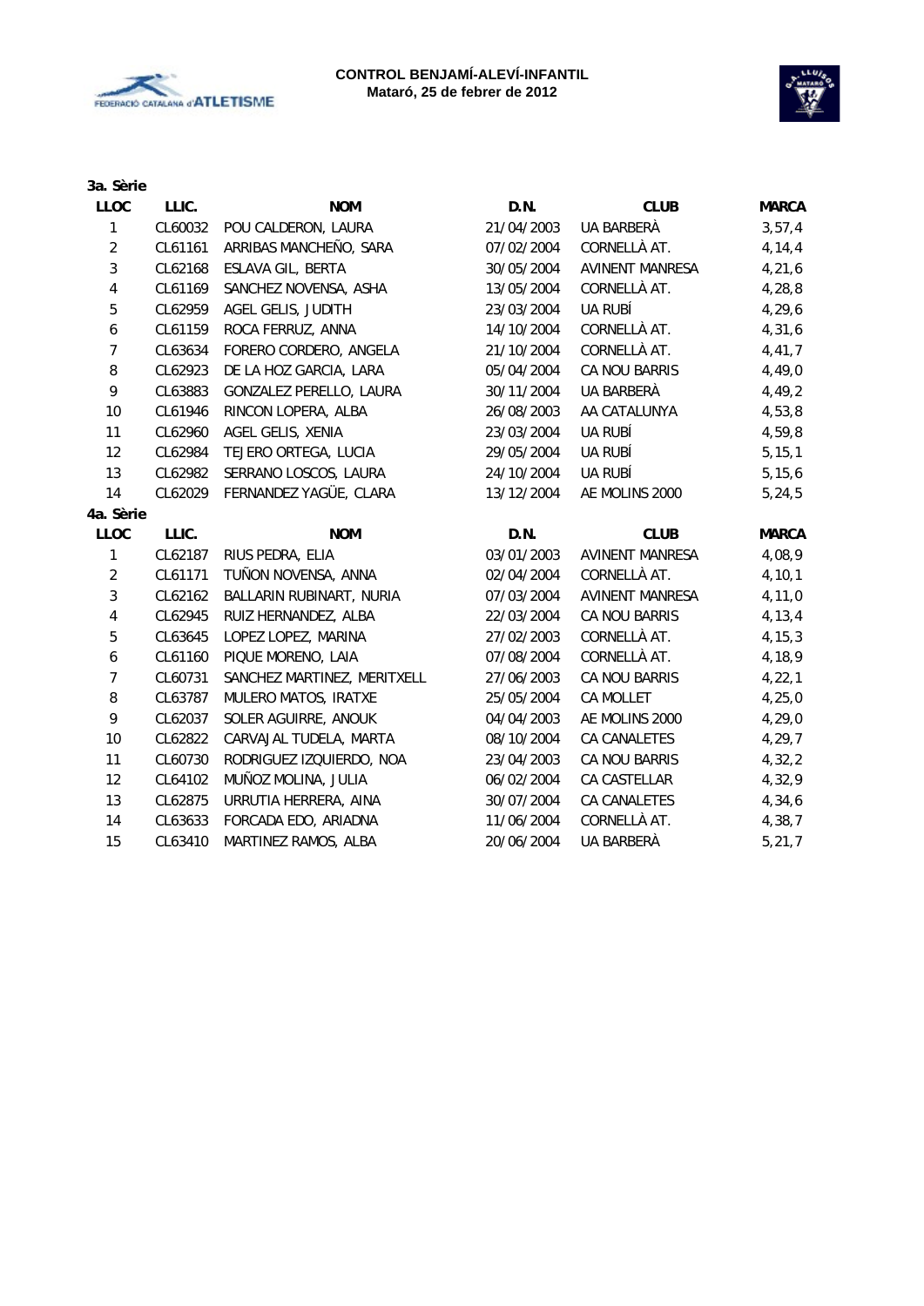**CONTROL BENJAMÍ-ALEVÍ-INFANTIL**
**Mataró, 25 de febrer de 2012**

**3a. Sèrie**

| LLOC | LLIC. | NOM | D.N. | CLUB | MARCA |
|---|---|---|---|---|---|
| 1 | CL60032 | POU CALDERON, LAURA | 21/04/2003 | UA BARBERÀ | 3,57,4 |
| 2 | CL61161 | ARRIBAS MANCHEÑO, SARA | 07/02/2004 | CORNELLÀ AT. | 4,14,4 |
| 3 | CL62168 | ESLAVA GIL, BERTA | 30/05/2004 | AVINENT MANRESA | 4,21,6 |
| 4 | CL61169 | SANCHEZ NOVENSA, ASHA | 13/05/2004 | CORNELLÀ AT. | 4,28,8 |
| 5 | CL62959 | AGEL GELIS, JUDITH | 23/03/2004 | UA RUBÍ | 4,29,6 |
| 6 | CL61159 | ROCA FERRUZ, ANNA | 14/10/2004 | CORNELLÀ AT. | 4,31,6 |
| 7 | CL63634 | FORERO CORDERO, ANGELA | 21/10/2004 | CORNELLÀ AT. | 4,41,7 |
| 8 | CL62923 | DE LA HOZ GARCIA, LARA | 05/04/2004 | CA NOU BARRIS | 4,49,0 |
| 9 | CL63883 | GONZALEZ PERELLO, LAURA | 30/11/2004 | UA BARBERÀ | 4,49,2 |
| 10 | CL61946 | RINCON LOPERA, ALBA | 26/08/2003 | AA CATALUNYA | 4,53,8 |
| 11 | CL62960 | AGEL GELIS, XENIA | 23/03/2004 | UA RUBÍ | 4,59,8 |
| 12 | CL62984 | TEJERO ORTEGA, LUCIA | 29/05/2004 | UA RUBÍ | 5,15,1 |
| 13 | CL62982 | SERRANO LOSCOS, LAURA | 24/10/2004 | UA RUBÍ | 5,15,6 |
| 14 | CL62029 | FERNANDEZ YAGÜE, CLARA | 13/12/2004 | AE MOLINS 2000 | 5,24,5 |

**4a. Sèrie**

| LLOC | LLIC. | NOM | D.N. | CLUB | MARCA |
|---|---|---|---|---|---|
| 1 | CL62187 | RIUS PEDRA, ELIA | 03/01/2003 | AVINENT MANRESA | 4,08,9 |
| 2 | CL61171 | TUÑON NOVENSA, ANNA | 02/04/2004 | CORNELLÀ AT. | 4,10,1 |
| 3 | CL62162 | BALLARIN RUBINART, NURIA | 07/03/2004 | AVINENT MANRESA | 4,11,0 |
| 4 | CL62945 | RUIZ HERNANDEZ, ALBA | 22/03/2004 | CA NOU BARRIS | 4,13,4 |
| 5 | CL63645 | LOPEZ LOPEZ, MARINA | 27/02/2003 | CORNELLÀ AT. | 4,15,3 |
| 6 | CL61160 | PIQUE MORENO, LAIA | 07/08/2004 | CORNELLÀ AT. | 4,18,9 |
| 7 | CL60731 | SANCHEZ MARTINEZ, MERITXELL | 27/06/2003 | CA NOU BARRIS | 4,22,1 |
| 8 | CL63787 | MULERO MATOS, IRATXE | 25/05/2004 | CA MOLLET | 4,25,0 |
| 9 | CL62037 | SOLER AGUIRRE, ANOUK | 04/04/2003 | AE MOLINS 2000 | 4,29,0 |
| 10 | CL62822 | CARVAJAL TUDELA, MARTA | 08/10/2004 | CA CANALETES | 4,29,7 |
| 11 | CL60730 | RODRIGUEZ IZQUIERDO, NOA | 23/04/2003 | CA NOU BARRIS | 4,32,2 |
| 12 | CL64102 | MUÑOZ MOLINA, JULIA | 06/02/2004 | CA CASTELLAR | 4,32,9 |
| 13 | CL62875 | URRUTIA HERRERA, AINA | 30/07/2004 | CA CANALETES | 4,34,6 |
| 14 | CL63633 | FORCADA EDO, ARIADNA | 11/06/2004 | CORNELLÀ AT. | 4,38,7 |
| 15 | CL63410 | MARTINEZ RAMOS, ALBA | 20/06/2004 | UA BARBERÀ | 5,21,7 |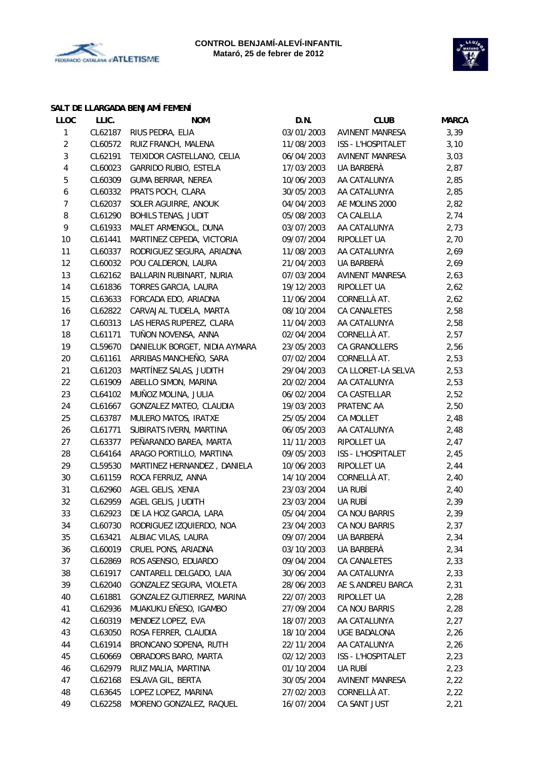**CONTROL BENJAMÍ-ALEVÍ-INFANTIL**
**Mataró, 25 de febrer de 2012**

### SALT DE LLARGADA BENJAMÍ FEMENÍ

| LLOC | LLIC. | NOM | D.N. | CLUB | MARCA |
|---|---|---|---|---|---|
| 1 | CL62187 | RIUS PEDRA, ELIA | 03/01/2003 | AVINENT MANRESA | 3,39 |
| 2 | CL60572 | RUIZ FRANCH, MALENA | 11/08/2003 | ISS - L'HOSPITALET | 3,10 |
| 3 | CL62191 | TEIXIDOR CASTELLANO, CELIA | 06/04/2003 | AVINENT MANRESA | 3,03 |
| 4 | CL60023 | GARRIDO RUBIO, ESTELA | 17/03/2003 | UA BARBERÀ | 2,87 |
| 5 | CL60309 | GUMA BERRAR, NEREA | 10/06/2003 | AA CATALUNYA | 2,85 |
| 6 | CL60332 | PRATS POCH, CLARA | 30/05/2003 | AA CATALUNYA | 2,85 |
| 7 | CL62037 | SOLER AGUIRRE, ANOUK | 04/04/2003 | AE MOLINS 2000 | 2,82 |
| 8 | CL61290 | BOHILS TENAS, JUDIT | 05/08/2003 | CA CALELLA | 2,74 |
| 9 | CL61933 | MALET ARMENGOL, DUNA | 03/07/2003 | AA CATALUNYA | 2,73 |
| 10 | CL61441 | MARTINEZ CEPEDA, VICTORIA | 09/07/2004 | RIPOLLET UA | 2,70 |
| 11 | CL60337 | RODRIGUEZ SEGURA, ARIADNA | 11/08/2003 | AA CATALUNYA | 2,69 |
| 12 | CL60032 | POU CALDERON, LAURA | 21/04/2003 | UA BARBERÀ | 2,69 |
| 13 | CL62162 | BALLARIN RUBINART, NURIA | 07/03/2004 | AVINENT MANRESA | 2,63 |
| 14 | CL61836 | TORRES GARCIA, LAURA | 19/12/2003 | RIPOLLET UA | 2,62 |
| 15 | CL63633 | FORCADA EDO, ARIADNA | 11/06/2004 | CORNELLÀ AT. | 2,62 |
| 16 | CL62822 | CARVAJAL TUDELA, MARTA | 08/10/2004 | CA CANALETES | 2,58 |
| 17 | CL60313 | LAS HERAS RUPEREZ, CLARA | 11/04/2003 | AA CATALUNYA | 2,58 |
| 18 | CL61171 | TUÑON NOVENSA, ANNA | 02/04/2004 | CORNELLÀ AT. | 2,57 |
| 19 | CL59670 | DANIELUK BORGET, NIDIA AYMARA | 23/05/2003 | CA GRANOLLERS | 2,56 |
| 20 | CL61161 | ARRIBAS MANCHEÑO, SARA | 07/02/2004 | CORNELLÀ AT. | 2,53 |
| 21 | CL61203 | MARTÍNEZ SALAS, JUDITH | 29/04/2003 | CA LLORET-LA SELVA | 2,53 |
| 22 | CL61909 | ABELLO SIMON, MARINA | 20/02/2004 | AA CATALUNYA | 2,53 |
| 23 | CL64102 | MUÑOZ MOLINA, JULIA | 06/02/2004 | CA CASTELLAR | 2,52 |
| 24 | CL61667 | GONZALEZ MATEO, CLAUDIA | 19/03/2003 | PRATENC AA | 2,50 |
| 25 | CL63787 | MULERO MATOS, IRATXE | 25/05/2004 | CA MOLLET | 2,48 |
| 26 | CL61771 | SUBIRATS IVERN, MARTINA | 06/05/2003 | AA CATALUNYA | 2,48 |
| 27 | CL63377 | PEÑARANDO BAREA, MARTA | 11/11/2003 | RIPOLLET UA | 2,47 |
| 28 | CL64164 | ARAGO PORTILLO, MARTINA | 09/05/2003 | ISS - L'HOSPITALET | 2,45 |
| 29 | CL59530 | MARTINEZ HERNANDEZ , DANIELA | 10/06/2003 | RIPOLLET UA | 2,44 |
| 30 | CL61159 | ROCA FERRUZ, ANNA | 14/10/2004 | CORNELLÀ AT. | 2,40 |
| 31 | CL62960 | AGEL GELIS, XENIA | 23/03/2004 | UA RUBÍ | 2,40 |
| 32 | CL62959 | AGEL GELIS, JUDITH | 23/03/2004 | UA RUBÍ | 2,39 |
| 33 | CL62923 | DE LA HOZ GARCIA, LARA | 05/04/2004 | CA NOU BARRIS | 2,39 |
| 34 | CL60730 | RODRIGUEZ IZQUIERDO, NOA | 23/04/2003 | CA NOU BARRIS | 2,37 |
| 35 | CL63421 | ALBIAC VILAS, LAURA | 09/07/2004 | UA BARBERÀ | 2,34 |
| 36 | CL60019 | CRUEL PONS, ARIADNA | 03/10/2003 | UA BARBERÀ | 2,34 |
| 37 | CL62869 | ROS ASENSIO, EDUARDO | 09/04/2004 | CA CANALETES | 2,33 |
| 38 | CL61917 | CANTARELL DELGADO, LAIA | 30/06/2004 | AA CATALUNYA | 2,33 |
| 39 | CL62040 | GONZALEZ SEGURA, VIOLETA | 28/06/2003 | AE S.ANDREU BARCA | 2,31 |
| 40 | CL61881 | GONZALEZ GUTIERREZ, MARINA | 22/07/2003 | RIPOLLET UA | 2,28 |
| 41 | CL62936 | MUAKUKU EÑESO, IGAMBO | 27/09/2004 | CA NOU BARRIS | 2,28 |
| 42 | CL60319 | MENDEZ LOPEZ, EVA | 18/07/2003 | AA CATALUNYA | 2,27 |
| 43 | CL63050 | ROSA FERRER, CLAUDIA | 18/10/2004 | UGE BADALONA | 2,26 |
| 44 | CL61914 | BRONCANO SOPENA, RUTH | 22/11/2004 | AA CATALUNYA | 2,26 |
| 45 | CL60669 | OBRADORS BARO, MARTA | 02/12/2003 | ISS - L'HOSPITALET | 2,23 |
| 46 | CL62979 | RUIZ MALIA, MARTINA | 01/10/2004 | UA RUBÍ | 2,23 |
| 47 | CL62168 | ESLAVA GIL, BERTA | 30/05/2004 | AVINENT MANRESA | 2,22 |
| 48 | CL63645 | LOPEZ LOPEZ, MARINA | 27/02/2003 | CORNELLÀ AT. | 2,22 |
| 49 | CL62258 | MORENO GONZALEZ, RAQUEL | 16/07/2004 | CA SANT JUST | 2,21 |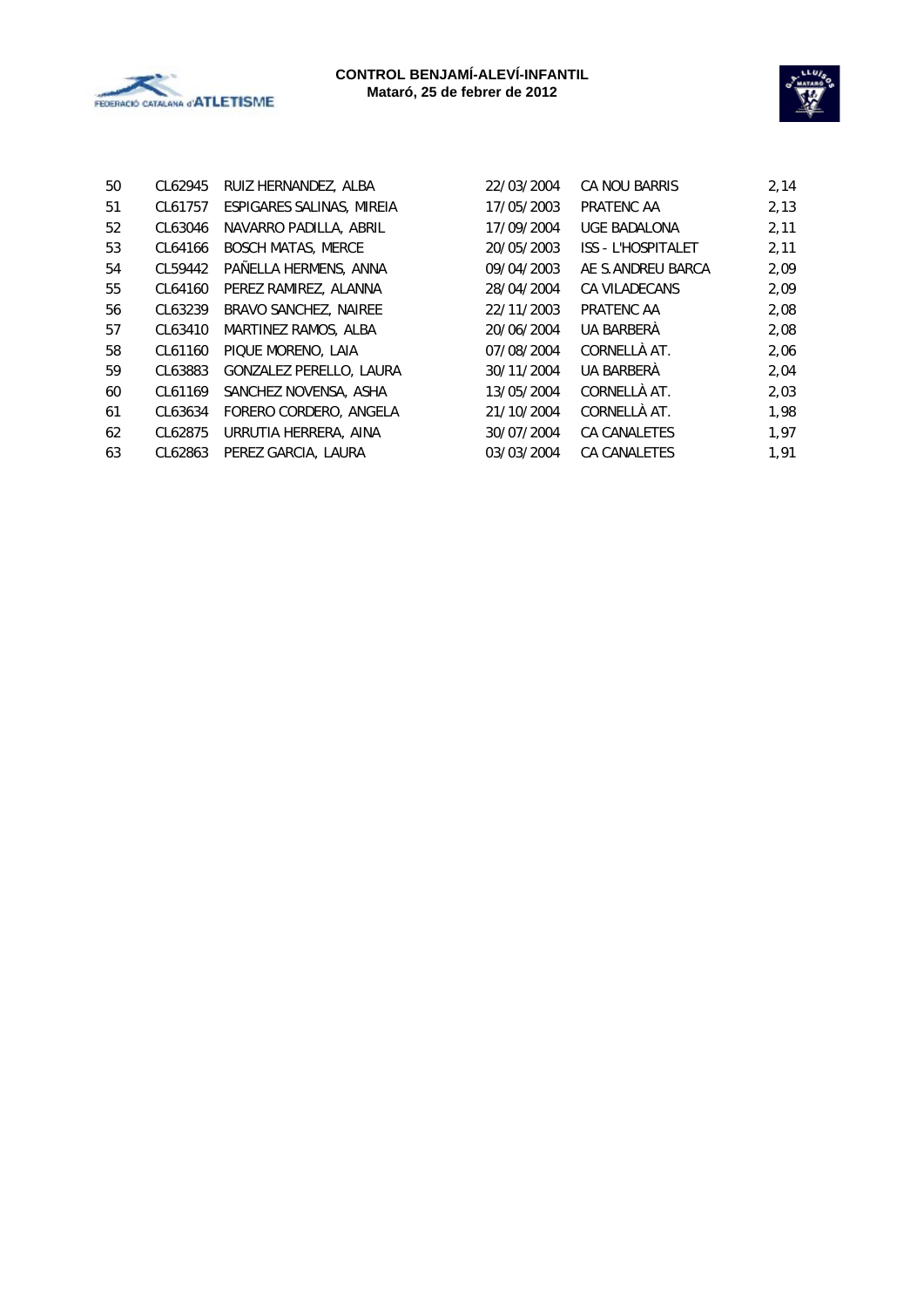| | | | | | |
|---|---|---|---|---|---|
| 50 | CL62945 | RUIZ HERNANDEZ, ALBA | 22/03/2004 | CA NOU BARRIS | 2,14 |
| 51 | CL61757 | ESPIGARES SALINAS, MIREIA | 17/05/2003 | PRATENC AA | 2,13 |
| 52 | CL63046 | NAVARRO PADILLA, ABRIL | 17/09/2004 | UGE BADALONA | 2,11 |
| 53 | CL64166 | BOSCH MATAS, MERCE | 20/05/2003 | ISS - L'HOSPITALET | 2,11 |
| 54 | CL59442 | PAÑELLA HERMENS, ANNA | 09/04/2003 | AE S.ANDREU BARCA | 2,09 |
| 55 | CL64160 | PEREZ RAMIREZ, ALANNA | 28/04/2004 | CA VILADECANS | 2,09 |
| 56 | CL63239 | BRAVO SANCHEZ, NAIREE | 22/11/2003 | PRATENC AA | 2,08 |
| 57 | CL63410 | MARTINEZ RAMOS, ALBA | 20/06/2004 | UA BARBERÀ | 2,08 |
| 58 | CL61160 | PIQUE MORENO, LAIA | 07/08/2004 | CORNELLÀ AT. | 2,06 |
| 59 | CL63883 | GONZALEZ PERELLO, LAURA | 30/11/2004 | UA BARBERÀ | 2,04 |
| 60 | CL61169 | SANCHEZ NOVENSA, ASHA | 13/05/2004 | CORNELLÀ AT. | 2,03 |
| 61 | CL63634 | FORERO CORDERO, ANGELA | 21/10/2004 | CORNELLÀ AT. | 1,98 |
| 62 | CL62875 | URRUTIA HERRERA, AINA | 30/07/2004 | CA CANALETES | 1,97 |
| 63 | CL62863 | PEREZ GARCIA, LAURA | 03/03/2004 | CA CANALETES | 1,91 |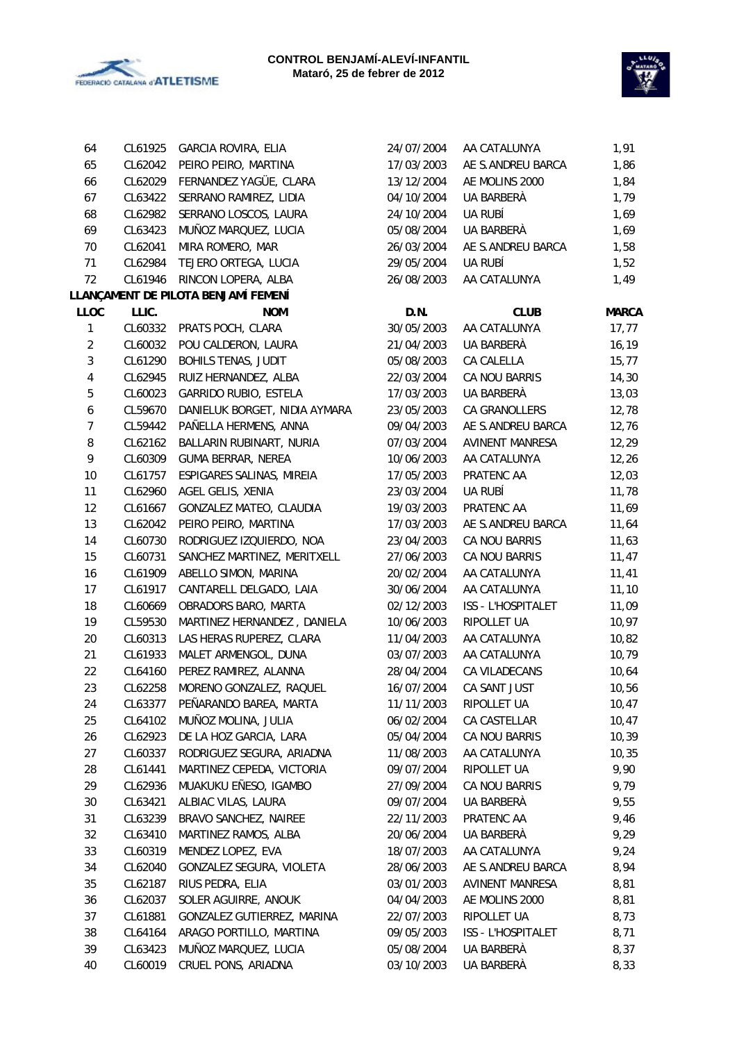| | | | | | |
|---|---|---|---|---|---|
| 64 | CL61925 | GARCIA ROVIRA, ELIA | 24/07/2004 | AA CATALUNYA | 1,91 |
| 65 | CL62042 | PEIRO PEIRO, MARTINA | 17/03/2003 | AE S.ANDREU BARCA | 1,86 |
| 66 | CL62029 | FERNANDEZ YAGÜE, CLARA | 13/12/2004 | AE MOLINS 2000 | 1,84 |
| 67 | CL63422 | SERRANO RAMIREZ, LIDIA | 04/10/2004 | UA BARBERÀ | 1,79 |
| 68 | CL62982 | SERRANO LOSCOS, LAURA | 24/10/2004 | UA RUBÍ | 1,69 |
| 69 | CL63423 | MUÑOZ MARQUEZ, LUCIA | 05/08/2004 | UA BARBERÀ | 1,69 |
| 70 | CL62041 | MIRA ROMERO, MAR | 26/03/2004 | AE S.ANDREU BARCA | 1,58 |
| 71 | CL62984 | TEJERO ORTEGA, LUCIA | 29/05/2004 | UA RUBÍ | 1,52 |
| 72 | CL61946 | RINCON LOPERA, ALBA | 26/08/2003 | AA CATALUNYA | 1,49 |

**LLANÇAMENT DE PILOTA BENJAMÍ FEMENÍ**

| LLOC | LLIC. | NOM | D.N. | CLUB | MARCA |
|---|---|---|---|---|---|
| 1 | CL60332 | PRATS POCH, CLARA | 30/05/2003 | AA CATALUNYA | 17,77 |
| 2 | CL60032 | POU CALDERON, LAURA | 21/04/2003 | UA BARBERÀ | 16,19 |
| 3 | CL61290 | BOHILS TENAS, JUDIT | 05/08/2003 | CA CALELLA | 15,77 |
| 4 | CL62945 | RUIZ HERNANDEZ, ALBA | 22/03/2004 | CA NOU BARRIS | 14,30 |
| 5 | CL60023 | GARRIDO RUBIO, ESTELA | 17/03/2003 | UA BARBERÀ | 13,03 |
| 6 | CL59670 | DANIELUK BORGET, NIDIA AYMARA | 23/05/2003 | CA GRANOLLERS | 12,78 |
| 7 | CL59442 | PAÑELLA HERMENS, ANNA | 09/04/2003 | AE S.ANDREU BARCA | 12,76 |
| 8 | CL62162 | BALLARIN RUBINART, NURIA | 07/03/2004 | AVINENT MANRESA | 12,29 |
| 9 | CL60309 | GUMA BERRAR, NEREA | 10/06/2003 | AA CATALUNYA | 12,26 |
| 10 | CL61757 | ESPIGARES SALINAS, MIREIA | 17/05/2003 | PRATENC AA | 12,03 |
| 11 | CL62960 | AGEL GELIS, XENIA | 23/03/2004 | UA RUBÍ | 11,78 |
| 12 | CL61667 | GONZALEZ MATEO, CLAUDIA | 19/03/2003 | PRATENC AA | 11,69 |
| 13 | CL62042 | PEIRO PEIRO, MARTINA | 17/03/2003 | AE S.ANDREU BARCA | 11,64 |
| 14 | CL60730 | RODRIGUEZ IZQUIERDO, NOA | 23/04/2003 | CA NOU BARRIS | 11,63 |
| 15 | CL60731 | SANCHEZ MARTINEZ, MERITXELL | 27/06/2003 | CA NOU BARRIS | 11,47 |
| 16 | CL61909 | ABELLO SIMON, MARINA | 20/02/2004 | AA CATALUNYA | 11,41 |
| 17 | CL61917 | CANTARELL DELGADO, LAIA | 30/06/2004 | AA CATALUNYA | 11,10 |
| 18 | CL60669 | OBRADORS BARO, MARTA | 02/12/2003 | ISS - L'HOSPITALET | 11,09 |
| 19 | CL59530 | MARTINEZ HERNANDEZ , DANIELA | 10/06/2003 | RIPOLLET UA | 10,97 |
| 20 | CL60313 | LAS HERAS RUPEREZ, CLARA | 11/04/2003 | AA CATALUNYA | 10,82 |
| 21 | CL61933 | MALET ARMENGOL, DUNA | 03/07/2003 | AA CATALUNYA | 10,79 |
| 22 | CL64160 | PEREZ RAMIREZ, ALANNA | 28/04/2004 | CA VILADECANS | 10,64 |
| 23 | CL62258 | MORENO GONZALEZ, RAQUEL | 16/07/2004 | CA SANT JUST | 10,56 |
| 24 | CL63377 | PEÑARANDO BAREA, MARTA | 11/11/2003 | RIPOLLET UA | 10,47 |
| 25 | CL64102 | MUÑOZ MOLINA, JULIA | 06/02/2004 | CA CASTELLAR | 10,47 |
| 26 | CL62923 | DE LA HOZ GARCIA, LARA | 05/04/2004 | CA NOU BARRIS | 10,39 |
| 27 | CL60337 | RODRIGUEZ SEGURA, ARIADNA | 11/08/2003 | AA CATALUNYA | 10,35 |
| 28 | CL61441 | MARTINEZ CEPEDA, VICTORIA | 09/07/2004 | RIPOLLET UA | 9,90 |
| 29 | CL62936 | MUAKUKU EÑESO, IGAMBO | 27/09/2004 | CA NOU BARRIS | 9,79 |
| 30 | CL63421 | ALBIAC VILAS, LAURA | 09/07/2004 | UA BARBERÀ | 9,55 |
| 31 | CL63239 | BRAVO SANCHEZ, NAIREE | 22/11/2003 | PRATENC AA | 9,46 |
| 32 | CL63410 | MARTINEZ RAMOS, ALBA | 20/06/2004 | UA BARBERÀ | 9,29 |
| 33 | CL60319 | MENDEZ LOPEZ, EVA | 18/07/2003 | AA CATALUNYA | 9,24 |
| 34 | CL62040 | GONZALEZ SEGURA, VIOLETA | 28/06/2003 | AE S.ANDREU BARCA | 8,94 |
| 35 | CL62187 | RIUS PEDRA, ELIA | 03/01/2003 | AVINENT MANRESA | 8,81 |
| 36 | CL62037 | SOLER AGUIRRE, ANOUK | 04/04/2003 | AE MOLINS 2000 | 8,81 |
| 37 | CL61881 | GONZALEZ GUTIERREZ, MARINA | 22/07/2003 | RIPOLLET UA | 8,73 |
| 38 | CL64164 | ARAGO PORTILLO, MARTINA | 09/05/2003 | ISS - L'HOSPITALET | 8,71 |
| 39 | CL63423 | MUÑOZ MARQUEZ, LUCIA | 05/08/2004 | UA BARBERÀ | 8,37 |
| 40 | CL60019 | CRUEL PONS, ARIADNA | 03/10/2003 | UA BARBERÀ | 8,33 |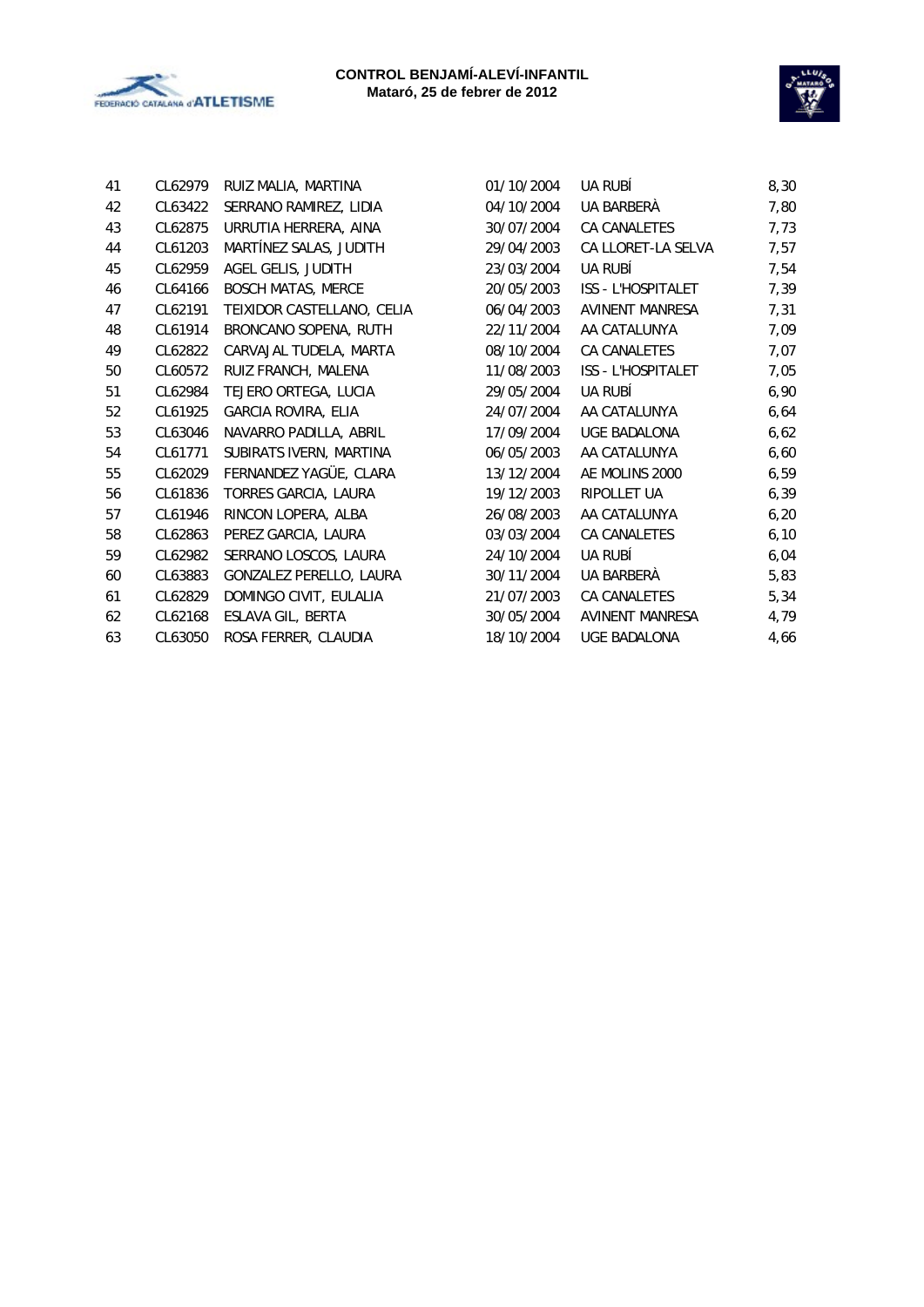| | | | | | |
|---|---|---|---|---|---|
| 41 | CL62979 | RUIZ MALIA, MARTINA | 01/10/2004 | UA RUBÍ | 8,30 |
| 42 | CL63422 | SERRANO RAMIREZ, LIDIA | 04/10/2004 | UA BARBERÀ | 7,80 |
| 43 | CL62875 | URRUTIA HERRERA, AINA | 30/07/2004 | CA CANALETES | 7,73 |
| 44 | CL61203 | MARTÍNEZ SALAS, JUDITH | 29/04/2003 | CA LLORET-LA SELVA | 7,57 |
| 45 | CL62959 | AGEL GELIS, JUDITH | 23/03/2004 | UA RUBÍ | 7,54 |
| 46 | CL64166 | BOSCH MATAS, MERCE | 20/05/2003 | ISS - L'HOSPITALET | 7,39 |
| 47 | CL62191 | TEIXIDOR CASTELLANO, CELIA | 06/04/2003 | AVINENT MANRESA | 7,31 |
| 48 | CL61914 | BRONCANO SOPENA, RUTH | 22/11/2004 | AA CATALUNYA | 7,09 |
| 49 | CL62822 | CARVAJAL TUDELA, MARTA | 08/10/2004 | CA CANALETES | 7,07 |
| 50 | CL60572 | RUIZ FRANCH, MALENA | 11/08/2003 | ISS - L'HOSPITALET | 7,05 |
| 51 | CL62984 | TEJERO ORTEGA, LUCIA | 29/05/2004 | UA RUBÍ | 6,90 |
| 52 | CL61925 | GARCIA ROVIRA, ELIA | 24/07/2004 | AA CATALUNYA | 6,64 |
| 53 | CL63046 | NAVARRO PADILLA, ABRIL | 17/09/2004 | UGE BADALONA | 6,62 |
| 54 | CL61771 | SUBIRATS IVERN, MARTINA | 06/05/2003 | AA CATALUNYA | 6,60 |
| 55 | CL62029 | FERNANDEZ YAGÜE, CLARA | 13/12/2004 | AE MOLINS 2000 | 6,59 |
| 56 | CL61836 | TORRES GARCIA, LAURA | 19/12/2003 | RIPOLLET UA | 6,39 |
| 57 | CL61946 | RINCON LOPERA, ALBA | 26/08/2003 | AA CATALUNYA | 6,20 |
| 58 | CL62863 | PEREZ GARCIA, LAURA | 03/03/2004 | CA CANALETES | 6,10 |
| 59 | CL62982 | SERRANO LOSCOS, LAURA | 24/10/2004 | UA RUBÍ | 6,04 |
| 60 | CL63883 | GONZALEZ PERELLO, LAURA | 30/11/2004 | UA BARBERÀ | 5,83 |
| 61 | CL62829 | DOMINGO CIVIT, EULALIA | 21/07/2003 | CA CANALETES | 5,34 |
| 62 | CL62168 | ESLAVA GIL, BERTA | 30/05/2004 | AVINENT MANRESA | 4,79 |
| 63 | CL63050 | ROSA FERRER, CLAUDIA | 18/10/2004 | UGE BADALONA | 4,66 |